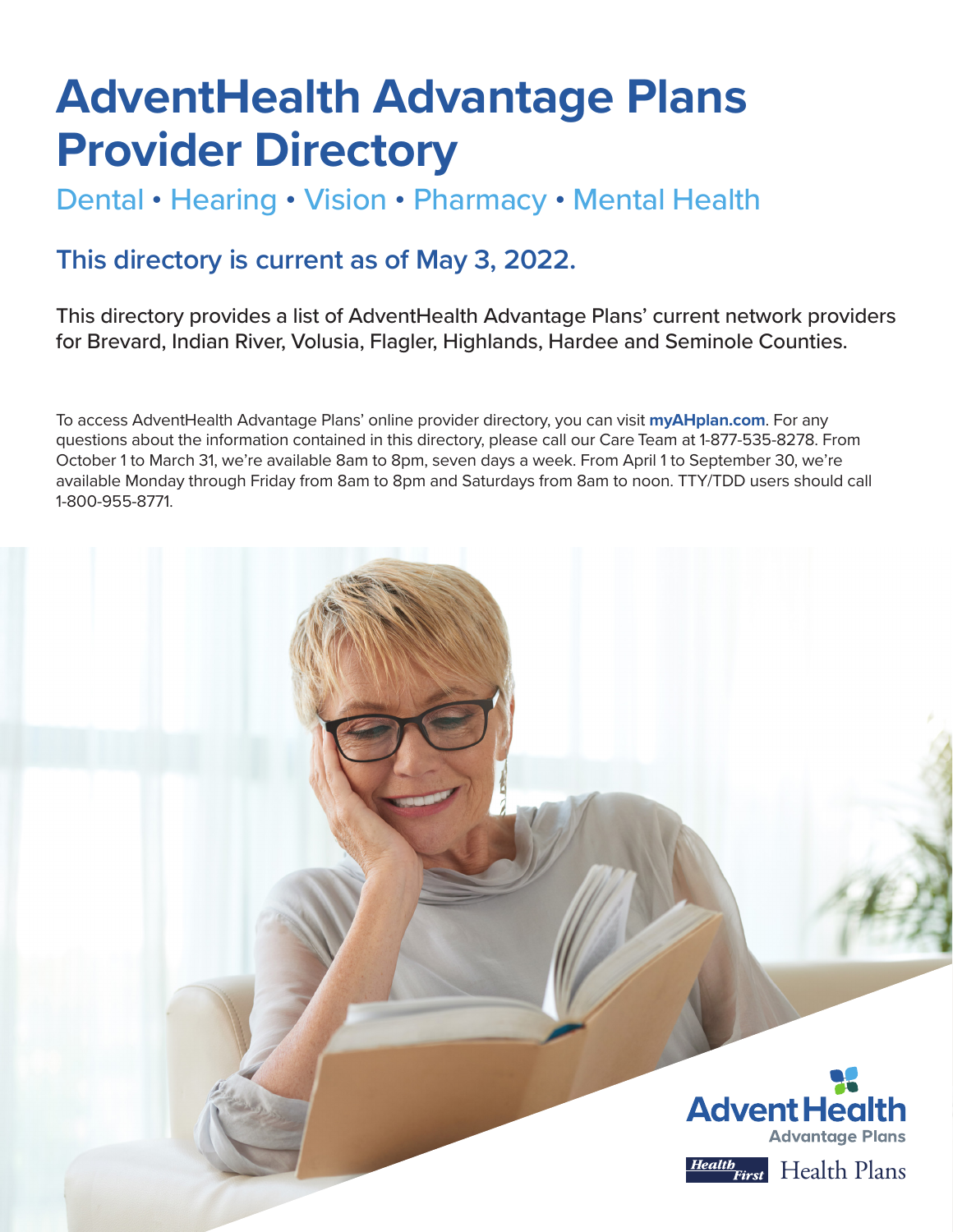# AdventHealth Advantage Plans Provider Directory

## Dental • Hearing • Vision • Pharmacy • Mental Health

### This directory is current as of May 3, 2022.

This directory provides a list of AdventHealth Advantage Plans' current network providers for Brevard, Indian River, Volusia, Flagler, Highlands, Hardee and Seminole Counties.

To access AdventHealth Advantage Plans' online provider directory, you can visit **myAHplan.com**. For any questions about the information contained in this directory, please call our Care Team at 1-877-535-8278. From October 1 to March 31, we're available 8am to 8pm, seven days a week. From April 1 to September 30, we're available Monday through Friday from 8am to 8pm and Saturdays from 8am to noon. TTY/TDD users should call 1-800-955-8771.

AdventHealth
Advantage Plans

Health First Health Plans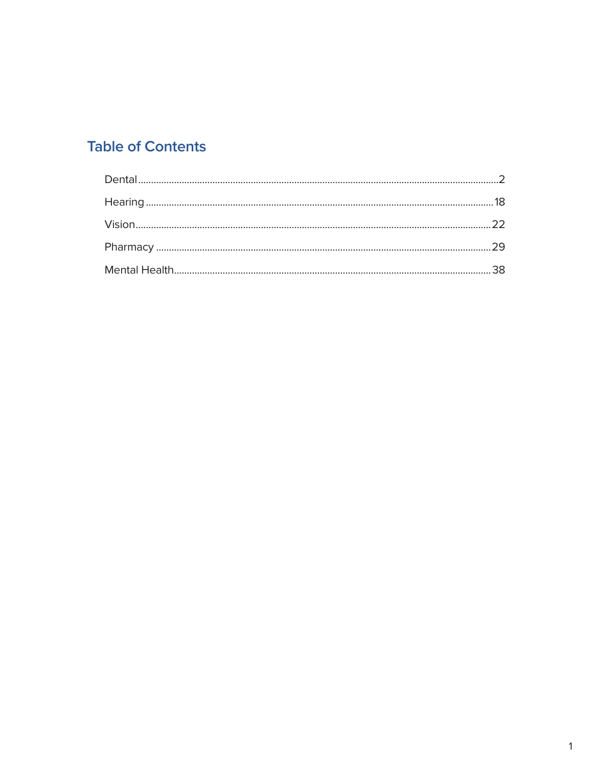## Table of Contents

Dental .......... 2

Hearing .......... 18

Vision .......... 22

Pharmacy .......... 29

Mental Health .......... 38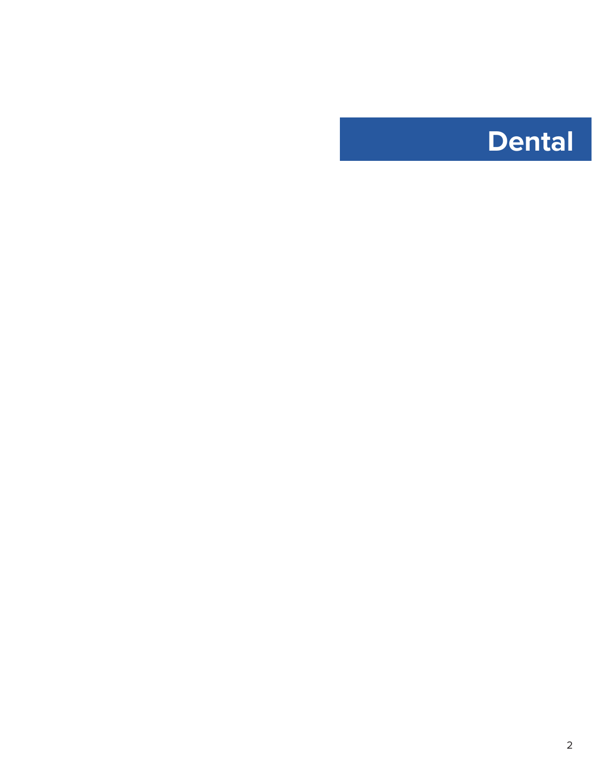# Dental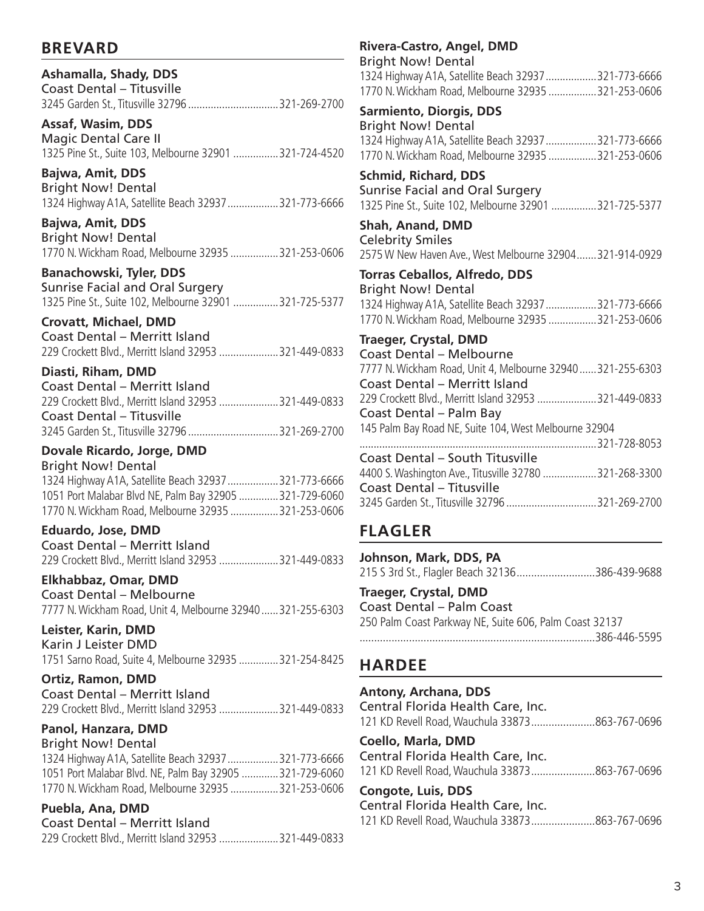## BREVARD

**Ashamalla, Shady, DDS**
Coast Dental – Titusville
3245 Garden St., Titusville 32796 ................................ 321-269-2700

**Assaf, Wasim, DDS**
Magic Dental Care II
1325 Pine St., Suite 103, Melbourne 32901 ................ 321-724-4520

**Bajwa, Amit, DDS**
Bright Now! Dental
1324 Highway A1A, Satellite Beach 32937 .................. 321-773-6666

**Bajwa, Amit, DDS**
Bright Now! Dental
1770 N. Wickham Road, Melbourne 32935 ................. 321-253-0606

**Banachowski, Tyler, DDS**
Sunrise Facial and Oral Surgery
1325 Pine St., Suite 102, Melbourne 32901 ................ 321-725-5377

**Crovatt, Michael, DMD**
Coast Dental – Merritt Island
229 Crockett Blvd., Merritt Island 32953 ..................... 321-449-0833

**Diasti, Riham, DMD**
Coast Dental – Merritt Island
229 Crockett Blvd., Merritt Island 32953 ..................... 321-449-0833
Coast Dental – Titusville
3245 Garden St., Titusville 32796 ................................ 321-269-2700

**Dovale Ricardo, Jorge, DMD**
Bright Now! Dental
1324 Highway A1A, Satellite Beach 32937 .................. 321-773-6666
1051 Port Malabar Blvd NE, Palm Bay 32905 .............. 321-729-6060
1770 N. Wickham Road, Melbourne 32935 ................. 321-253-0606

**Eduardo, Jose, DMD**
Coast Dental – Merritt Island
229 Crockett Blvd., Merritt Island 32953 ..................... 321-449-0833

**Elkhabbaz, Omar, DMD**
Coast Dental – Melbourne
7777 N. Wickham Road, Unit 4, Melbourne 32940 ...... 321-255-6303

**Leister, Karin, DMD**
Karin J Leister DMD
1751 Sarno Road, Suite 4, Melbourne 32935 .............. 321-254-8425

**Ortiz, Ramon, DMD**
Coast Dental – Merritt Island
229 Crockett Blvd., Merritt Island 32953 ..................... 321-449-0833

**Panol, Hanzara, DMD**
Bright Now! Dental
1324 Highway A1A, Satellite Beach 32937 .................. 321-773-6666
1051 Port Malabar Blvd. NE, Palm Bay 32905 ............. 321-729-6060
1770 N. Wickham Road, Melbourne 32935 ................. 321-253-0606

**Puebla, Ana, DMD**
Coast Dental – Merritt Island
229 Crockett Blvd., Merritt Island 32953 ..................... 321-449-0833

**Rivera-Castro, Angel, DMD**
Bright Now! Dental
1324 Highway A1A, Satellite Beach 32937 .................. 321-773-6666
1770 N. Wickham Road, Melbourne 32935 ................. 321-253-0606

**Sarmiento, Diorgis, DDS**
Bright Now! Dental
1324 Highway A1A, Satellite Beach 32937 .................. 321-773-6666
1770 N. Wickham Road, Melbourne 32935 ................. 321-253-0606

**Schmid, Richard, DDS**
Sunrise Facial and Oral Surgery
1325 Pine St., Suite 102, Melbourne 32901 ................ 321-725-5377

**Shah, Anand, DMD**
Celebrity Smiles
2575 W New Haven Ave., West Melbourne 32904 ....... 321-914-0929

**Torras Ceballos, Alfredo, DDS**
Bright Now! Dental
1324 Highway A1A, Satellite Beach 32937 .................. 321-773-6666
1770 N. Wickham Road, Melbourne 32935 ................. 321-253-0606

**Traeger, Crystal, DMD**
Coast Dental – Melbourne
7777 N. Wickham Road, Unit 4, Melbourne 32940 ...... 321-255-6303
Coast Dental – Merritt Island
229 Crockett Blvd., Merritt Island 32953 ..................... 321-449-0833
Coast Dental – Palm Bay
145 Palm Bay Road NE, Suite 104, West Melbourne 32904
.................................................................................... 321-728-8053
Coast Dental – South Titusville
4400 S. Washington Ave., Titusville 32780 ................... 321-268-3300
Coast Dental – Titusville
3245 Garden St., Titusville 32796 ................................ 321-269-2700

## FLAGLER

**Johnson, Mark, DDS, PA**
215 S 3rd St., Flagler Beach 32136 ........................... 386-439-9688

**Traeger, Crystal, DMD**
Coast Dental – Palm Coast
250 Palm Coast Parkway NE, Suite 606, Palm Coast 32137
.................................................................................... 386-446-5595

## HARDEE

**Antony, Archana, DDS**
Central Florida Health Care, Inc.
121 KD Revell Road, Wauchula 33873 ...................... 863-767-0696

**Coello, Marla, DMD**
Central Florida Health Care, Inc.
121 KD Revell Road, Wauchula 33873 ...................... 863-767-0696

**Congote, Luis, DDS**
Central Florida Health Care, Inc.
121 KD Revell Road, Wauchula 33873 ...................... 863-767-0696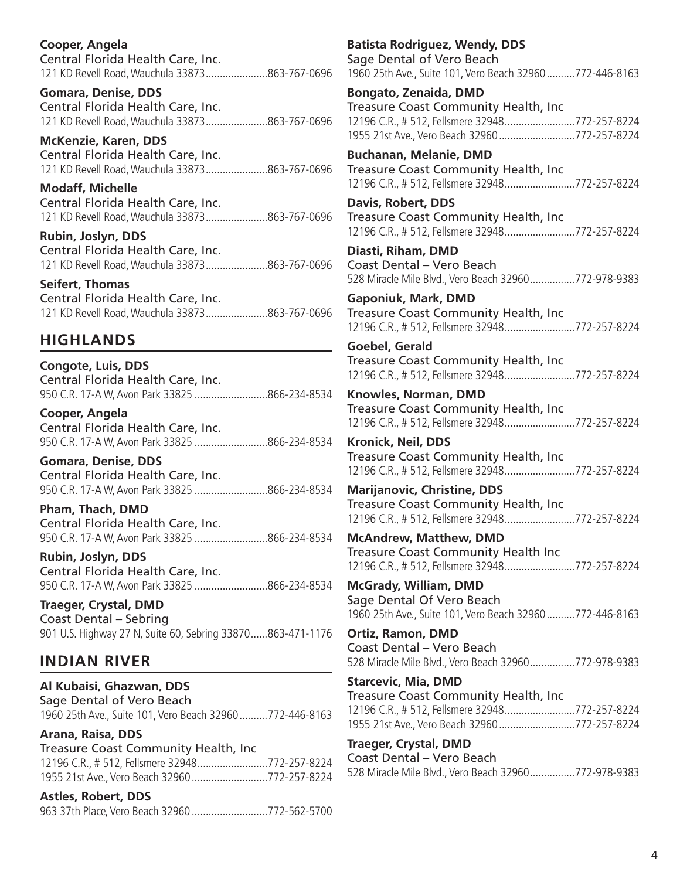**Cooper, Angela**
Central Florida Health Care, Inc.
121 KD Revell Road, Wauchula 33873......................863-767-0696

**Gomara, Denise, DDS**
Central Florida Health Care, Inc.
121 KD Revell Road, Wauchula 33873......................863-767-0696

**McKenzie, Karen, DDS**
Central Florida Health Care, Inc.
121 KD Revell Road, Wauchula 33873......................863-767-0696

**Modaff, Michelle**
Central Florida Health Care, Inc.
121 KD Revell Road, Wauchula 33873......................863-767-0696

**Rubin, Joslyn, DDS**
Central Florida Health Care, Inc.
121 KD Revell Road, Wauchula 33873......................863-767-0696

**Seifert, Thomas**
Central Florida Health Care, Inc.
121 KD Revell Road, Wauchula 33873......................863-767-0696

## HIGHLANDS

**Congote, Luis, DDS**
Central Florida Health Care, Inc.
950 C.R. 17-A W, Avon Park 33825 ..........................866-234-8534

**Cooper, Angela**
Central Florida Health Care, Inc.
950 C.R. 17-A W, Avon Park 33825 ..........................866-234-8534

**Gomara, Denise, DDS**
Central Florida Health Care, Inc.
950 C.R. 17-A W, Avon Park 33825 ..........................866-234-8534

**Pham, Thach, DMD**
Central Florida Health Care, Inc.
950 C.R. 17-A W, Avon Park 33825 ..........................866-234-8534

**Rubin, Joslyn, DDS**
Central Florida Health Care, Inc.
950 C.R. 17-A W, Avon Park 33825 ..........................866-234-8534

**Traeger, Crystal, DMD**
Coast Dental – Sebring
901 U.S. Highway 27 N, Suite 60, Sebring 33870......863-471-1176

## INDIAN RIVER

**Al Kubaisi, Ghazwan, DDS**
Sage Dental of Vero Beach
1960 25th Ave., Suite 101, Vero Beach 32960..........772-446-8163

**Arana, Raisa, DDS**
Treasure Coast Community Health, Inc
12196 C.R., # 512, Fellsmere 32948.........................772-257-8224
1955 21st Ave., Vero Beach 32960...........................772-257-8224

**Astles, Robert, DDS**
963 37th Place, Vero Beach 32960...........................772-562-5700

**Batista Rodriguez, Wendy, DDS**
Sage Dental of Vero Beach
1960 25th Ave., Suite 101, Vero Beach 32960..........772-446-8163

**Bongato, Zenaida, DMD**
Treasure Coast Community Health, Inc
12196 C.R., # 512, Fellsmere 32948.........................772-257-8224
1955 21st Ave., Vero Beach 32960...........................772-257-8224

**Buchanan, Melanie, DMD**
Treasure Coast Community Health, Inc
12196 C.R., # 512, Fellsmere 32948.........................772-257-8224

**Davis, Robert, DDS**
Treasure Coast Community Health, Inc
12196 C.R., # 512, Fellsmere 32948.........................772-257-8224

**Diasti, Riham, DMD**
Coast Dental – Vero Beach
528 Miracle Mile Blvd., Vero Beach 32960................772-978-9383

**Gaponiuk, Mark, DMD**
Treasure Coast Community Health, Inc
12196 C.R., # 512, Fellsmere 32948.........................772-257-8224

**Goebel, Gerald**
Treasure Coast Community Health, Inc
12196 C.R., # 512, Fellsmere 32948.........................772-257-8224

**Knowles, Norman, DMD**
Treasure Coast Community Health, Inc
12196 C.R., # 512, Fellsmere 32948.........................772-257-8224

**Kronick, Neil, DDS**
Treasure Coast Community Health, Inc
12196 C.R., # 512, Fellsmere 32948.........................772-257-8224

**Marijanovic, Christine, DDS**
Treasure Coast Community Health, Inc
12196 C.R., # 512, Fellsmere 32948.........................772-257-8224

**McAndrew, Matthew, DMD**
Treasure Coast Community Health Inc
12196 C.R., # 512, Fellsmere 32948.........................772-257-8224

**McGrady, William, DMD**
Sage Dental Of Vero Beach
1960 25th Ave., Suite 101, Vero Beach 32960..........772-446-8163

**Ortiz, Ramon, DMD**
Coast Dental – Vero Beach
528 Miracle Mile Blvd., Vero Beach 32960................772-978-9383

**Starcevic, Mia, DMD**
Treasure Coast Community Health, Inc
12196 C.R., # 512, Fellsmere 32948.........................772-257-8224
1955 21st Ave., Vero Beach 32960...........................772-257-8224

**Traeger, Crystal, DMD**
Coast Dental – Vero Beach
528 Miracle Mile Blvd., Vero Beach 32960................772-978-9383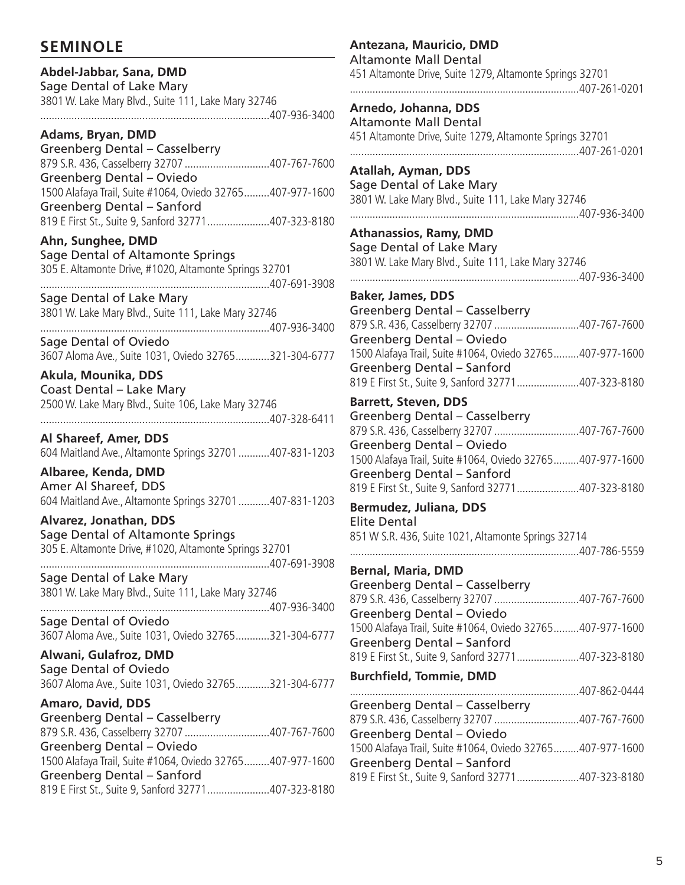## SEMINOLE

**Abdel-Jabbar, Sana, DMD**
Sage Dental of Lake Mary
3801 W. Lake Mary Blvd., Suite 111, Lake Mary 32746
................................................................................407-936-3400

**Adams, Bryan, DMD**
Greenberg Dental – Casselberry
879 S.R. 436, Casselberry 32707 ..............................407-767-7600
Greenberg Dental – Oviedo
1500 Alafaya Trail, Suite #1064, Oviedo 32765.........407-977-1600
Greenberg Dental – Sanford
819 E First St., Suite 9, Sanford 32771......................407-323-8180

**Ahn, Sunghee, DMD**
Sage Dental of Altamonte Springs
305 E. Altamonte Drive, #1020, Altamonte Springs 32701
................................................................................407-691-3908
Sage Dental of Lake Mary
3801 W. Lake Mary Blvd., Suite 111, Lake Mary 32746
................................................................................407-936-3400
Sage Dental of Oviedo
3607 Aloma Ave., Suite 1031, Oviedo 32765............321-304-6777

**Akula, Mounika, DDS**
Coast Dental – Lake Mary
2500 W. Lake Mary Blvd., Suite 106, Lake Mary 32746
................................................................................407-328-6411

**Al Shareef, Amer, DDS**
604 Maitland Ave., Altamonte Springs 32701 ...........407-831-1203

**Albaree, Kenda, DMD**
Amer Al Shareef, DDS
604 Maitland Ave., Altamonte Springs 32701 ...........407-831-1203

**Alvarez, Jonathan, DDS**
Sage Dental of Altamonte Springs
305 E. Altamonte Drive, #1020, Altamonte Springs 32701
................................................................................407-691-3908
Sage Dental of Lake Mary
3801 W. Lake Mary Blvd., Suite 111, Lake Mary 32746
................................................................................407-936-3400
Sage Dental of Oviedo
3607 Aloma Ave., Suite 1031, Oviedo 32765............321-304-6777

**Alwani, Gulafroz, DMD**
Sage Dental of Oviedo
3607 Aloma Ave., Suite 1031, Oviedo 32765............321-304-6777

**Amaro, David, DDS**
Greenberg Dental – Casselberry
879 S.R. 436, Casselberry 32707 ..............................407-767-7600
Greenberg Dental – Oviedo
1500 Alafaya Trail, Suite #1064, Oviedo 32765.........407-977-1600
Greenberg Dental – Sanford
819 E First St., Suite 9, Sanford 32771......................407-323-8180

**Antezana, Mauricio, DMD**
Altamonte Mall Dental
451 Altamonte Drive, Suite 1279, Altamonte Springs 32701
................................................................................407-261-0201

**Arnedo, Johanna, DDS**
Altamonte Mall Dental
451 Altamonte Drive, Suite 1279, Altamonte Springs 32701
................................................................................407-261-0201

**Atallah, Ayman, DDS**
Sage Dental of Lake Mary
3801 W. Lake Mary Blvd., Suite 111, Lake Mary 32746
................................................................................407-936-3400

**Athanassios, Ramy, DMD**
Sage Dental of Lake Mary
3801 W. Lake Mary Blvd., Suite 111, Lake Mary 32746
................................................................................407-936-3400

**Baker, James, DDS**
Greenberg Dental – Casselberry
879 S.R. 436, Casselberry 32707 ..............................407-767-7600
Greenberg Dental – Oviedo
1500 Alafaya Trail, Suite #1064, Oviedo 32765.........407-977-1600
Greenberg Dental – Sanford
819 E First St., Suite 9, Sanford 32771......................407-323-8180

**Barrett, Steven, DDS**
Greenberg Dental – Casselberry
879 S.R. 436, Casselberry 32707 ..............................407-767-7600
Greenberg Dental – Oviedo
1500 Alafaya Trail, Suite #1064, Oviedo 32765.........407-977-1600
Greenberg Dental – Sanford
819 E First St., Suite 9, Sanford 32771......................407-323-8180

**Bermudez, Juliana, DDS**
Elite Dental
851 W S.R. 436, Suite 1021, Altamonte Springs 32714
................................................................................407-786-5559

**Bernal, Maria, DMD**
Greenberg Dental – Casselberry
879 S.R. 436, Casselberry 32707 ..............................407-767-7600
Greenberg Dental – Oviedo
1500 Alafaya Trail, Suite #1064, Oviedo 32765.........407-977-1600
Greenberg Dental – Sanford
819 E First St., Suite 9, Sanford 32771......................407-323-8180

**Burchfield, Tommie, DMD**
................................................................................407-862-0444
Greenberg Dental – Casselberry
879 S.R. 436, Casselberry 32707 ..............................407-767-7600
Greenberg Dental – Oviedo
1500 Alafaya Trail, Suite #1064, Oviedo 32765.........407-977-1600
Greenberg Dental – Sanford
819 E First St., Suite 9, Sanford 32771......................407-323-8180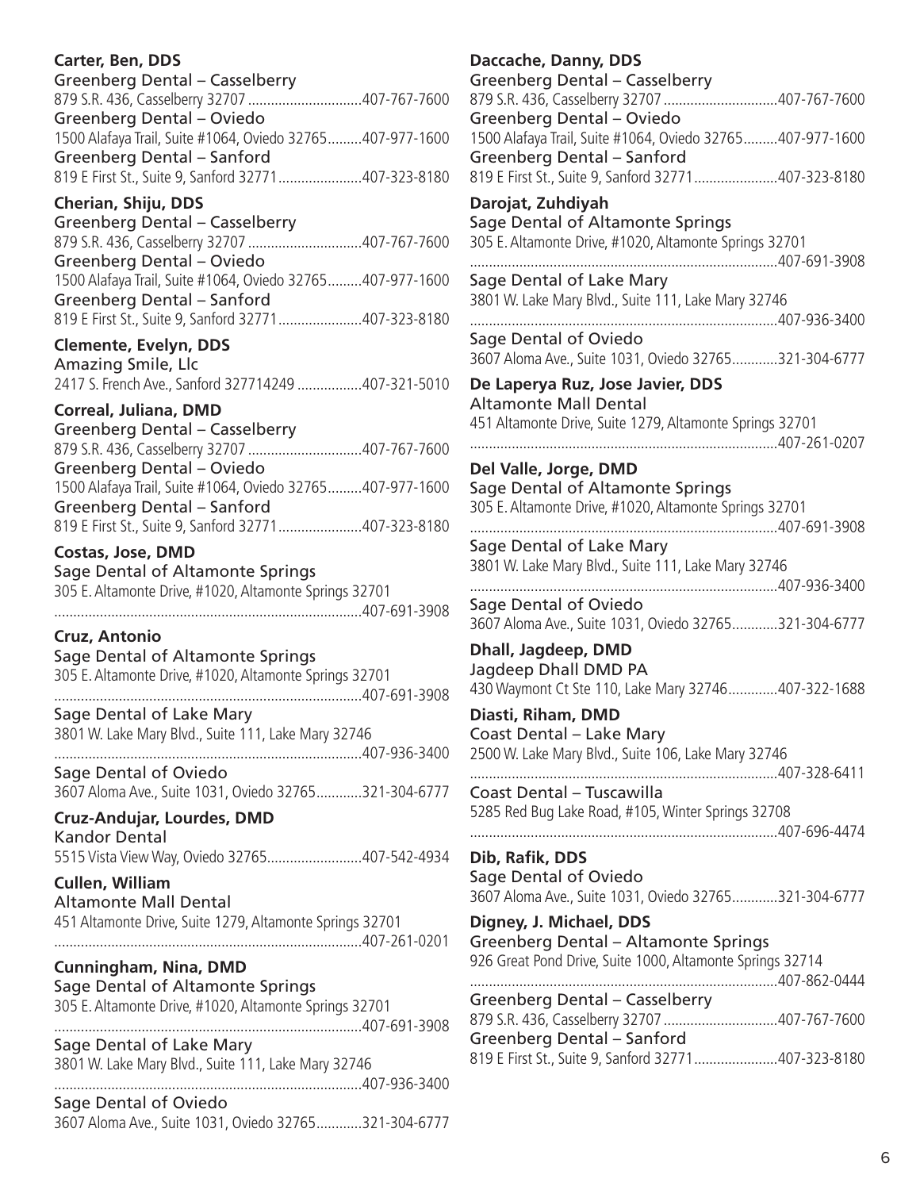**Carter, Ben, DDS**
Greenberg Dental – Casselberry
879 S.R. 436, Casselberry 32707 ..............................407-767-7600
Greenberg Dental – Oviedo
1500 Alafaya Trail, Suite #1064, Oviedo 32765.........407-977-1600
Greenberg Dental – Sanford
819 E First St., Suite 9, Sanford 32771......................407-323-8180

**Cherian, Shiju, DDS**
Greenberg Dental – Casselberry
879 S.R. 436, Casselberry 32707 ..............................407-767-7600
Greenberg Dental – Oviedo
1500 Alafaya Trail, Suite #1064, Oviedo 32765.........407-977-1600
Greenberg Dental – Sanford
819 E First St., Suite 9, Sanford 32771......................407-323-8180

**Clemente, Evelyn, DDS**
Amazing Smile, Llc
2417 S. French Ave., Sanford 327714249 .................407-321-5010

**Correal, Juliana, DMD**
Greenberg Dental – Casselberry
879 S.R. 436, Casselberry 32707 ..............................407-767-7600
Greenberg Dental – Oviedo
1500 Alafaya Trail, Suite #1064, Oviedo 32765.........407-977-1600
Greenberg Dental – Sanford
819 E First St., Suite 9, Sanford 32771......................407-323-8180

**Costas, Jose, DMD**
Sage Dental of Altamonte Springs
305 E. Altamonte Drive, #1020, Altamonte Springs 32701
................................................................................407-691-3908

**Cruz, Antonio**
Sage Dental of Altamonte Springs
305 E. Altamonte Drive, #1020, Altamonte Springs 32701
................................................................................407-691-3908
Sage Dental of Lake Mary
3801 W. Lake Mary Blvd., Suite 111, Lake Mary 32746
................................................................................407-936-3400
Sage Dental of Oviedo
3607 Aloma Ave., Suite 1031, Oviedo 32765............321-304-6777

**Cruz-Andujar, Lourdes, DMD**
Kandor Dental
5515 Vista View Way, Oviedo 32765.........................407-542-4934

**Cullen, William**
Altamonte Mall Dental
451 Altamonte Drive, Suite 1279, Altamonte Springs 32701
................................................................................407-261-0201

**Cunningham, Nina, DMD**
Sage Dental of Altamonte Springs
305 E. Altamonte Drive, #1020, Altamonte Springs 32701
................................................................................407-691-3908
Sage Dental of Lake Mary
3801 W. Lake Mary Blvd., Suite 111, Lake Mary 32746
................................................................................407-936-3400
Sage Dental of Oviedo
3607 Aloma Ave., Suite 1031, Oviedo 32765............321-304-6777

**Daccache, Danny, DDS**
Greenberg Dental – Casselberry
879 S.R. 436, Casselberry 32707 ..............................407-767-7600
Greenberg Dental – Oviedo
1500 Alafaya Trail, Suite #1064, Oviedo 32765.........407-977-1600
Greenberg Dental – Sanford
819 E First St., Suite 9, Sanford 32771......................407-323-8180

**Darojat, Zuhdiyah**
Sage Dental of Altamonte Springs
305 E. Altamonte Drive, #1020, Altamonte Springs 32701
................................................................................407-691-3908
Sage Dental of Lake Mary
3801 W. Lake Mary Blvd., Suite 111, Lake Mary 32746
................................................................................407-936-3400
Sage Dental of Oviedo
3607 Aloma Ave., Suite 1031, Oviedo 32765............321-304-6777

**De Laperya Ruz, Jose Javier, DDS**
Altamonte Mall Dental
451 Altamonte Drive, Suite 1279, Altamonte Springs 32701
................................................................................407-261-0207

**Del Valle, Jorge, DMD**
Sage Dental of Altamonte Springs
305 E. Altamonte Drive, #1020, Altamonte Springs 32701
................................................................................407-691-3908
Sage Dental of Lake Mary
3801 W. Lake Mary Blvd., Suite 111, Lake Mary 32746
................................................................................407-936-3400
Sage Dental of Oviedo
3607 Aloma Ave., Suite 1031, Oviedo 32765............321-304-6777

**Dhall, Jagdeep, DMD**
Jagdeep Dhall DMD PA
430 Waymont Ct Ste 110, Lake Mary 32746.............407-322-1688

**Diasti, Riham, DMD**
Coast Dental – Lake Mary
2500 W. Lake Mary Blvd., Suite 106, Lake Mary 32746
................................................................................407-328-6411
Coast Dental – Tuscawilla
5285 Red Bug Lake Road, #105, Winter Springs 32708
................................................................................407-696-4474

**Dib, Rafik, DDS**
Sage Dental of Oviedo
3607 Aloma Ave., Suite 1031, Oviedo 32765............321-304-6777

**Digney, J. Michael, DDS**
Greenberg Dental – Altamonte Springs
926 Great Pond Drive, Suite 1000, Altamonte Springs 32714
................................................................................407-862-0444
Greenberg Dental – Casselberry
879 S.R. 436, Casselberry 32707 ..............................407-767-7600
Greenberg Dental – Sanford
819 E First St., Suite 9, Sanford 32771......................407-323-8180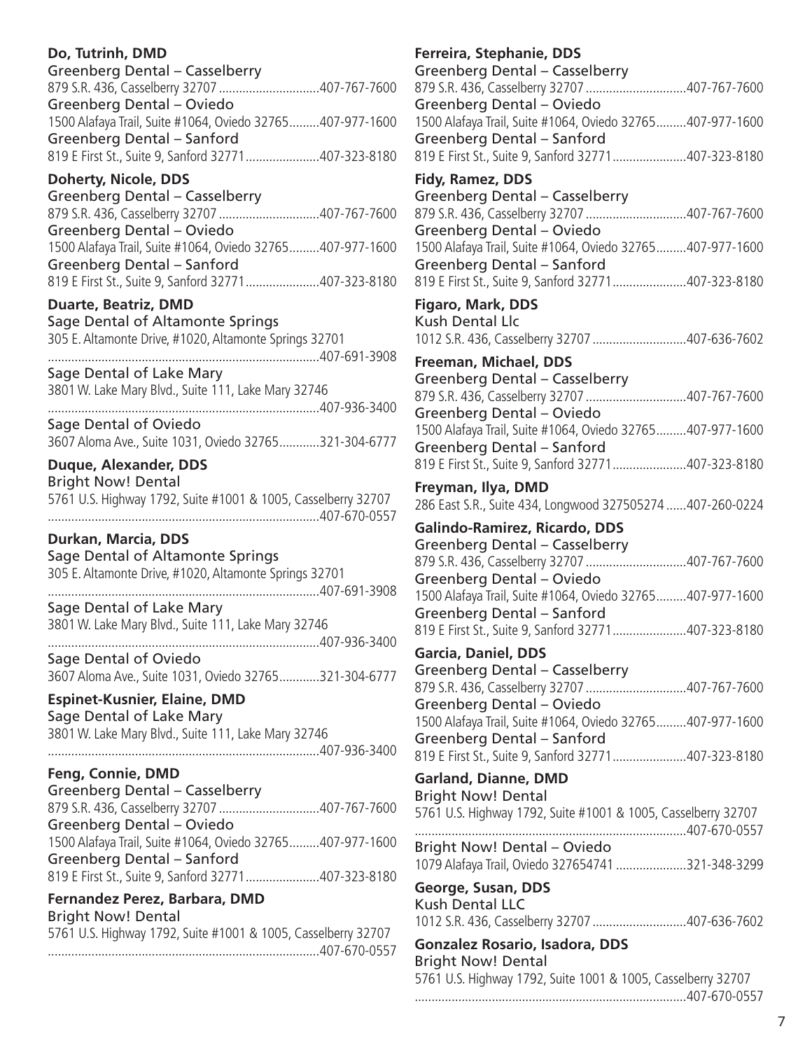**Do, Tutrinh, DMD**
Greenberg Dental – Casselberry
879 S.R. 436, Casselberry 32707 ..............................407-767-7600
Greenberg Dental – Oviedo
1500 Alafaya Trail, Suite #1064, Oviedo 32765.........407-977-1600
Greenberg Dental – Sanford
819 E First St., Suite 9, Sanford 32771......................407-323-8180

**Doherty, Nicole, DDS**
Greenberg Dental – Casselberry
879 S.R. 436, Casselberry 32707 ..............................407-767-7600
Greenberg Dental – Oviedo
1500 Alafaya Trail, Suite #1064, Oviedo 32765.........407-977-1600
Greenberg Dental – Sanford
819 E First St., Suite 9, Sanford 32771......................407-323-8180

**Duarte, Beatriz, DMD**
Sage Dental of Altamonte Springs
305 E. Altamonte Drive, #1020, Altamonte Springs 32701
...............................................................................407-691-3908
Sage Dental of Lake Mary
3801 W. Lake Mary Blvd., Suite 111, Lake Mary 32746
...............................................................................407-936-3400
Sage Dental of Oviedo
3607 Aloma Ave., Suite 1031, Oviedo 32765............321-304-6777

**Duque, Alexander, DDS**
Bright Now! Dental
5761 U.S. Highway 1792, Suite #1001 & 1005, Casselberry 32707
...............................................................................407-670-0557

**Durkan, Marcia, DDS**
Sage Dental of Altamonte Springs
305 E. Altamonte Drive, #1020, Altamonte Springs 32701
...............................................................................407-691-3908
Sage Dental of Lake Mary
3801 W. Lake Mary Blvd., Suite 111, Lake Mary 32746
...............................................................................407-936-3400
Sage Dental of Oviedo
3607 Aloma Ave., Suite 1031, Oviedo 32765............321-304-6777

**Espinet-Kusnier, Elaine, DMD**
Sage Dental of Lake Mary
3801 W. Lake Mary Blvd., Suite 111, Lake Mary 32746
...............................................................................407-936-3400

**Feng, Connie, DMD**
Greenberg Dental – Casselberry
879 S.R. 436, Casselberry 32707 ..............................407-767-7600
Greenberg Dental – Oviedo
1500 Alafaya Trail, Suite #1064, Oviedo 32765.........407-977-1600
Greenberg Dental – Sanford
819 E First St., Suite 9, Sanford 32771......................407-323-8180

**Fernandez Perez, Barbara, DMD**
Bright Now! Dental
5761 U.S. Highway 1792, Suite #1001 & 1005, Casselberry 32707
...............................................................................407-670-0557

**Ferreira, Stephanie, DDS**
Greenberg Dental – Casselberry
879 S.R. 436, Casselberry 32707 ..............................407-767-7600
Greenberg Dental – Oviedo
1500 Alafaya Trail, Suite #1064, Oviedo 32765.........407-977-1600
Greenberg Dental – Sanford
819 E First St., Suite 9, Sanford 32771......................407-323-8180

**Fidy, Ramez, DDS**
Greenberg Dental – Casselberry
879 S.R. 436, Casselberry 32707 ..............................407-767-7600
Greenberg Dental – Oviedo
1500 Alafaya Trail, Suite #1064, Oviedo 32765.........407-977-1600
Greenberg Dental – Sanford
819 E First St., Suite 9, Sanford 32771......................407-323-8180

**Figaro, Mark, DDS**
Kush Dental Llc
1012 S.R. 436, Casselberry 32707 ............................407-636-7602

**Freeman, Michael, DDS**
Greenberg Dental – Casselberry
879 S.R. 436, Casselberry 32707 ..............................407-767-7600
Greenberg Dental – Oviedo
1500 Alafaya Trail, Suite #1064, Oviedo 32765.........407-977-1600
Greenberg Dental – Sanford
819 E First St., Suite 9, Sanford 32771......................407-323-8180

**Freyman, Ilya, DMD**
286 East S.R., Suite 434, Longwood 327505274 ......407-260-0224

**Galindo-Ramirez, Ricardo, DDS**
Greenberg Dental – Casselberry
879 S.R. 436, Casselberry 32707 ..............................407-767-7600
Greenberg Dental – Oviedo
1500 Alafaya Trail, Suite #1064, Oviedo 32765.........407-977-1600
Greenberg Dental – Sanford
819 E First St., Suite 9, Sanford 32771......................407-323-8180

**Garcia, Daniel, DDS**
Greenberg Dental – Casselberry
879 S.R. 436, Casselberry 32707 ..............................407-767-7600
Greenberg Dental – Oviedo
1500 Alafaya Trail, Suite #1064, Oviedo 32765.........407-977-1600
Greenberg Dental – Sanford
819 E First St., Suite 9, Sanford 32771......................407-323-8180

**Garland, Dianne, DMD**
Bright Now! Dental
5761 U.S. Highway 1792, Suite #1001 & 1005, Casselberry 32707
...............................................................................407-670-0557
Bright Now! Dental – Oviedo
1079 Alafaya Trail, Oviedo 327654741 .....................321-348-3299

**George, Susan, DDS**
Kush Dental LLC
1012 S.R. 436, Casselberry 32707 ............................407-636-7602

**Gonzalez Rosario, Isadora, DDS**
Bright Now! Dental
5761 U.S. Highway 1792, Suite 1001 & 1005, Casselberry 32707
...............................................................................407-670-0557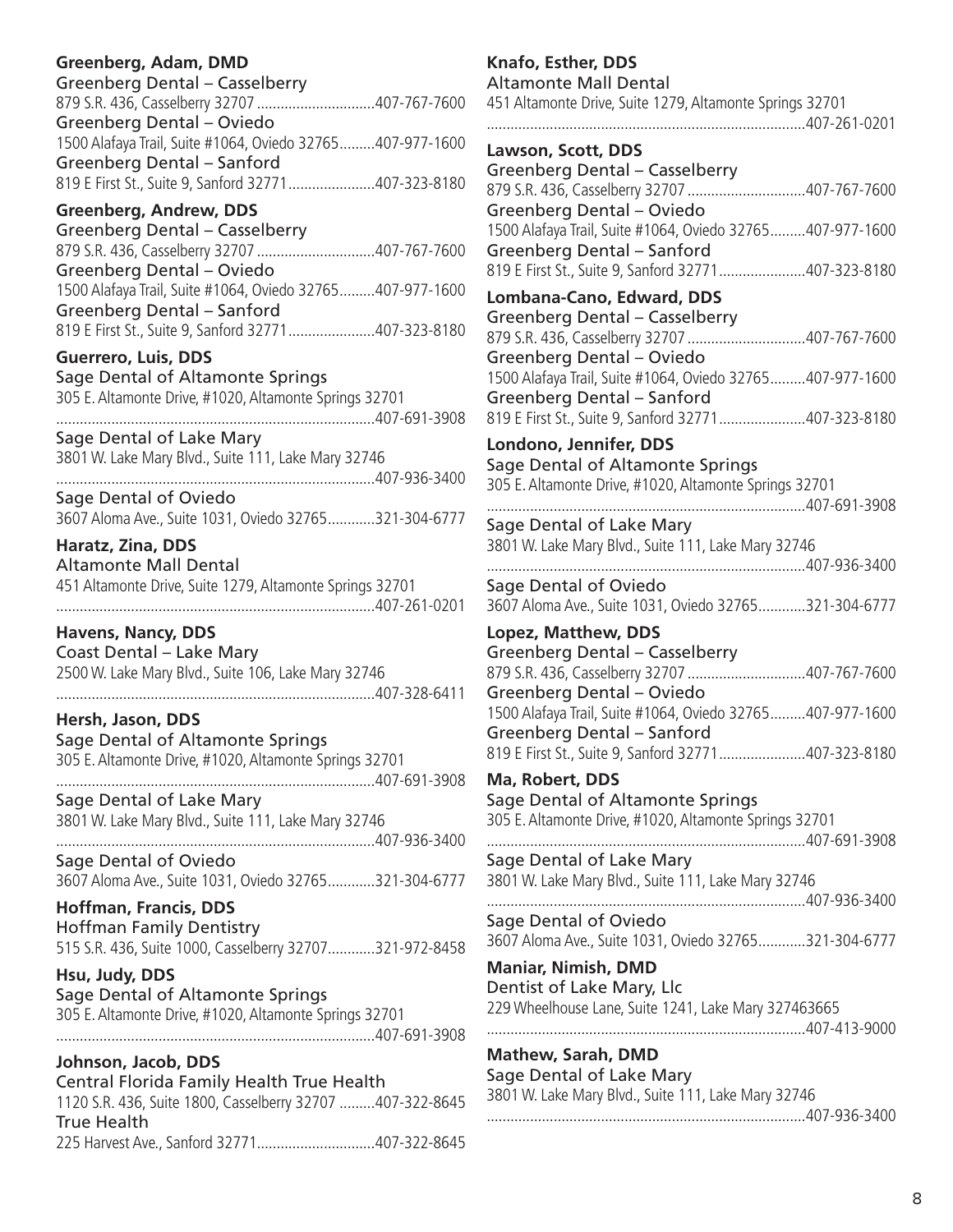**Greenberg, Adam, DMD**
Greenberg Dental – Casselberry
879 S.R. 436, Casselberry 32707 ..............................407-767-7600
Greenberg Dental – Oviedo
1500 Alafaya Trail, Suite #1064, Oviedo 32765.........407-977-1600
Greenberg Dental – Sanford
819 E First St., Suite 9, Sanford 32771......................407-323-8180

**Greenberg, Andrew, DDS**
Greenberg Dental – Casselberry
879 S.R. 436, Casselberry 32707 ..............................407-767-7600
Greenberg Dental – Oviedo
1500 Alafaya Trail, Suite #1064, Oviedo 32765.........407-977-1600
Greenberg Dental – Sanford
819 E First St., Suite 9, Sanford 32771......................407-323-8180

**Guerrero, Luis, DDS**
Sage Dental of Altamonte Springs
305 E. Altamonte Drive, #1020, Altamonte Springs 32701
................................................................................407-691-3908
Sage Dental of Lake Mary
3801 W. Lake Mary Blvd., Suite 111, Lake Mary 32746
................................................................................407-936-3400
Sage Dental of Oviedo
3607 Aloma Ave., Suite 1031, Oviedo 32765............321-304-6777

**Haratz, Zina, DDS**
Altamonte Mall Dental
451 Altamonte Drive, Suite 1279, Altamonte Springs 32701
................................................................................407-261-0201

**Havens, Nancy, DDS**
Coast Dental – Lake Mary
2500 W. Lake Mary Blvd., Suite 106, Lake Mary 32746
................................................................................407-328-6411

**Hersh, Jason, DDS**
Sage Dental of Altamonte Springs
305 E. Altamonte Drive, #1020, Altamonte Springs 32701
................................................................................407-691-3908
Sage Dental of Lake Mary
3801 W. Lake Mary Blvd., Suite 111, Lake Mary 32746
................................................................................407-936-3400
Sage Dental of Oviedo
3607 Aloma Ave., Suite 1031, Oviedo 32765............321-304-6777

**Hoffman, Francis, DDS**
Hoffman Family Dentistry
515 S.R. 436, Suite 1000, Casselberry 32707............321-972-8458

**Hsu, Judy, DDS**
Sage Dental of Altamonte Springs
305 E. Altamonte Drive, #1020, Altamonte Springs 32701
................................................................................407-691-3908

**Johnson, Jacob, DDS**
Central Florida Family Health True Health
1120 S.R. 436, Suite 1800, Casselberry 32707 .........407-322-8645
True Health
225 Harvest Ave., Sanford 32771..............................407-322-8645

**Knafo, Esther, DDS**
Altamonte Mall Dental
451 Altamonte Drive, Suite 1279, Altamonte Springs 32701
................................................................................407-261-0201

**Lawson, Scott, DDS**
Greenberg Dental – Casselberry
879 S.R. 436, Casselberry 32707 ..............................407-767-7600
Greenberg Dental – Oviedo
1500 Alafaya Trail, Suite #1064, Oviedo 32765.........407-977-1600
Greenberg Dental – Sanford
819 E First St., Suite 9, Sanford 32771......................407-323-8180

**Lombana-Cano, Edward, DDS**
Greenberg Dental – Casselberry
879 S.R. 436, Casselberry 32707 ..............................407-767-7600
Greenberg Dental – Oviedo
1500 Alafaya Trail, Suite #1064, Oviedo 32765.........407-977-1600
Greenberg Dental – Sanford
819 E First St., Suite 9, Sanford 32771......................407-323-8180

**Londono, Jennifer, DDS**
Sage Dental of Altamonte Springs
305 E. Altamonte Drive, #1020, Altamonte Springs 32701
................................................................................407-691-3908
Sage Dental of Lake Mary
3801 W. Lake Mary Blvd., Suite 111, Lake Mary 32746
................................................................................407-936-3400
Sage Dental of Oviedo
3607 Aloma Ave., Suite 1031, Oviedo 32765............321-304-6777

**Lopez, Matthew, DDS**
Greenberg Dental – Casselberry
879 S.R. 436, Casselberry 32707 ..............................407-767-7600
Greenberg Dental – Oviedo
1500 Alafaya Trail, Suite #1064, Oviedo 32765.........407-977-1600
Greenberg Dental – Sanford
819 E First St., Suite 9, Sanford 32771......................407-323-8180

**Ma, Robert, DDS**
Sage Dental of Altamonte Springs
305 E. Altamonte Drive, #1020, Altamonte Springs 32701
................................................................................407-691-3908
Sage Dental of Lake Mary
3801 W. Lake Mary Blvd., Suite 111, Lake Mary 32746
................................................................................407-936-3400
Sage Dental of Oviedo
3607 Aloma Ave., Suite 1031, Oviedo 32765............321-304-6777

**Maniar, Nimish, DMD**
Dentist of Lake Mary, Llc
229 Wheelhouse Lane, Suite 1241, Lake Mary 327463665
................................................................................407-413-9000

**Mathew, Sarah, DMD**
Sage Dental of Lake Mary
3801 W. Lake Mary Blvd., Suite 111, Lake Mary 32746
................................................................................407-936-3400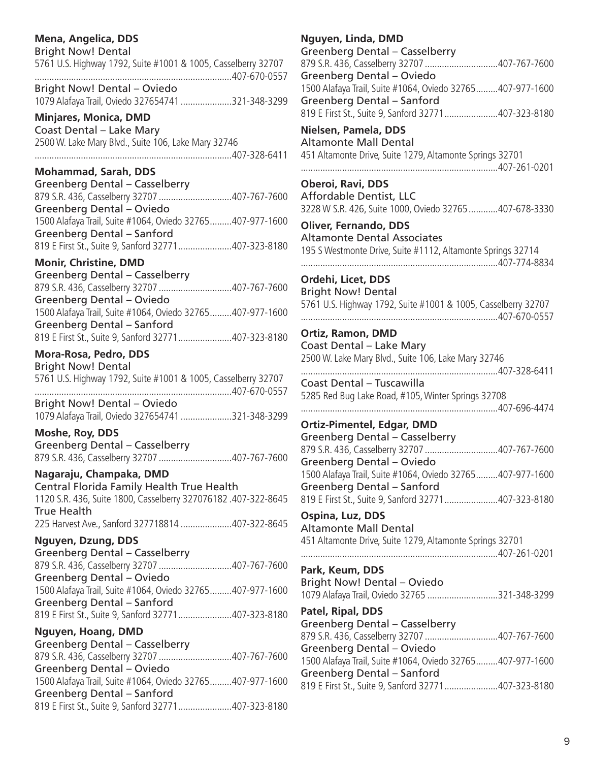**Mena, Angelica, DDS**
Bright Now! Dental
5761 U.S. Highway 1792, Suite #1001 & 1005, Casselberry 32707
................................................................................407-670-0557
Bright Now! Dental – Oviedo
1079 Alafaya Trail, Oviedo 327654741 .....................321-348-3299

**Minjares, Monica, DMD**
Coast Dental – Lake Mary
2500 W. Lake Mary Blvd., Suite 106, Lake Mary 32746
................................................................................407-328-6411

**Mohammad, Sarah, DDS**
Greenberg Dental – Casselberry
879 S.R. 436, Casselberry 32707 ..............................407-767-7600
Greenberg Dental – Oviedo
1500 Alafaya Trail, Suite #1064, Oviedo 32765.........407-977-1600
Greenberg Dental – Sanford
819 E First St., Suite 9, Sanford 32771......................407-323-8180

**Monir, Christine, DMD**
Greenberg Dental – Casselberry
879 S.R. 436, Casselberry 32707 ..............................407-767-7600
Greenberg Dental – Oviedo
1500 Alafaya Trail, Suite #1064, Oviedo 32765.........407-977-1600
Greenberg Dental – Sanford
819 E First St., Suite 9, Sanford 32771......................407-323-8180

**Mora-Rosa, Pedro, DDS**
Bright Now! Dental
5761 U.S. Highway 1792, Suite #1001 & 1005, Casselberry 32707
................................................................................407-670-0557
Bright Now! Dental – Oviedo
1079 Alafaya Trail, Oviedo 327654741 .....................321-348-3299

**Moshe, Roy, DDS**
Greenberg Dental – Casselberry
879 S.R. 436, Casselberry 32707 ..............................407-767-7600

**Nagaraju, Champaka, DMD**
Central Florida Family Health True Health
1120 S.R. 436, Suite 1800, Casselberry 327076182 .407-322-8645
True Health
225 Harvest Ave., Sanford 327718814 .....................407-322-8645

**Nguyen, Dzung, DDS**
Greenberg Dental – Casselberry
879 S.R. 436, Casselberry 32707 ..............................407-767-7600
Greenberg Dental – Oviedo
1500 Alafaya Trail, Suite #1064, Oviedo 32765.........407-977-1600
Greenberg Dental – Sanford
819 E First St., Suite 9, Sanford 32771......................407-323-8180

**Nguyen, Hoang, DMD**
Greenberg Dental – Casselberry
879 S.R. 436, Casselberry 32707 ..............................407-767-7600
Greenberg Dental – Oviedo
1500 Alafaya Trail, Suite #1064, Oviedo 32765.........407-977-1600
Greenberg Dental – Sanford
819 E First St., Suite 9, Sanford 32771......................407-323-8180

**Nguyen, Linda, DMD**
Greenberg Dental – Casselberry
879 S.R. 436, Casselberry 32707 ..............................407-767-7600
Greenberg Dental – Oviedo
1500 Alafaya Trail, Suite #1064, Oviedo 32765.........407-977-1600
Greenberg Dental – Sanford
819 E First St., Suite 9, Sanford 32771......................407-323-8180

**Nielsen, Pamela, DDS**
Altamonte Mall Dental
451 Altamonte Drive, Suite 1279, Altamonte Springs 32701
................................................................................407-261-0201

**Oberoi, Ravi, DDS**
Affordable Dentist, LLC
3228 W S.R. 426, Suite 1000, Oviedo 32765............407-678-3330

**Oliver, Fernando, DDS**
Altamonte Dental Associates
195 S Westmonte Drive, Suite #1112, Altamonte Springs 32714
................................................................................407-774-8834

**Ordehi, Licet, DDS**
Bright Now! Dental
5761 U.S. Highway 1792, Suite #1001 & 1005, Casselberry 32707
................................................................................407-670-0557

**Ortiz, Ramon, DMD**
Coast Dental – Lake Mary
2500 W. Lake Mary Blvd., Suite 106, Lake Mary 32746
................................................................................407-328-6411
Coast Dental – Tuscawilla
5285 Red Bug Lake Road, #105, Winter Springs 32708
................................................................................407-696-4474

**Ortiz-Pimentel, Edgar, DMD**
Greenberg Dental – Casselberry
879 S.R. 436, Casselberry 32707 ..............................407-767-7600
Greenberg Dental – Oviedo
1500 Alafaya Trail, Suite #1064, Oviedo 32765.........407-977-1600
Greenberg Dental – Sanford
819 E First St., Suite 9, Sanford 32771......................407-323-8180

**Ospina, Luz, DDS**
Altamonte Mall Dental
451 Altamonte Drive, Suite 1279, Altamonte Springs 32701
................................................................................407-261-0201

**Park, Keum, DDS**
Bright Now! Dental – Oviedo
1079 Alafaya Trail, Oviedo 32765 .............................321-348-3299

**Patel, Ripal, DDS**
Greenberg Dental – Casselberry
879 S.R. 436, Casselberry 32707 ..............................407-767-7600
Greenberg Dental – Oviedo
1500 Alafaya Trail, Suite #1064, Oviedo 32765.........407-977-1600
Greenberg Dental – Sanford
819 E First St., Suite 9, Sanford 32771......................407-323-8180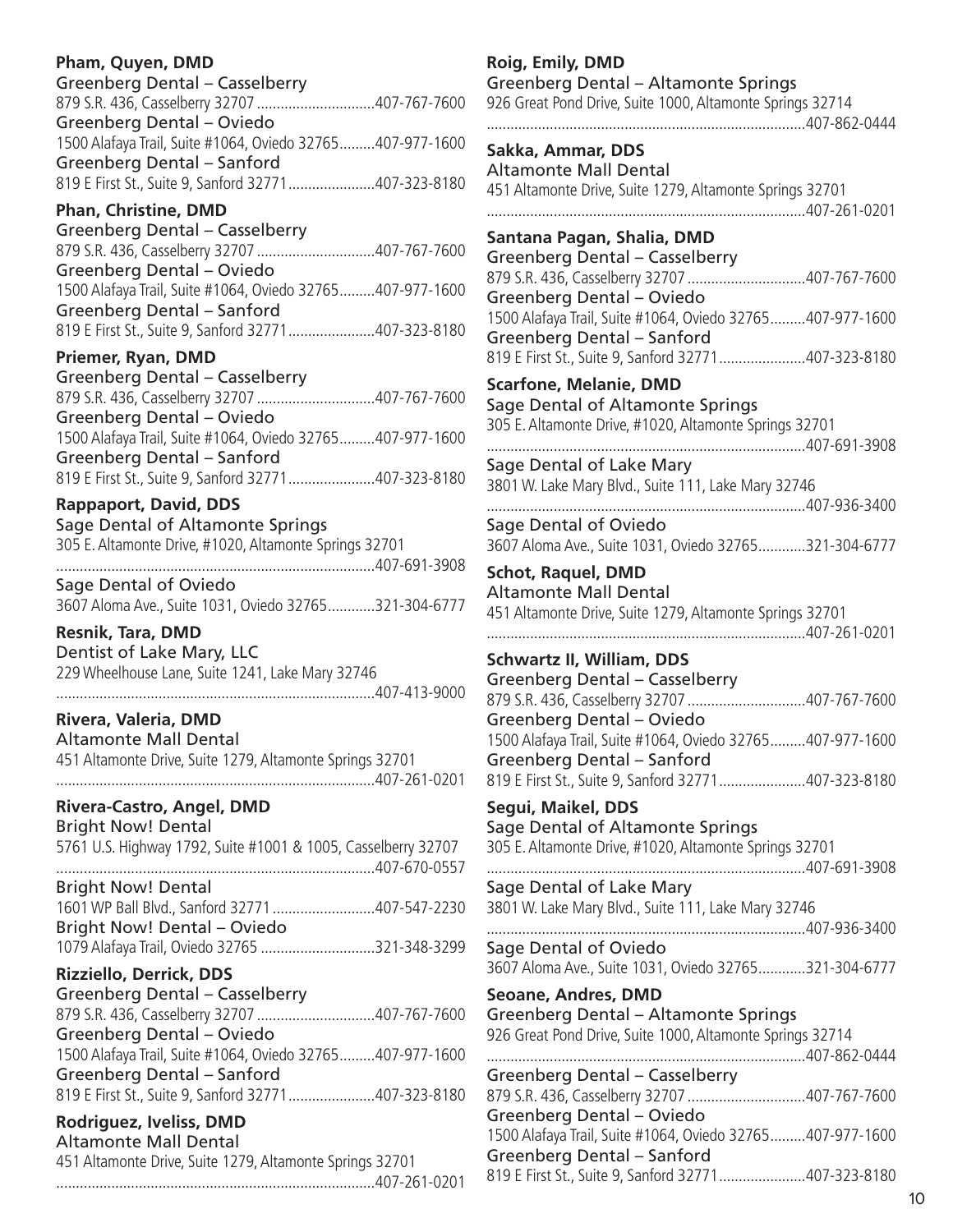**Pham, Quyen, DMD**
Greenberg Dental – Casselberry
879 S.R. 436, Casselberry 32707 ..............................407-767-7600
Greenberg Dental – Oviedo
1500 Alafaya Trail, Suite #1064, Oviedo 32765.........407-977-1600
Greenberg Dental – Sanford
819 E First St., Suite 9, Sanford 32771......................407-323-8180

**Phan, Christine, DMD**
Greenberg Dental – Casselberry
879 S.R. 436, Casselberry 32707 ..............................407-767-7600
Greenberg Dental – Oviedo
1500 Alafaya Trail, Suite #1064, Oviedo 32765.........407-977-1600
Greenberg Dental – Sanford
819 E First St., Suite 9, Sanford 32771......................407-323-8180

**Priemer, Ryan, DMD**
Greenberg Dental – Casselberry
879 S.R. 436, Casselberry 32707 ..............................407-767-7600
Greenberg Dental – Oviedo
1500 Alafaya Trail, Suite #1064, Oviedo 32765.........407-977-1600
Greenberg Dental – Sanford
819 E First St., Suite 9, Sanford 32771......................407-323-8180

**Rappaport, David, DDS**
Sage Dental of Altamonte Springs
305 E. Altamonte Drive, #1020, Altamonte Springs 32701
.................................................................................407-691-3908
Sage Dental of Oviedo
3607 Aloma Ave., Suite 1031, Oviedo 32765............321-304-6777

**Resnik, Tara, DMD**
Dentist of Lake Mary, LLC
229 Wheelhouse Lane, Suite 1241, Lake Mary 32746
.................................................................................407-413-9000

**Rivera, Valeria, DMD**
Altamonte Mall Dental
451 Altamonte Drive, Suite 1279, Altamonte Springs 32701
.................................................................................407-261-0201

**Rivera-Castro, Angel, DMD**
Bright Now! Dental
5761 U.S. Highway 1792, Suite #1001 & 1005, Casselberry 32707
.................................................................................407-670-0557
Bright Now! Dental
1601 WP Ball Blvd., Sanford 32771..........................407-547-2230
Bright Now! Dental – Oviedo
1079 Alafaya Trail, Oviedo 32765 .............................321-348-3299

**Rizziello, Derrick, DDS**
Greenberg Dental – Casselberry
879 S.R. 436, Casselberry 32707 ..............................407-767-7600
Greenberg Dental – Oviedo
1500 Alafaya Trail, Suite #1064, Oviedo 32765.........407-977-1600
Greenberg Dental – Sanford
819 E First St., Suite 9, Sanford 32771......................407-323-8180

**Rodriguez, Iveliss, DMD**
Altamonte Mall Dental
451 Altamonte Drive, Suite 1279, Altamonte Springs 32701
.................................................................................407-261-0201

**Roig, Emily, DMD**
Greenberg Dental – Altamonte Springs
926 Great Pond Drive, Suite 1000, Altamonte Springs 32714
.................................................................................407-862-0444

**Sakka, Ammar, DDS**
Altamonte Mall Dental
451 Altamonte Drive, Suite 1279, Altamonte Springs 32701
.................................................................................407-261-0201

**Santana Pagan, Shalia, DMD**
Greenberg Dental – Casselberry
879 S.R. 436, Casselberry 32707 ..............................407-767-7600
Greenberg Dental – Oviedo
1500 Alafaya Trail, Suite #1064, Oviedo 32765.........407-977-1600
Greenberg Dental – Sanford
819 E First St., Suite 9, Sanford 32771......................407-323-8180

**Scarfone, Melanie, DMD**
Sage Dental of Altamonte Springs
305 E. Altamonte Drive, #1020, Altamonte Springs 32701
.................................................................................407-691-3908
Sage Dental of Lake Mary
3801 W. Lake Mary Blvd., Suite 111, Lake Mary 32746
.................................................................................407-936-3400
Sage Dental of Oviedo
3607 Aloma Ave., Suite 1031, Oviedo 32765............321-304-6777

**Schot, Raquel, DMD**
Altamonte Mall Dental
451 Altamonte Drive, Suite 1279, Altamonte Springs 32701
.................................................................................407-261-0201

**Schwartz II, William, DDS**
Greenberg Dental – Casselberry
879 S.R. 436, Casselberry 32707 ..............................407-767-7600
Greenberg Dental – Oviedo
1500 Alafaya Trail, Suite #1064, Oviedo 32765.........407-977-1600
Greenberg Dental – Sanford
819 E First St., Suite 9, Sanford 32771......................407-323-8180

**Segui, Maikel, DDS**
Sage Dental of Altamonte Springs
305 E. Altamonte Drive, #1020, Altamonte Springs 32701
.................................................................................407-691-3908
Sage Dental of Lake Mary
3801 W. Lake Mary Blvd., Suite 111, Lake Mary 32746
.................................................................................407-936-3400
Sage Dental of Oviedo
3607 Aloma Ave., Suite 1031, Oviedo 32765............321-304-6777

**Seoane, Andres, DMD**
Greenberg Dental – Altamonte Springs
926 Great Pond Drive, Suite 1000, Altamonte Springs 32714
.................................................................................407-862-0444
Greenberg Dental – Casselberry
879 S.R. 436, Casselberry 32707 ..............................407-767-7600
Greenberg Dental – Oviedo
1500 Alafaya Trail, Suite #1064, Oviedo 32765.........407-977-1600
Greenberg Dental – Sanford
819 E First St., Suite 9, Sanford 32771......................407-323-8180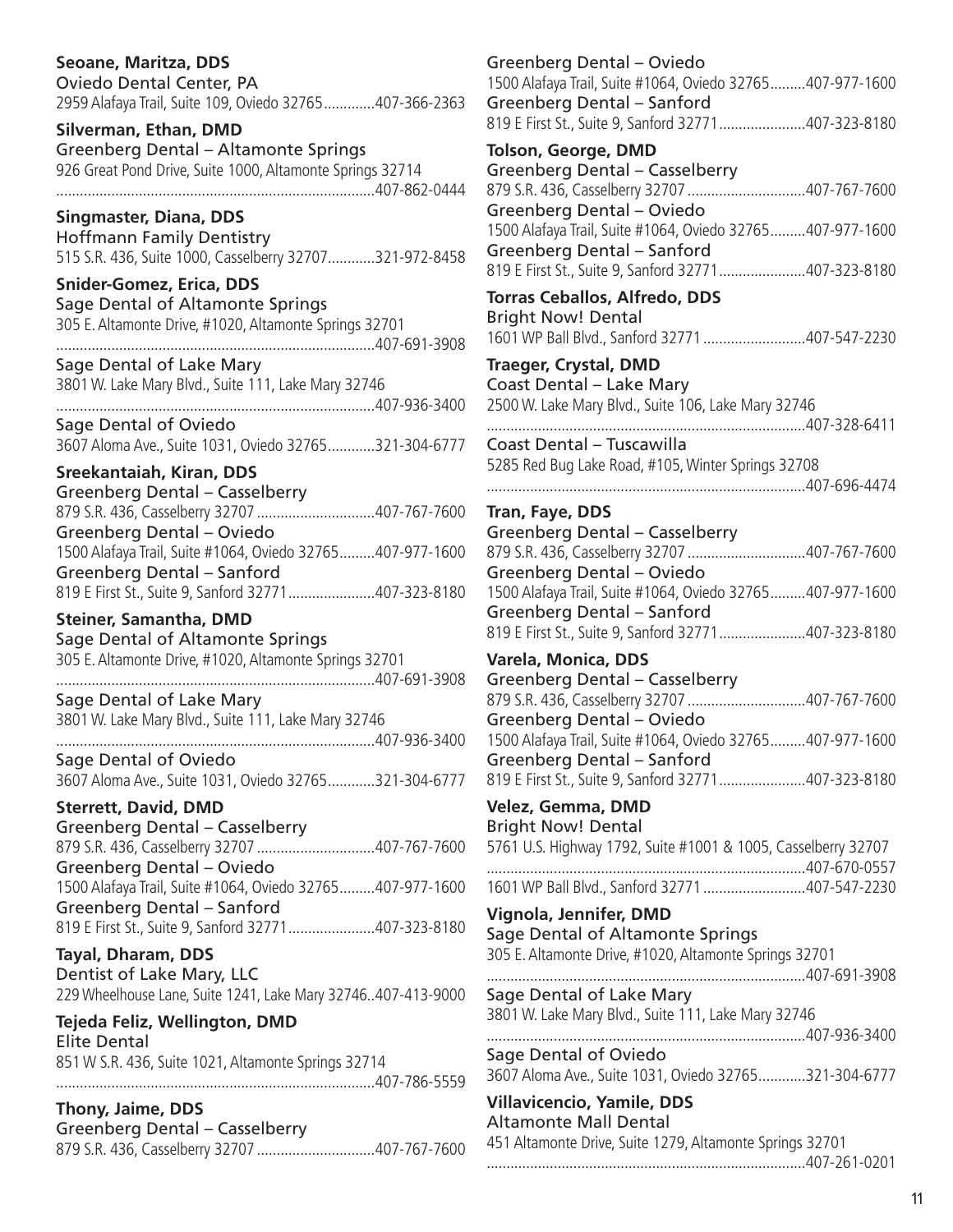**Seoane, Maritza, DDS**
Oviedo Dental Center, PA
2959 Alafaya Trail, Suite 109, Oviedo 32765.............407-366-2363

**Silverman, Ethan, DMD**
Greenberg Dental – Altamonte Springs
926 Great Pond Drive, Suite 1000, Altamonte Springs 32714
................................................................................407-862-0444

**Singmaster, Diana, DDS**
Hoffmann Family Dentistry
515 S.R. 436, Suite 1000, Casselberry 32707............321-972-8458

**Snider-Gomez, Erica, DDS**
Sage Dental of Altamonte Springs
305 E. Altamonte Drive, #1020, Altamonte Springs 32701
................................................................................407-691-3908
Sage Dental of Lake Mary
3801 W. Lake Mary Blvd., Suite 111, Lake Mary 32746
................................................................................407-936-3400
Sage Dental of Oviedo
3607 Aloma Ave., Suite 1031, Oviedo 32765............321-304-6777

**Sreekantaiah, Kiran, DDS**
Greenberg Dental – Casselberry
879 S.R. 436, Casselberry 32707 ..............................407-767-7600
Greenberg Dental – Oviedo
1500 Alafaya Trail, Suite #1064, Oviedo 32765.........407-977-1600
Greenberg Dental – Sanford
819 E First St., Suite 9, Sanford 32771......................407-323-8180

**Steiner, Samantha, DMD**
Sage Dental of Altamonte Springs
305 E. Altamonte Drive, #1020, Altamonte Springs 32701
................................................................................407-691-3908
Sage Dental of Lake Mary
3801 W. Lake Mary Blvd., Suite 111, Lake Mary 32746
................................................................................407-936-3400
Sage Dental of Oviedo
3607 Aloma Ave., Suite 1031, Oviedo 32765............321-304-6777

**Sterrett, David, DMD**
Greenberg Dental – Casselberry
879 S.R. 436, Casselberry 32707 ..............................407-767-7600
Greenberg Dental – Oviedo
1500 Alafaya Trail, Suite #1064, Oviedo 32765.........407-977-1600
Greenberg Dental – Sanford
819 E First St., Suite 9, Sanford 32771......................407-323-8180

**Tayal, Dharam, DDS**
Dentist of Lake Mary, LLC
229 Wheelhouse Lane, Suite 1241, Lake Mary 32746..407-413-9000

**Tejeda Feliz, Wellington, DMD**
Elite Dental
851 W S.R. 436, Suite 1021, Altamonte Springs 32714
................................................................................407-786-5559

**Thony, Jaime, DDS**
Greenberg Dental – Casselberry
879 S.R. 436, Casselberry 32707 ..............................407-767-7600
Greenberg Dental – Oviedo
1500 Alafaya Trail, Suite #1064, Oviedo 32765.........407-977-1600
Greenberg Dental – Sanford
819 E First St., Suite 9, Sanford 32771......................407-323-8180

**Tolson, George, DMD**
Greenberg Dental – Casselberry
879 S.R. 436, Casselberry 32707 ..............................407-767-7600
Greenberg Dental – Oviedo
1500 Alafaya Trail, Suite #1064, Oviedo 32765.........407-977-1600
Greenberg Dental – Sanford
819 E First St., Suite 9, Sanford 32771......................407-323-8180

**Torras Ceballos, Alfredo, DDS**
Bright Now! Dental
1601 WP Ball Blvd., Sanford 32771 ..........................407-547-2230

**Traeger, Crystal, DMD**
Coast Dental – Lake Mary
2500 W. Lake Mary Blvd., Suite 106, Lake Mary 32746
................................................................................407-328-6411
Coast Dental – Tuscawilla
5285 Red Bug Lake Road, #105, Winter Springs 32708
................................................................................407-696-4474

**Tran, Faye, DDS**
Greenberg Dental – Casselberry
879 S.R. 436, Casselberry 32707 ..............................407-767-7600
Greenberg Dental – Oviedo
1500 Alafaya Trail, Suite #1064, Oviedo 32765.........407-977-1600
Greenberg Dental – Sanford
819 E First St., Suite 9, Sanford 32771......................407-323-8180

**Varela, Monica, DDS**
Greenberg Dental – Casselberry
879 S.R. 436, Casselberry 32707 ..............................407-767-7600
Greenberg Dental – Oviedo
1500 Alafaya Trail, Suite #1064, Oviedo 32765.........407-977-1600
Greenberg Dental – Sanford
819 E First St., Suite 9, Sanford 32771......................407-323-8180

**Velez, Gemma, DMD**
Bright Now! Dental
5761 U.S. Highway 1792, Suite #1001 & 1005, Casselberry 32707
................................................................................407-670-0557
1601 WP Ball Blvd., Sanford 32771 ..........................407-547-2230

**Vignola, Jennifer, DMD**
Sage Dental of Altamonte Springs
305 E. Altamonte Drive, #1020, Altamonte Springs 32701
................................................................................407-691-3908
Sage Dental of Lake Mary
3801 W. Lake Mary Blvd., Suite 111, Lake Mary 32746
................................................................................407-936-3400
Sage Dental of Oviedo
3607 Aloma Ave., Suite 1031, Oviedo 32765............321-304-6777

**Villavicencio, Yamile, DDS**
Altamonte Mall Dental
451 Altamonte Drive, Suite 1279, Altamonte Springs 32701
................................................................................407-261-0201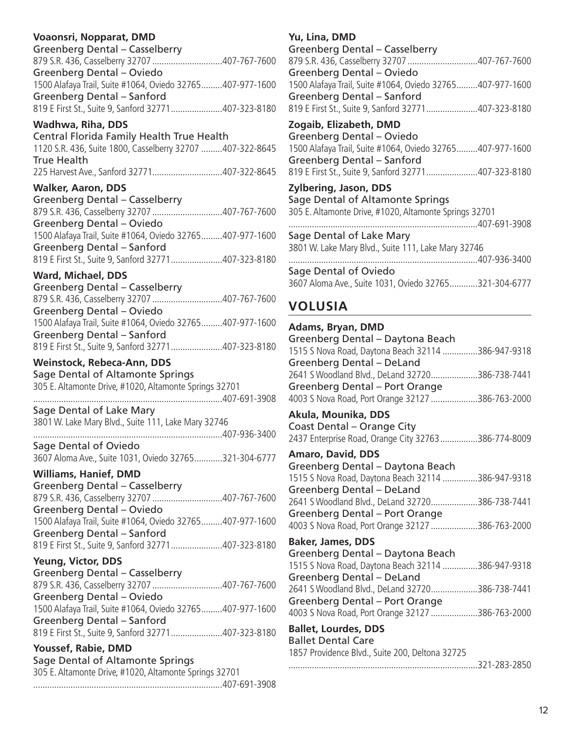**Voaonsri, Nopparat, DMD**
Greenberg Dental – Casselberry
879 S.R. 436, Casselberry 32707 ..............................407-767-7600
Greenberg Dental – Oviedo
1500 Alafaya Trail, Suite #1064, Oviedo 32765.........407-977-1600
Greenberg Dental – Sanford
819 E First St., Suite 9, Sanford 32771......................407-323-8180

**Wadhwa, Riha, DDS**
Central Florida Family Health True Health
1120 S.R. 436, Suite 1800, Casselberry 32707 .........407-322-8645
True Health
225 Harvest Ave., Sanford 32771..............................407-322-8645

**Walker, Aaron, DDS**
Greenberg Dental – Casselberry
879 S.R. 436, Casselberry 32707 ..............................407-767-7600
Greenberg Dental – Oviedo
1500 Alafaya Trail, Suite #1064, Oviedo 32765.........407-977-1600
Greenberg Dental – Sanford
819 E First St., Suite 9, Sanford 32771......................407-323-8180

**Ward, Michael, DDS**
Greenberg Dental – Casselberry
879 S.R. 436, Casselberry 32707 ..............................407-767-7600
Greenberg Dental – Oviedo
1500 Alafaya Trail, Suite #1064, Oviedo 32765.........407-977-1600
Greenberg Dental – Sanford
819 E First St., Suite 9, Sanford 32771......................407-323-8180

**Weinstock, Rebeca-Ann, DDS**
Sage Dental of Altamonte Springs
305 E. Altamonte Drive, #1020, Altamonte Springs 32701
.................................................................................407-691-3908
Sage Dental of Lake Mary
3801 W. Lake Mary Blvd., Suite 111, Lake Mary 32746
.................................................................................407-936-3400
Sage Dental of Oviedo
3607 Aloma Ave., Suite 1031, Oviedo 32765............321-304-6777

**Williams, Hanief, DMD**
Greenberg Dental – Casselberry
879 S.R. 436, Casselberry 32707 ..............................407-767-7600
Greenberg Dental – Oviedo
1500 Alafaya Trail, Suite #1064, Oviedo 32765.........407-977-1600
Greenberg Dental – Sanford
819 E First St., Suite 9, Sanford 32771......................407-323-8180

**Yeung, Victor, DDS**
Greenberg Dental – Casselberry
879 S.R. 436, Casselberry 32707 ..............................407-767-7600
Greenberg Dental – Oviedo
1500 Alafaya Trail, Suite #1064, Oviedo 32765.........407-977-1600
Greenberg Dental – Sanford
819 E First St., Suite 9, Sanford 32771......................407-323-8180

**Youssef, Rabie, DMD**
Sage Dental of Altamonte Springs
305 E. Altamonte Drive, #1020, Altamonte Springs 32701
.................................................................................407-691-3908

**Yu, Lina, DMD**
Greenberg Dental – Casselberry
879 S.R. 436, Casselberry 32707 ..............................407-767-7600
Greenberg Dental – Oviedo
1500 Alafaya Trail, Suite #1064, Oviedo 32765.........407-977-1600
Greenberg Dental – Sanford
819 E First St., Suite 9, Sanford 32771......................407-323-8180

**Zogaib, Elizabeth, DMD**
Greenberg Dental – Oviedo
1500 Alafaya Trail, Suite #1064, Oviedo 32765.........407-977-1600
Greenberg Dental – Sanford
819 E First St., Suite 9, Sanford 32771......................407-323-8180

**Zylbering, Jason, DDS**
Sage Dental of Altamonte Springs
305 E. Altamonte Drive, #1020, Altamonte Springs 32701
.................................................................................407-691-3908
Sage Dental of Lake Mary
3801 W. Lake Mary Blvd., Suite 111, Lake Mary 32746
.................................................................................407-936-3400
Sage Dental of Oviedo
3607 Aloma Ave., Suite 1031, Oviedo 32765............321-304-6777

## VOLUSIA

**Adams, Bryan, DMD**
Greenberg Dental – Daytona Beach
1515 S Nova Road, Daytona Beach 32114 ...............386-947-9318
Greenberg Dental – DeLand
2641 S Woodland Blvd., DeLand 32720....................386-738-7441
Greenberg Dental – Port Orange
4003 S Nova Road, Port Orange 32127 ....................386-763-2000

**Akula, Mounika, DDS**
Coast Dental – Orange City
2437 Enterprise Road, Orange City 32763................386-774-8009

**Amaro, David, DDS**
Greenberg Dental – Daytona Beach
1515 S Nova Road, Daytona Beach 32114 ...............386-947-9318
Greenberg Dental – DeLand
2641 S Woodland Blvd., DeLand 32720....................386-738-7441
Greenberg Dental – Port Orange
4003 S Nova Road, Port Orange 32127 ....................386-763-2000

**Baker, James, DDS**
Greenberg Dental – Daytona Beach
1515 S Nova Road, Daytona Beach 32114 ...............386-947-9318
Greenberg Dental – DeLand
2641 S Woodland Blvd., DeLand 32720....................386-738-7441
Greenberg Dental – Port Orange
4003 S Nova Road, Port Orange 32127 ....................386-763-2000

**Ballet, Lourdes, DDS**
Ballet Dental Care
1857 Providence Blvd., Suite 200, Deltona 32725
.................................................................................321-283-2850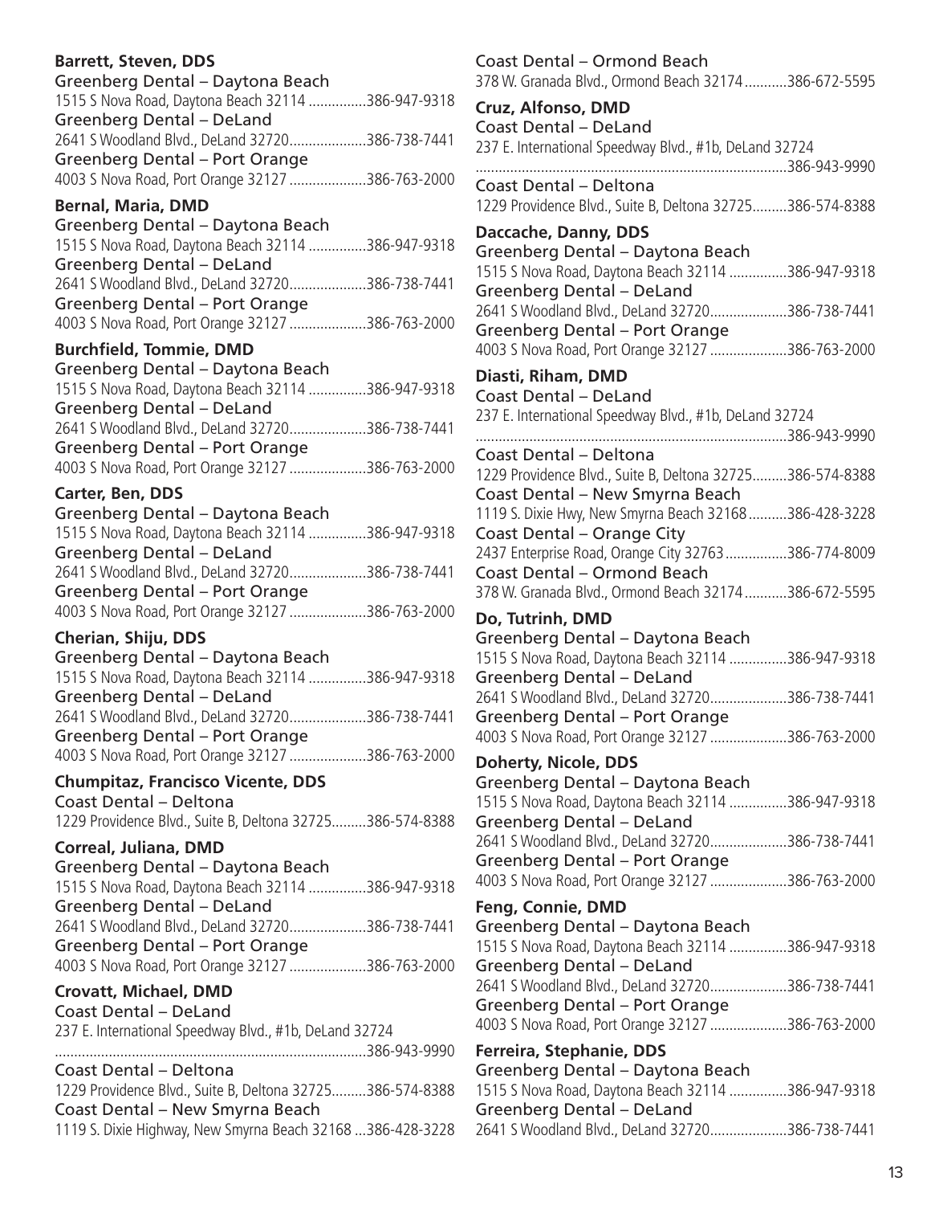**Barrett, Steven, DDS**
Greenberg Dental – Daytona Beach
1515 S Nova Road, Daytona Beach 32114 ...............386-947-9318
Greenberg Dental – DeLand
2641 S Woodland Blvd., DeLand 32720....................386-738-7441
Greenberg Dental – Port Orange
4003 S Nova Road, Port Orange 32127 ....................386-763-2000

**Bernal, Maria, DMD**
Greenberg Dental – Daytona Beach
1515 S Nova Road, Daytona Beach 32114 ...............386-947-9318
Greenberg Dental – DeLand
2641 S Woodland Blvd., DeLand 32720....................386-738-7441
Greenberg Dental – Port Orange
4003 S Nova Road, Port Orange 32127 ....................386-763-2000

**Burchfield, Tommie, DMD**
Greenberg Dental – Daytona Beach
1515 S Nova Road, Daytona Beach 32114 ...............386-947-9318
Greenberg Dental – DeLand
2641 S Woodland Blvd., DeLand 32720....................386-738-7441
Greenberg Dental – Port Orange
4003 S Nova Road, Port Orange 32127 ....................386-763-2000

**Carter, Ben, DDS**
Greenberg Dental – Daytona Beach
1515 S Nova Road, Daytona Beach 32114 ...............386-947-9318
Greenberg Dental – DeLand
2641 S Woodland Blvd., DeLand 32720....................386-738-7441
Greenberg Dental – Port Orange
4003 S Nova Road, Port Orange 32127 ....................386-763-2000

**Cherian, Shiju, DDS**
Greenberg Dental – Daytona Beach
1515 S Nova Road, Daytona Beach 32114 ...............386-947-9318
Greenberg Dental – DeLand
2641 S Woodland Blvd., DeLand 32720....................386-738-7441
Greenberg Dental – Port Orange
4003 S Nova Road, Port Orange 32127 ....................386-763-2000

**Chumpitaz, Francisco Vicente, DDS**
Coast Dental – Deltona
1229 Providence Blvd., Suite B, Deltona 32725.........386-574-8388

**Correal, Juliana, DMD**
Greenberg Dental – Daytona Beach
1515 S Nova Road, Daytona Beach 32114 ...............386-947-9318
Greenberg Dental – DeLand
2641 S Woodland Blvd., DeLand 32720....................386-738-7441
Greenberg Dental – Port Orange
4003 S Nova Road, Port Orange 32127 ....................386-763-2000

**Crovatt, Michael, DMD**
Coast Dental – DeLand
237 E. International Speedway Blvd., #1b, DeLand 32724
.................................................................................386-943-9990
Coast Dental – Deltona
1229 Providence Blvd., Suite B, Deltona 32725.........386-574-8388
Coast Dental – New Smyrna Beach
1119 S. Dixie Highway, New Smyrna Beach 32168 ...386-428-3228
Coast Dental – Ormond Beach
378 W. Granada Blvd., Ormond Beach 32174...........386-672-5595

**Cruz, Alfonso, DMD**
Coast Dental – DeLand
237 E. International Speedway Blvd., #1b, DeLand 32724
.................................................................................386-943-9990
Coast Dental – Deltona
1229 Providence Blvd., Suite B, Deltona 32725.........386-574-8388

**Daccache, Danny, DDS**
Greenberg Dental – Daytona Beach
1515 S Nova Road, Daytona Beach 32114 ...............386-947-9318
Greenberg Dental – DeLand
2641 S Woodland Blvd., DeLand 32720....................386-738-7441
Greenberg Dental – Port Orange
4003 S Nova Road, Port Orange 32127 ....................386-763-2000

**Diasti, Riham, DMD**
Coast Dental – DeLand
237 E. International Speedway Blvd., #1b, DeLand 32724
.................................................................................386-943-9990
Coast Dental – Deltona
1229 Providence Blvd., Suite B, Deltona 32725.........386-574-8388
Coast Dental – New Smyrna Beach
1119 S. Dixie Hwy, New Smyrna Beach 32168..........386-428-3228
Coast Dental – Orange City
2437 Enterprise Road, Orange City 32763................386-774-8009
Coast Dental – Ormond Beach
378 W. Granada Blvd., Ormond Beach 32174...........386-672-5595

**Do, Tutrinh, DMD**
Greenberg Dental – Daytona Beach
1515 S Nova Road, Daytona Beach 32114 ...............386-947-9318
Greenberg Dental – DeLand
2641 S Woodland Blvd., DeLand 32720....................386-738-7441
Greenberg Dental – Port Orange
4003 S Nova Road, Port Orange 32127 ....................386-763-2000

**Doherty, Nicole, DDS**
Greenberg Dental – Daytona Beach
1515 S Nova Road, Daytona Beach 32114 ...............386-947-9318
Greenberg Dental – DeLand
2641 S Woodland Blvd., DeLand 32720....................386-738-7441
Greenberg Dental – Port Orange
4003 S Nova Road, Port Orange 32127 ....................386-763-2000

**Feng, Connie, DMD**
Greenberg Dental – Daytona Beach
1515 S Nova Road, Daytona Beach 32114 ...............386-947-9318
Greenberg Dental – DeLand
2641 S Woodland Blvd., DeLand 32720....................386-738-7441
Greenberg Dental – Port Orange
4003 S Nova Road, Port Orange 32127 ....................386-763-2000

**Ferreira, Stephanie, DDS**
Greenberg Dental – Daytona Beach
1515 S Nova Road, Daytona Beach 32114 ...............386-947-9318
Greenberg Dental – DeLand
2641 S Woodland Blvd., DeLand 32720....................386-738-7441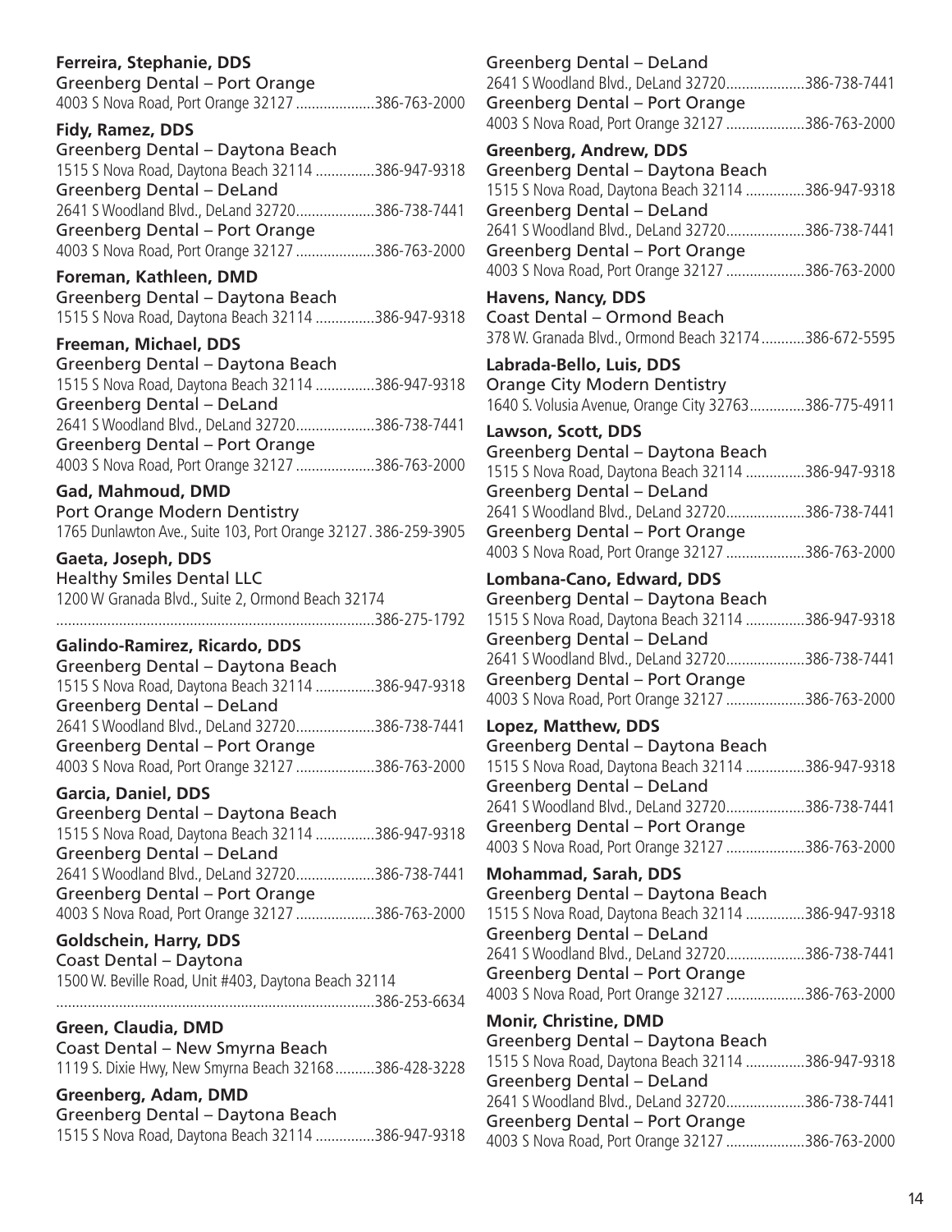**Ferreira, Stephanie, DDS**
Greenberg Dental – Port Orange
4003 S Nova Road, Port Orange 32127 ....................386-763-2000

**Fidy, Ramez, DDS**
Greenberg Dental – Daytona Beach
1515 S Nova Road, Daytona Beach 32114 ...............386-947-9318
Greenberg Dental – DeLand
2641 S Woodland Blvd., DeLand 32720....................386-738-7441
Greenberg Dental – Port Orange
4003 S Nova Road, Port Orange 32127 ....................386-763-2000

**Foreman, Kathleen, DMD**
Greenberg Dental – Daytona Beach
1515 S Nova Road, Daytona Beach 32114 ...............386-947-9318

**Freeman, Michael, DDS**
Greenberg Dental – Daytona Beach
1515 S Nova Road, Daytona Beach 32114 ...............386-947-9318
Greenberg Dental – DeLand
2641 S Woodland Blvd., DeLand 32720....................386-738-7441
Greenberg Dental – Port Orange
4003 S Nova Road, Port Orange 32127 ....................386-763-2000

**Gad, Mahmoud, DMD**
Port Orange Modern Dentistry
1765 Dunlawton Ave., Suite 103, Port Orange 32127 . 386-259-3905

**Gaeta, Joseph, DDS**
Healthy Smiles Dental LLC
1200 W Granada Blvd., Suite 2, Ormond Beach 32174
................................................................................386-275-1792

**Galindo-Ramirez, Ricardo, DDS**
Greenberg Dental – Daytona Beach
1515 S Nova Road, Daytona Beach 32114 ...............386-947-9318
Greenberg Dental – DeLand
2641 S Woodland Blvd., DeLand 32720....................386-738-7441
Greenberg Dental – Port Orange
4003 S Nova Road, Port Orange 32127 ....................386-763-2000

**Garcia, Daniel, DDS**
Greenberg Dental – Daytona Beach
1515 S Nova Road, Daytona Beach 32114 ...............386-947-9318
Greenberg Dental – DeLand
2641 S Woodland Blvd., DeLand 32720....................386-738-7441
Greenberg Dental – Port Orange
4003 S Nova Road, Port Orange 32127 ....................386-763-2000

**Goldschein, Harry, DDS**
Coast Dental – Daytona
1500 W. Beville Road, Unit #403, Daytona Beach 32114
................................................................................386-253-6634

**Green, Claudia, DMD**
Coast Dental – New Smyrna Beach
1119 S. Dixie Hwy, New Smyrna Beach 32168..........386-428-3228

**Greenberg, Adam, DMD**
Greenberg Dental – Daytona Beach
1515 S Nova Road, Daytona Beach 32114 ...............386-947-9318
Greenberg Dental – DeLand
2641 S Woodland Blvd., DeLand 32720....................386-738-7441
Greenberg Dental – Port Orange
4003 S Nova Road, Port Orange 32127 ....................386-763-2000

**Greenberg, Andrew, DDS**
Greenberg Dental – Daytona Beach
1515 S Nova Road, Daytona Beach 32114 ...............386-947-9318
Greenberg Dental – DeLand
2641 S Woodland Blvd., DeLand 32720....................386-738-7441
Greenberg Dental – Port Orange
4003 S Nova Road, Port Orange 32127 ....................386-763-2000

**Havens, Nancy, DDS**
Coast Dental – Ormond Beach
378 W. Granada Blvd., Ormond Beach 32174...........386-672-5595

**Labrada-Bello, Luis, DDS**
Orange City Modern Dentistry
1640 S. Volusia Avenue, Orange City 32763..............386-775-4911

**Lawson, Scott, DDS**
Greenberg Dental – Daytona Beach
1515 S Nova Road, Daytona Beach 32114 ...............386-947-9318
Greenberg Dental – DeLand
2641 S Woodland Blvd., DeLand 32720....................386-738-7441
Greenberg Dental – Port Orange
4003 S Nova Road, Port Orange 32127 ....................386-763-2000

**Lombana-Cano, Edward, DDS**
Greenberg Dental – Daytona Beach
1515 S Nova Road, Daytona Beach 32114 ...............386-947-9318
Greenberg Dental – DeLand
2641 S Woodland Blvd., DeLand 32720....................386-738-7441
Greenberg Dental – Port Orange
4003 S Nova Road, Port Orange 32127 ....................386-763-2000

**Lopez, Matthew, DDS**
Greenberg Dental – Daytona Beach
1515 S Nova Road, Daytona Beach 32114 ...............386-947-9318
Greenberg Dental – DeLand
2641 S Woodland Blvd., DeLand 32720....................386-738-7441
Greenberg Dental – Port Orange
4003 S Nova Road, Port Orange 32127 ....................386-763-2000

**Mohammad, Sarah, DDS**
Greenberg Dental – Daytona Beach
1515 S Nova Road, Daytona Beach 32114 ...............386-947-9318
Greenberg Dental – DeLand
2641 S Woodland Blvd., DeLand 32720....................386-738-7441
Greenberg Dental – Port Orange
4003 S Nova Road, Port Orange 32127 ....................386-763-2000

**Monir, Christine, DMD**
Greenberg Dental – Daytona Beach
1515 S Nova Road, Daytona Beach 32114 ...............386-947-9318
Greenberg Dental – DeLand
2641 S Woodland Blvd., DeLand 32720....................386-738-7441
Greenberg Dental – Port Orange
4003 S Nova Road, Port Orange 32127 ....................386-763-2000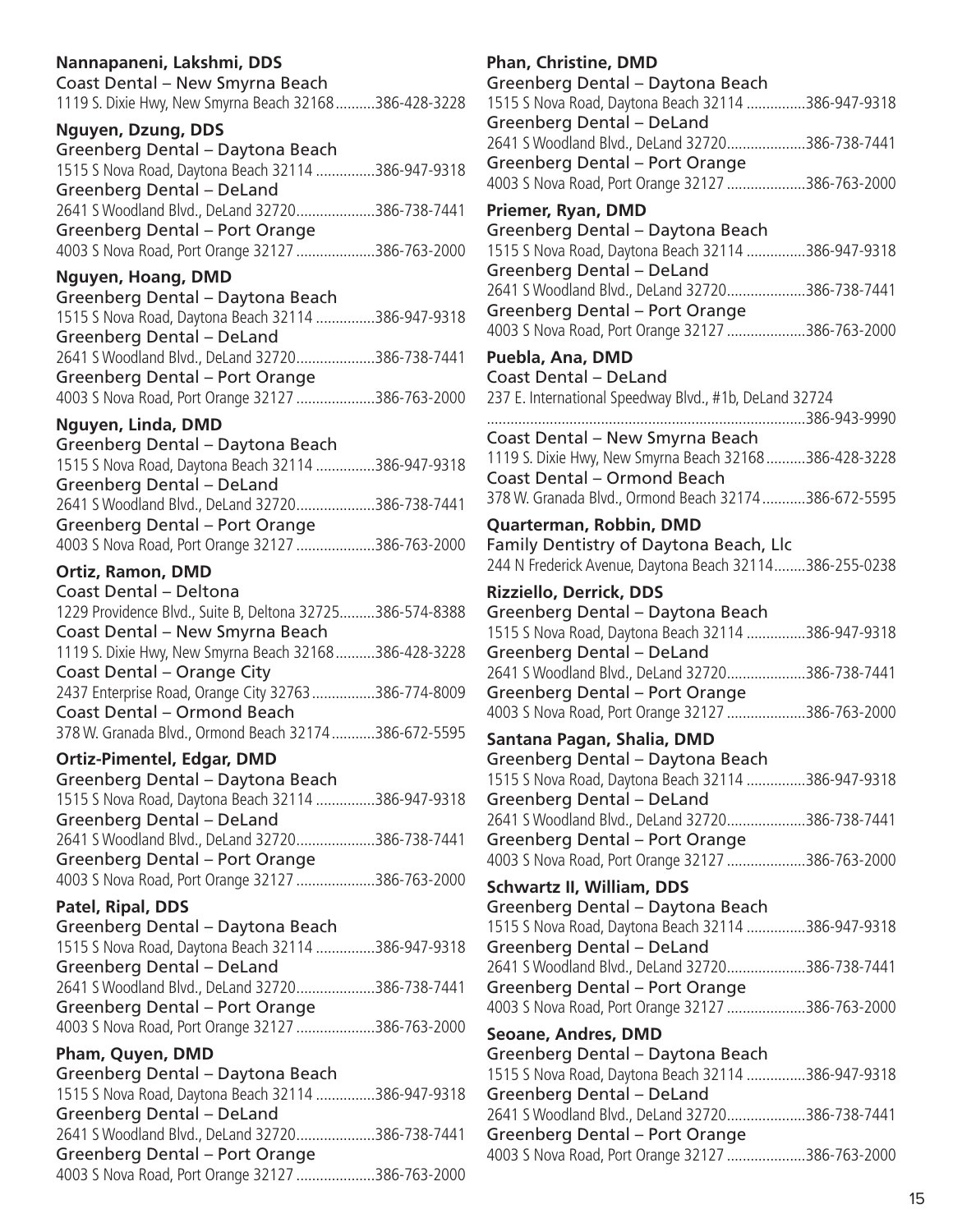**Nannapaneni, Lakshmi, DDS**
Coast Dental – New Smyrna Beach
1119 S. Dixie Hwy, New Smyrna Beach 32168..........386-428-3228

**Nguyen, Dzung, DDS**
Greenberg Dental – Daytona Beach
1515 S Nova Road, Daytona Beach 32114 ...............386-947-9318
Greenberg Dental – DeLand
2641 S Woodland Blvd., DeLand 32720....................386-738-7441
Greenberg Dental – Port Orange
4003 S Nova Road, Port Orange 32127 ....................386-763-2000

**Nguyen, Hoang, DMD**
Greenberg Dental – Daytona Beach
1515 S Nova Road, Daytona Beach 32114 ...............386-947-9318
Greenberg Dental – DeLand
2641 S Woodland Blvd., DeLand 32720....................386-738-7441
Greenberg Dental – Port Orange
4003 S Nova Road, Port Orange 32127 ....................386-763-2000

**Nguyen, Linda, DMD**
Greenberg Dental – Daytona Beach
1515 S Nova Road, Daytona Beach 32114 ...............386-947-9318
Greenberg Dental – DeLand
2641 S Woodland Blvd., DeLand 32720....................386-738-7441
Greenberg Dental – Port Orange
4003 S Nova Road, Port Orange 32127 ....................386-763-2000

**Ortiz, Ramon, DMD**
Coast Dental – Deltona
1229 Providence Blvd., Suite B, Deltona 32725.........386-574-8388
Coast Dental – New Smyrna Beach
1119 S. Dixie Hwy, New Smyrna Beach 32168..........386-428-3228
Coast Dental – Orange City
2437 Enterprise Road, Orange City 32763................386-774-8009
Coast Dental – Ormond Beach
378 W. Granada Blvd., Ormond Beach 32174...........386-672-5595

**Ortiz-Pimentel, Edgar, DMD**
Greenberg Dental – Daytona Beach
1515 S Nova Road, Daytona Beach 32114 ...............386-947-9318
Greenberg Dental – DeLand
2641 S Woodland Blvd., DeLand 32720....................386-738-7441
Greenberg Dental – Port Orange
4003 S Nova Road, Port Orange 32127 ....................386-763-2000

**Patel, Ripal, DDS**
Greenberg Dental – Daytona Beach
1515 S Nova Road, Daytona Beach 32114 ...............386-947-9318
Greenberg Dental – DeLand
2641 S Woodland Blvd., DeLand 32720....................386-738-7441
Greenberg Dental – Port Orange
4003 S Nova Road, Port Orange 32127 ....................386-763-2000

**Pham, Quyen, DMD**
Greenberg Dental – Daytona Beach
1515 S Nova Road, Daytona Beach 32114 ...............386-947-9318
Greenberg Dental – DeLand
2641 S Woodland Blvd., DeLand 32720....................386-738-7441
Greenberg Dental – Port Orange
4003 S Nova Road, Port Orange 32127 ....................386-763-2000

**Phan, Christine, DMD**
Greenberg Dental – Daytona Beach
1515 S Nova Road, Daytona Beach 32114 ...............386-947-9318
Greenberg Dental – DeLand
2641 S Woodland Blvd., DeLand 32720....................386-738-7441
Greenberg Dental – Port Orange
4003 S Nova Road, Port Orange 32127 ....................386-763-2000

**Priemer, Ryan, DMD**
Greenberg Dental – Daytona Beach
1515 S Nova Road, Daytona Beach 32114 ...............386-947-9318
Greenberg Dental – DeLand
2641 S Woodland Blvd., DeLand 32720....................386-738-7441
Greenberg Dental – Port Orange
4003 S Nova Road, Port Orange 32127 ....................386-763-2000

**Puebla, Ana, DMD**
Coast Dental – DeLand
237 E. International Speedway Blvd., #1b, DeLand 32724
.................................................................................386-943-9990
Coast Dental – New Smyrna Beach
1119 S. Dixie Hwy, New Smyrna Beach 32168..........386-428-3228
Coast Dental – Ormond Beach
378 W. Granada Blvd., Ormond Beach 32174...........386-672-5595

**Quarterman, Robbin, DMD**
Family Dentistry of Daytona Beach, Llc
244 N Frederick Avenue, Daytona Beach 32114........386-255-0238

**Rizziello, Derrick, DDS**
Greenberg Dental – Daytona Beach
1515 S Nova Road, Daytona Beach 32114 ...............386-947-9318
Greenberg Dental – DeLand
2641 S Woodland Blvd., DeLand 32720....................386-738-7441
Greenberg Dental – Port Orange
4003 S Nova Road, Port Orange 32127 ....................386-763-2000

**Santana Pagan, Shalia, DMD**
Greenberg Dental – Daytona Beach
1515 S Nova Road, Daytona Beach 32114 ...............386-947-9318
Greenberg Dental – DeLand
2641 S Woodland Blvd., DeLand 32720....................386-738-7441
Greenberg Dental – Port Orange
4003 S Nova Road, Port Orange 32127 ....................386-763-2000

**Schwartz II, William, DDS**
Greenberg Dental – Daytona Beach
1515 S Nova Road, Daytona Beach 32114 ...............386-947-9318
Greenberg Dental – DeLand
2641 S Woodland Blvd., DeLand 32720....................386-738-7441
Greenberg Dental – Port Orange
4003 S Nova Road, Port Orange 32127 ....................386-763-2000

**Seoane, Andres, DMD**
Greenberg Dental – Daytona Beach
1515 S Nova Road, Daytona Beach 32114 ...............386-947-9318
Greenberg Dental – DeLand
2641 S Woodland Blvd., DeLand 32720....................386-738-7441
Greenberg Dental – Port Orange
4003 S Nova Road, Port Orange 32127 ....................386-763-2000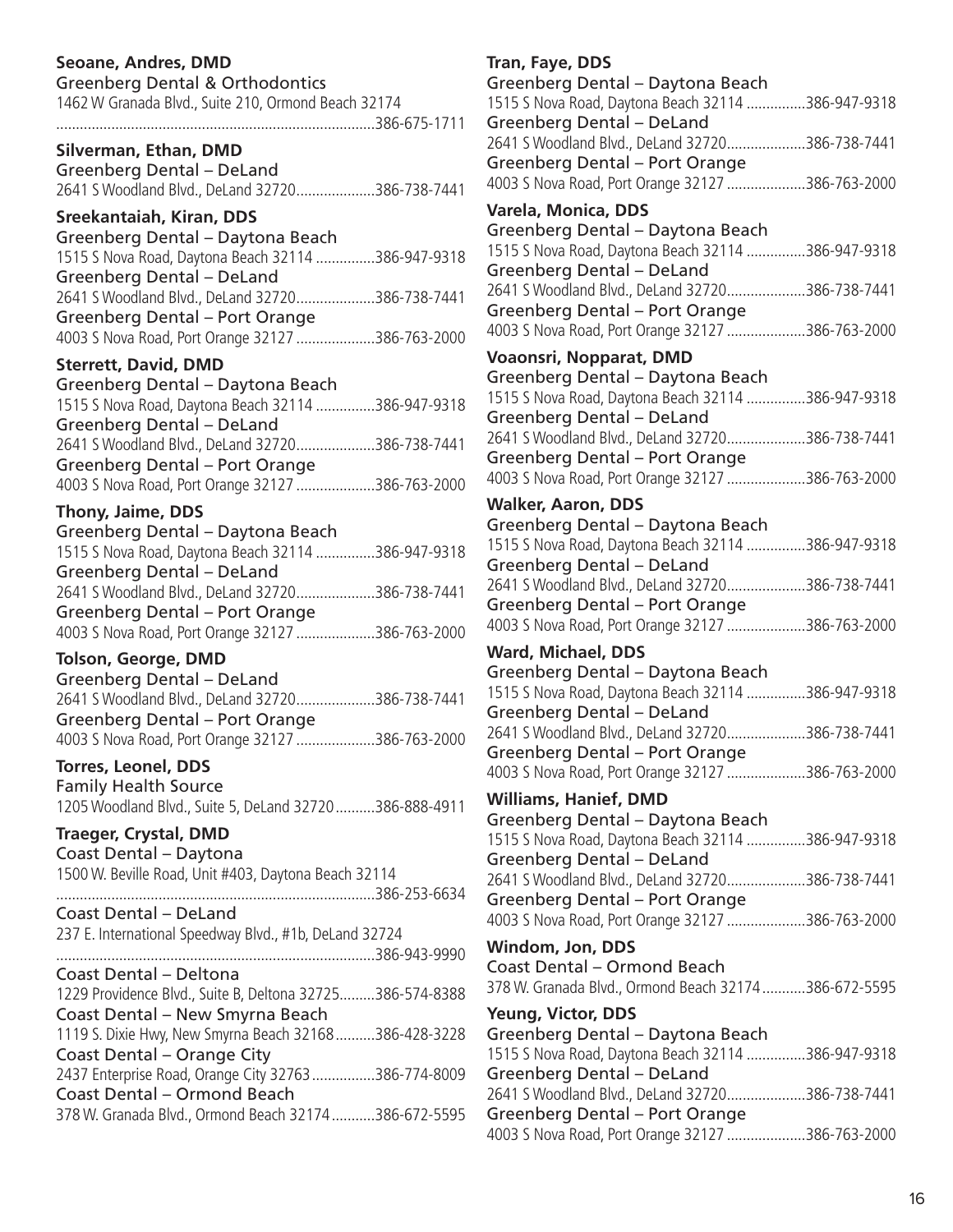**Seoane, Andres, DMD**
Greenberg Dental & Orthodontics
1462 W Granada Blvd., Suite 210, Ormond Beach 32174
................................................................................386-675-1711

**Silverman, Ethan, DMD**
Greenberg Dental – DeLand
2641 S Woodland Blvd., DeLand 32720....................386-738-7441

**Sreekantaiah, Kiran, DDS**
Greenberg Dental – Daytona Beach
1515 S Nova Road, Daytona Beach 32114 ...............386-947-9318
Greenberg Dental – DeLand
2641 S Woodland Blvd., DeLand 32720....................386-738-7441
Greenberg Dental – Port Orange
4003 S Nova Road, Port Orange 32127 ....................386-763-2000

**Sterrett, David, DMD**
Greenberg Dental – Daytona Beach
1515 S Nova Road, Daytona Beach 32114 ...............386-947-9318
Greenberg Dental – DeLand
2641 S Woodland Blvd., DeLand 32720....................386-738-7441
Greenberg Dental – Port Orange
4003 S Nova Road, Port Orange 32127 ....................386-763-2000

**Thony, Jaime, DDS**
Greenberg Dental – Daytona Beach
1515 S Nova Road, Daytona Beach 32114 ...............386-947-9318
Greenberg Dental – DeLand
2641 S Woodland Blvd., DeLand 32720....................386-738-7441
Greenberg Dental – Port Orange
4003 S Nova Road, Port Orange 32127 ....................386-763-2000

**Tolson, George, DMD**
Greenberg Dental – DeLand
2641 S Woodland Blvd., DeLand 32720....................386-738-7441
Greenberg Dental – Port Orange
4003 S Nova Road, Port Orange 32127 ....................386-763-2000

**Torres, Leonel, DDS**
Family Health Source
1205 Woodland Blvd., Suite 5, DeLand 32720..........386-888-4911

**Traeger, Crystal, DMD**
Coast Dental – Daytona
1500 W. Beville Road, Unit #403, Daytona Beach 32114
................................................................................386-253-6634
Coast Dental – DeLand
237 E. International Speedway Blvd., #1b, DeLand 32724
................................................................................386-943-9990
Coast Dental – Deltona
1229 Providence Blvd., Suite B, Deltona 32725.........386-574-8388
Coast Dental – New Smyrna Beach
1119 S. Dixie Hwy, New Smyrna Beach 32168..........386-428-3228
Coast Dental – Orange City
2437 Enterprise Road, Orange City 32763................386-774-8009
Coast Dental – Ormond Beach
378 W. Granada Blvd., Ormond Beach 32174...........386-672-5595

**Tran, Faye, DDS**
Greenberg Dental – Daytona Beach
1515 S Nova Road, Daytona Beach 32114 ...............386-947-9318
Greenberg Dental – DeLand
2641 S Woodland Blvd., DeLand 32720....................386-738-7441
Greenberg Dental – Port Orange
4003 S Nova Road, Port Orange 32127 ....................386-763-2000

**Varela, Monica, DDS**
Greenberg Dental – Daytona Beach
1515 S Nova Road, Daytona Beach 32114 ...............386-947-9318
Greenberg Dental – DeLand
2641 S Woodland Blvd., DeLand 32720....................386-738-7441
Greenberg Dental – Port Orange
4003 S Nova Road, Port Orange 32127 ....................386-763-2000

**Voaonsri, Nopparat, DMD**
Greenberg Dental – Daytona Beach
1515 S Nova Road, Daytona Beach 32114 ...............386-947-9318
Greenberg Dental – DeLand
2641 S Woodland Blvd., DeLand 32720....................386-738-7441
Greenberg Dental – Port Orange
4003 S Nova Road, Port Orange 32127 ....................386-763-2000

**Walker, Aaron, DDS**
Greenberg Dental – Daytona Beach
1515 S Nova Road, Daytona Beach 32114 ...............386-947-9318
Greenberg Dental – DeLand
2641 S Woodland Blvd., DeLand 32720....................386-738-7441
Greenberg Dental – Port Orange
4003 S Nova Road, Port Orange 32127 ....................386-763-2000

**Ward, Michael, DDS**
Greenberg Dental – Daytona Beach
1515 S Nova Road, Daytona Beach 32114 ...............386-947-9318
Greenberg Dental – DeLand
2641 S Woodland Blvd., DeLand 32720....................386-738-7441
Greenberg Dental – Port Orange
4003 S Nova Road, Port Orange 32127 ....................386-763-2000

**Williams, Hanief, DMD**
Greenberg Dental – Daytona Beach
1515 S Nova Road, Daytona Beach 32114 ...............386-947-9318
Greenberg Dental – DeLand
2641 S Woodland Blvd., DeLand 32720....................386-738-7441
Greenberg Dental – Port Orange
4003 S Nova Road, Port Orange 32127 ....................386-763-2000

**Windom, Jon, DDS**
Coast Dental – Ormond Beach
378 W. Granada Blvd., Ormond Beach 32174...........386-672-5595

**Yeung, Victor, DDS**
Greenberg Dental – Daytona Beach
1515 S Nova Road, Daytona Beach 32114 ...............386-947-9318
Greenberg Dental – DeLand
2641 S Woodland Blvd., DeLand 32720....................386-738-7441
Greenberg Dental – Port Orange
4003 S Nova Road, Port Orange 32127 ....................386-763-2000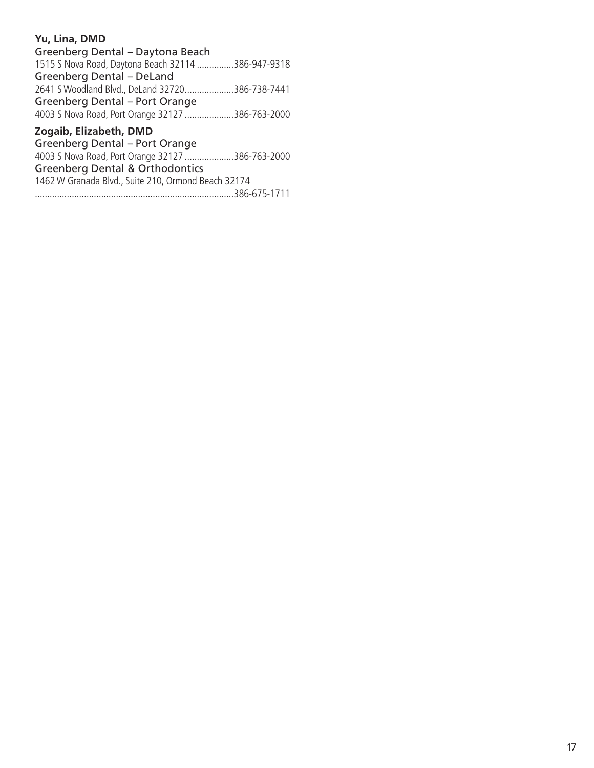**Yu, Lina, DMD**

Greenberg Dental – Daytona Beach
1515 S Nova Road, Daytona Beach 32114 ...............386-947-9318

Greenberg Dental – DeLand
2641 S Woodland Blvd., DeLand 32720....................386-738-7441

Greenberg Dental – Port Orange
4003 S Nova Road, Port Orange 32127 ....................386-763-2000

**Zogaib, Elizabeth, DMD**

Greenberg Dental – Port Orange
4003 S Nova Road, Port Orange 32127 ....................386-763-2000

Greenberg Dental & Orthodontics
1462 W Granada Blvd., Suite 210, Ormond Beach 32174
..............................................................................386-675-1711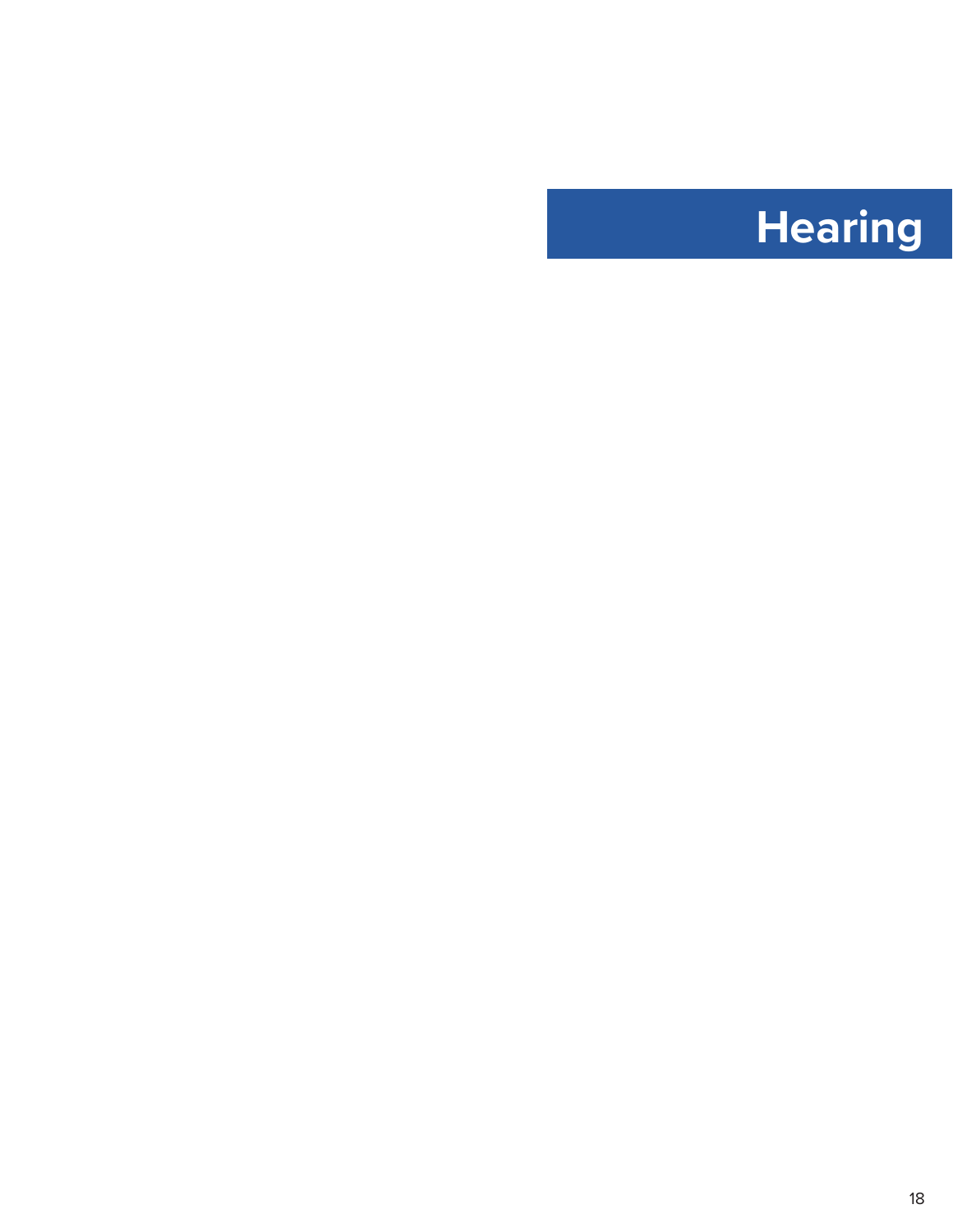# Hearing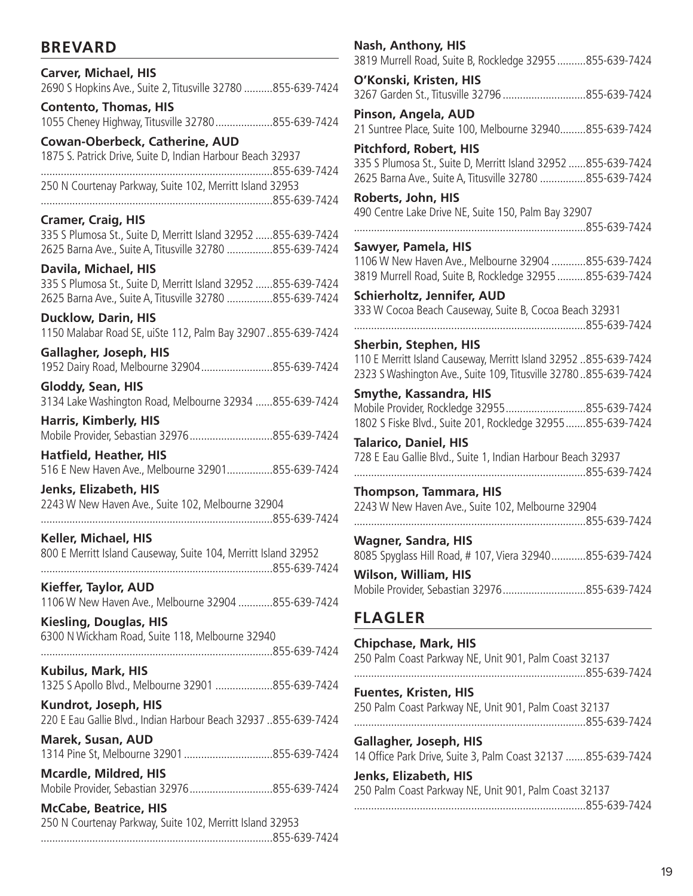## BREVARD

**Carver, Michael, HIS**
2690 S Hopkins Ave., Suite 2, Titusville 32780 ..........855-639-7424

**Contento, Thomas, HIS**
1055 Cheney Highway, Titusville 32780....................855-639-7424

**Cowan-Oberbeck, Catherine, AUD**
1875 S. Patrick Drive, Suite D, Indian Harbour Beach 32937
................................................................................855-639-7424
250 N Courtenay Parkway, Suite 102, Merritt Island 32953
................................................................................855-639-7424

**Cramer, Craig, HIS**
335 S Plumosa St., Suite D, Merritt Island 32952 ......855-639-7424
2625 Barna Ave., Suite A, Titusville 32780 ................855-639-7424

**Davila, Michael, HIS**
335 S Plumosa St., Suite D, Merritt Island 32952 ......855-639-7424
2625 Barna Ave., Suite A, Titusville 32780 ................855-639-7424

**Ducklow, Darin, HIS**
1150 Malabar Road SE, uiSte 112, Palm Bay 32907 ..855-639-7424

**Gallagher, Joseph, HIS**
1952 Dairy Road, Melbourne 32904.........................855-639-7424

**Gloddy, Sean, HIS**
3134 Lake Washington Road, Melbourne 32934 ......855-639-7424

**Harris, Kimberly, HIS**
Mobile Provider, Sebastian 32976.............................855-639-7424

**Hatfield, Heather, HIS**
516 E New Haven Ave., Melbourne 32901................855-639-7424

**Jenks, Elizabeth, HIS**
2243 W New Haven Ave., Suite 102, Melbourne 32904
................................................................................855-639-7424

**Keller, Michael, HIS**
800 E Merritt Island Causeway, Suite 104, Merritt Island 32952
................................................................................855-639-7424

**Kieffer, Taylor, AUD**
1106 W New Haven Ave., Melbourne 32904 ............855-639-7424

**Kiesling, Douglas, HIS**
6300 N Wickham Road, Suite 118, Melbourne 32940
................................................................................855-639-7424

**Kubilus, Mark, HIS**
1325 S Apollo Blvd., Melbourne 32901 ....................855-639-7424

**Kundrot, Joseph, HIS**
220 E Eau Gallie Blvd., Indian Harbour Beach 32937 ..855-639-7424

**Marek, Susan, AUD**
1314 Pine St, Melbourne 32901 ...............................855-639-7424

**Mcardle, Mildred, HIS**
Mobile Provider, Sebastian 32976.............................855-639-7424

**McCabe, Beatrice, HIS**
250 N Courtenay Parkway, Suite 102, Merritt Island 32953
................................................................................855-639-7424

**Nash, Anthony, HIS**
3819 Murrell Road, Suite B, Rockledge 32955 ..........855-639-7424

**O'Konski, Kristen, HIS**
3267 Garden St., Titusville 32796 .............................855-639-7424

**Pinson, Angela, AUD**
21 Suntree Place, Suite 100, Melbourne 32940.........855-639-7424

**Pitchford, Robert, HIS**
335 S Plumosa St., Suite D, Merritt Island 32952 ......855-639-7424
2625 Barna Ave., Suite A, Titusville 32780 ................855-639-7424

**Roberts, John, HIS**
490 Centre Lake Drive NE, Suite 150, Palm Bay 32907
................................................................................855-639-7424

**Sawyer, Pamela, HIS**
1106 W New Haven Ave., Melbourne 32904 ............855-639-7424
3819 Murrell Road, Suite B, Rockledge 32955 ..........855-639-7424

**Schierholtz, Jennifer, AUD**
333 W Cocoa Beach Causeway, Suite B, Cocoa Beach 32931
................................................................................855-639-7424

**Sherbin, Stephen, HIS**
110 E Merritt Island Causeway, Merritt Island 32952 ..855-639-7424
2323 S Washington Ave., Suite 109, Titusville 32780 ..855-639-7424

**Smythe, Kassandra, HIS**
Mobile Provider, Rockledge 32955............................855-639-7424
1802 S Fiske Blvd., Suite 201, Rockledge 32955.......855-639-7424

**Talarico, Daniel, HIS**
728 E Eau Gallie Blvd., Suite 1, Indian Harbour Beach 32937
................................................................................855-639-7424

**Thompson, Tammara, HIS**
2243 W New Haven Ave., Suite 102, Melbourne 32904
................................................................................855-639-7424

**Wagner, Sandra, HIS**
8085 Spyglass Hill Road, # 107, Viera 32940............855-639-7424

**Wilson, William, HIS**
Mobile Provider, Sebastian 32976.............................855-639-7424

## FLAGLER

**Chipchase, Mark, HIS**
250 Palm Coast Parkway NE, Unit 901, Palm Coast 32137
................................................................................855-639-7424

**Fuentes, Kristen, HIS**
250 Palm Coast Parkway NE, Unit 901, Palm Coast 32137
................................................................................855-639-7424

**Gallagher, Joseph, HIS**
14 Office Park Drive, Suite 3, Palm Coast 32137 .......855-639-7424

**Jenks, Elizabeth, HIS**
250 Palm Coast Parkway NE, Unit 901, Palm Coast 32137
................................................................................855-639-7424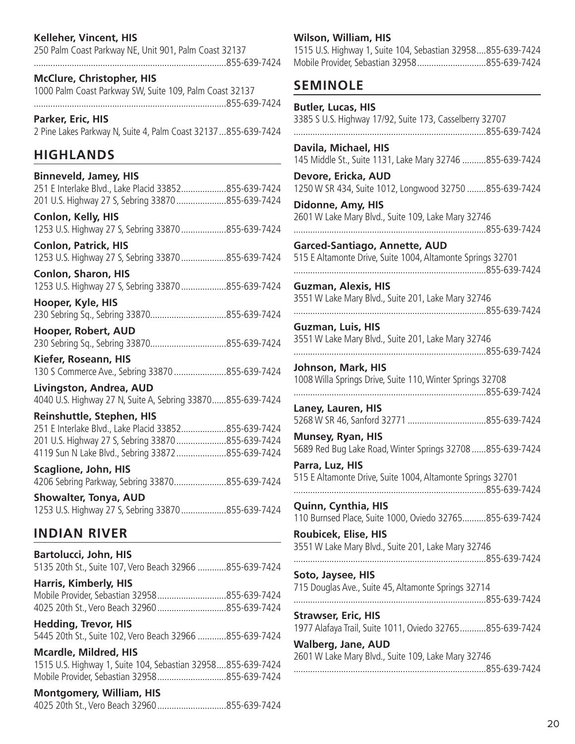**Kelleher, Vincent, HIS**
250 Palm Coast Parkway NE, Unit 901, Palm Coast 32137 ........................................................................855-639-7424

**McClure, Christopher, HIS**
1000 Palm Coast Parkway SW, Suite 109, Palm Coast 32137 ........................................................................855-639-7424

**Parker, Eric, HIS**
2 Pine Lakes Parkway N, Suite 4, Palm Coast 32137...855-639-7424

## HIGHLANDS

**Binneveld, Jamey, HIS**
251 E Interlake Blvd., Lake Placid 33852...................855-639-7424
201 U.S. Highway 27 S, Sebring 33870.....................855-639-7424

**Conlon, Kelly, HIS**
1253 U.S. Highway 27 S, Sebring 33870...................855-639-7424

**Conlon, Patrick, HIS**
1253 U.S. Highway 27 S, Sebring 33870...................855-639-7424

**Conlon, Sharon, HIS**
1253 U.S. Highway 27 S, Sebring 33870...................855-639-7424

**Hooper, Kyle, HIS**
230 Sebring Sq., Sebring 33870................................855-639-7424

**Hooper, Robert, AUD**
230 Sebring Sq., Sebring 33870................................855-639-7424

**Kiefer, Roseann, HIS**
130 S Commerce Ave., Sebring 33870......................855-639-7424

**Livingston, Andrea, AUD**
4040 U.S. Highway 27 N, Suite A, Sebring 33870......855-639-7424

**Reinshuttle, Stephen, HIS**
251 E Interlake Blvd., Lake Placid 33852...................855-639-7424
201 U.S. Highway 27 S, Sebring 33870.....................855-639-7424
4119 Sun N Lake Blvd., Sebring 33872.....................855-639-7424

**Scaglione, John, HIS**
4206 Sebring Parkway, Sebring 33870......................855-639-7424

**Showalter, Tonya, AUD**
1253 U.S. Highway 27 S, Sebring 33870...................855-639-7424

## INDIAN RIVER

**Bartolucci, John, HIS**
5135 20th St., Suite 107, Vero Beach 32966 ............855-639-7424

**Harris, Kimberly, HIS**
Mobile Provider, Sebastian 32958.............................855-639-7424
4025 20th St., Vero Beach 32960.............................855-639-7424

**Hedding, Trevor, HIS**
5445 20th St., Suite 102, Vero Beach 32966 ............855-639-7424

**Mcardle, Mildred, HIS**
1515 U.S. Highway 1, Suite 104, Sebastian 32958....855-639-7424
Mobile Provider, Sebastian 32958.............................855-639-7424

**Montgomery, William, HIS**
4025 20th St., Vero Beach 32960.............................855-639-7424

**Wilson, William, HIS**
1515 U.S. Highway 1, Suite 104, Sebastian 32958....855-639-7424
Mobile Provider, Sebastian 32958.............................855-639-7424

## SEMINOLE

**Butler, Lucas, HIS**
3385 S U.S. Highway 17/92, Suite 173, Casselberry 32707 ........................................................................855-639-7424

**Davila, Michael, HIS**
145 Middle St., Suite 1131, Lake Mary 32746 ..........855-639-7424

**Devore, Ericka, AUD**
1250 W SR 434, Suite 1012, Longwood 32750 ........855-639-7424

**Didonne, Amy, HIS**
2601 W Lake Mary Blvd., Suite 109, Lake Mary 32746 ........................................................................855-639-7424

**Garced-Santiago, Annette, AUD**
515 E Altamonte Drive, Suite 1004, Altamonte Springs 32701 ........................................................................855-639-7424

**Guzman, Alexis, HIS**
3551 W Lake Mary Blvd., Suite 201, Lake Mary 32746 ........................................................................855-639-7424

**Guzman, Luis, HIS**
3551 W Lake Mary Blvd., Suite 201, Lake Mary 32746 ........................................................................855-639-7424

**Johnson, Mark, HIS**
1008 Willa Springs Drive, Suite 110, Winter Springs 32708 ........................................................................855-639-7424

**Laney, Lauren, HIS**
5268 W SR 46, Sanford 32771 .................................855-639-7424

**Munsey, Ryan, HIS**
5689 Red Bug Lake Road, Winter Springs 32708......855-639-7424

**Parra, Luz, HIS**
515 E Altamonte Drive, Suite 1004, Altamonte Springs 32701 ........................................................................855-639-7424

**Quinn, Cynthia, HIS**
110 Burnsed Place, Suite 1000, Oviedo 32765..........855-639-7424

**Roubicek, Elise, HIS**
3551 W Lake Mary Blvd., Suite 201, Lake Mary 32746 ........................................................................855-639-7424

**Soto, Jaysee, HIS**
715 Douglas Ave., Suite 45, Altamonte Springs 32714 ........................................................................855-639-7424

**Strawser, Eric, HIS**
1977 Alafaya Trail, Suite 1011, Oviedo 32765...........855-639-7424

**Walberg, Jane, AUD**
2601 W Lake Mary Blvd., Suite 109, Lake Mary 32746 ........................................................................855-639-7424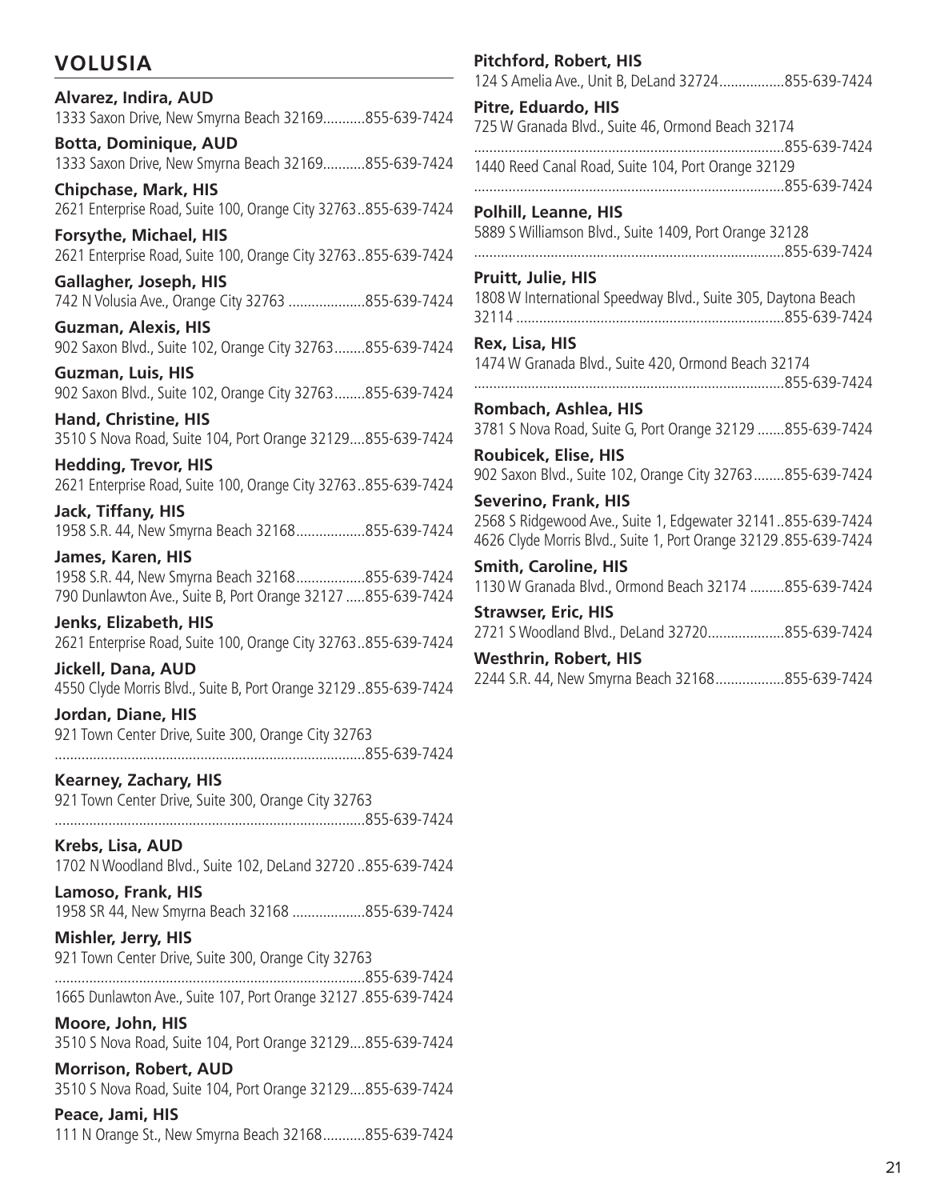## VOLUSIA

**Alvarez, Indira, AUD**
1333 Saxon Drive, New Smyrna Beach 32169...........855-639-7424

**Botta, Dominique, AUD**
1333 Saxon Drive, New Smyrna Beach 32169...........855-639-7424

**Chipchase, Mark, HIS**
2621 Enterprise Road, Suite 100, Orange City 32763..855-639-7424

**Forsythe, Michael, HIS**
2621 Enterprise Road, Suite 100, Orange City 32763..855-639-7424

**Gallagher, Joseph, HIS**
742 N Volusia Ave., Orange City 32763 ....................855-639-7424

**Guzman, Alexis, HIS**
902 Saxon Blvd., Suite 102, Orange City 32763........855-639-7424

**Guzman, Luis, HIS**
902 Saxon Blvd., Suite 102, Orange City 32763........855-639-7424

**Hand, Christine, HIS**
3510 S Nova Road, Suite 104, Port Orange 32129....855-639-7424

**Hedding, Trevor, HIS**
2621 Enterprise Road, Suite 100, Orange City 32763..855-639-7424

**Jack, Tiffany, HIS**
1958 S.R. 44, New Smyrna Beach 32168..................855-639-7424

**James, Karen, HIS**
1958 S.R. 44, New Smyrna Beach 32168..................855-639-7424
790 Dunlawton Ave., Suite B, Port Orange 32127 .....855-639-7424

**Jenks, Elizabeth, HIS**
2621 Enterprise Road, Suite 100, Orange City 32763..855-639-7424

**Jickell, Dana, AUD**
4550 Clyde Morris Blvd., Suite B, Port Orange 32129 ..855-639-7424

**Jordan, Diane, HIS**
921 Town Center Drive, Suite 300, Orange City 32763
................................................................................855-639-7424

**Kearney, Zachary, HIS**
921 Town Center Drive, Suite 300, Orange City 32763
................................................................................855-639-7424

**Krebs, Lisa, AUD**
1702 N Woodland Blvd., Suite 102, DeLand 32720 ..855-639-7424

**Lamoso, Frank, HIS**
1958 SR 44, New Smyrna Beach 32168 ...................855-639-7424

**Mishler, Jerry, HIS**
921 Town Center Drive, Suite 300, Orange City 32763
................................................................................855-639-7424
1665 Dunlawton Ave., Suite 107, Port Orange 32127 .855-639-7424

**Moore, John, HIS**
3510 S Nova Road, Suite 104, Port Orange 32129....855-639-7424

**Morrison, Robert, AUD**
3510 S Nova Road, Suite 104, Port Orange 32129....855-639-7424

**Peace, Jami, HIS**
111 N Orange St., New Smyrna Beach 32168...........855-639-7424

**Pitchford, Robert, HIS**
124 S Amelia Ave., Unit B, DeLand 32724.................855-639-7424

**Pitre, Eduardo, HIS**
725 W Granada Blvd., Suite 46, Ormond Beach 32174
................................................................................855-639-7424
1440 Reed Canal Road, Suite 104, Port Orange 32129
................................................................................855-639-7424

**Polhill, Leanne, HIS**
5889 S Williamson Blvd., Suite 1409, Port Orange 32128
................................................................................855-639-7424

**Pruitt, Julie, HIS**
1808 W International Speedway Blvd., Suite 305, Daytona Beach 32114 .....................................................................855-639-7424

**Rex, Lisa, HIS**
1474 W Granada Blvd., Suite 420, Ormond Beach 32174
................................................................................855-639-7424

**Rombach, Ashlea, HIS**
3781 S Nova Road, Suite G, Port Orange 32129 .......855-639-7424

**Roubicek, Elise, HIS**
902 Saxon Blvd., Suite 102, Orange City 32763........855-639-7424

**Severino, Frank, HIS**
2568 S Ridgewood Ave., Suite 1, Edgewater 32141..855-639-7424
4626 Clyde Morris Blvd., Suite 1, Port Orange 32129 .855-639-7424

**Smith, Caroline, HIS**
1130 W Granada Blvd., Ormond Beach 32174 .........855-639-7424

**Strawser, Eric, HIS**
2721 S Woodland Blvd., DeLand 32720....................855-639-7424

**Westhrin, Robert, HIS**
2244 S.R. 44, New Smyrna Beach 32168..................855-639-7424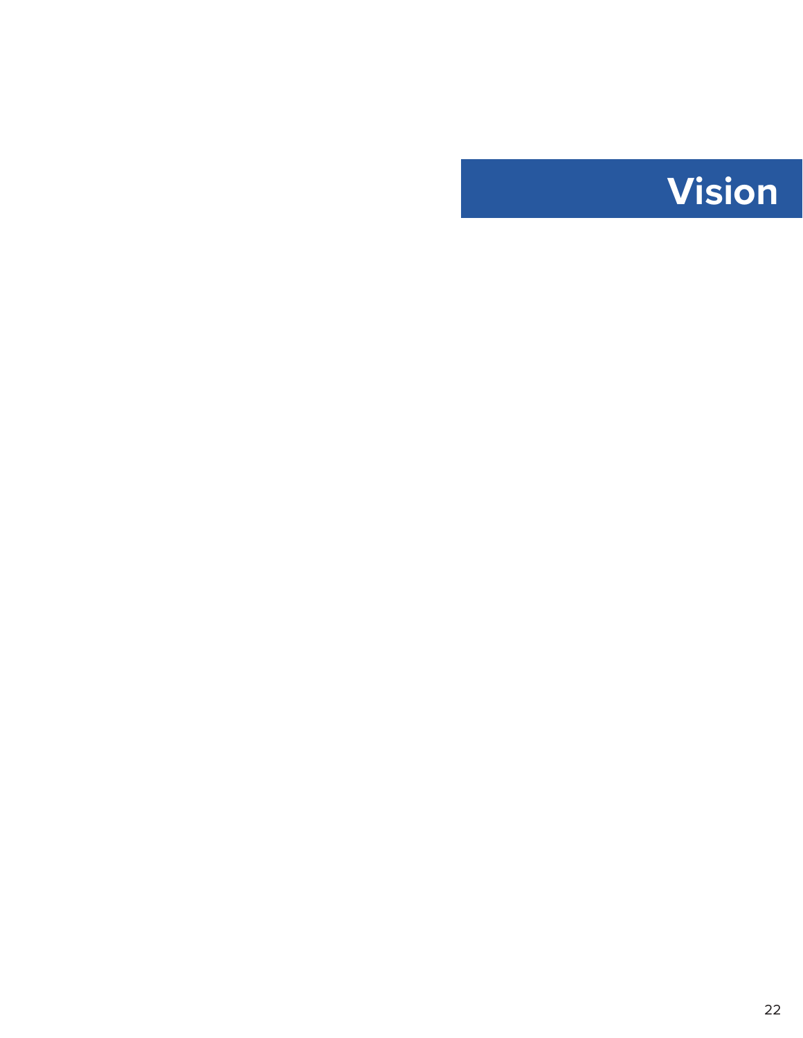# Vision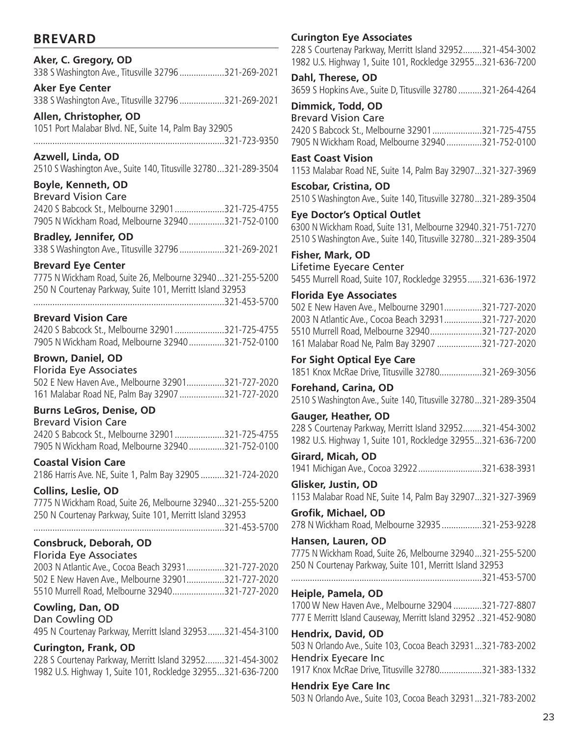## BREVARD

**Aker, C. Gregory, OD**
338 S Washington Ave., Titusville 32796 ...................321-269-2021

**Aker Eye Center**
338 S Washington Ave., Titusville 32796 ...................321-269-2021

**Allen, Christopher, OD**
1051 Port Malabar Blvd. NE, Suite 14, Palm Bay 32905
................................................................................321-723-9350

**Azwell, Linda, OD**
2510 S Washington Ave., Suite 140, Titusville 32780...321-289-3504

**Boyle, Kenneth, OD**
Brevard Vision Care
2420 S Babcock St., Melbourne 32901.....................321-725-4755
7905 N Wickham Road, Melbourne 32940...............321-752-0100

**Bradley, Jennifer, OD**
338 S Washington Ave., Titusville 32796 ...................321-269-2021

**Brevard Eye Center**
7775 N Wickham Road, Suite 26, Melbourne 32940...321-255-5200
250 N Courtenay Parkway, Suite 101, Merritt Island 32953
................................................................................321-453-5700

**Brevard Vision Care**
2420 S Babcock St., Melbourne 32901.....................321-725-4755
7905 N Wickham Road, Melbourne 32940...............321-752-0100

**Brown, Daniel, OD**
Florida Eye Associates
502 E New Haven Ave., Melbourne 32901................321-727-2020
161 Malabar Road NE, Palm Bay 32907...................321-727-2020

**Burns LeGros, Denise, OD**
Brevard Vision Care
2420 S Babcock St., Melbourne 32901.....................321-725-4755
7905 N Wickham Road, Melbourne 32940...............321-752-0100

**Coastal Vision Care**
2186 Harris Ave. NE, Suite 1, Palm Bay 32905..........321-724-2020

**Collins, Leslie, OD**
7775 N Wickham Road, Suite 26, Melbourne 32940...321-255-5200
250 N Courtenay Parkway, Suite 101, Merritt Island 32953
................................................................................321-453-5700

**Consbruck, Deborah, OD**
Florida Eye Associates
2003 N Atlantic Ave., Cocoa Beach 32931................321-727-2020
502 E New Haven Ave., Melbourne 32901................321-727-2020
5510 Murrell Road, Melbourne 32940......................321-727-2020

**Cowling, Dan, OD**
Dan Cowling OD
495 N Courtenay Parkway, Merritt Island 32953.......321-454-3100

**Curington, Frank, OD**
228 S Courtenay Parkway, Merritt Island 32952........321-454-3002
1982 U.S. Highway 1, Suite 101, Rockledge 32955...321-636-7200

**Curington Eye Associates**
228 S Courtenay Parkway, Merritt Island 32952........321-454-3002
1982 U.S. Highway 1, Suite 101, Rockledge 32955...321-636-7200

**Dahl, Therese, OD**
3659 S Hopkins Ave., Suite D, Titusville 32780..........321-264-4264

**Dimmick, Todd, OD**
Brevard Vision Care
2420 S Babcock St., Melbourne 32901.....................321-725-4755
7905 N Wickham Road, Melbourne 32940...............321-752-0100

**East Coast Vision**
1153 Malabar Road NE, Suite 14, Palm Bay 32907...321-327-3969

**Escobar, Cristina, OD**
2510 S Washington Ave., Suite 140, Titusville 32780...321-289-3504

**Eye Doctor's Optical Outlet**
6300 N Wickham Road, Suite 131, Melbourne 32940.321-751-7270
2510 S Washington Ave., Suite 140, Titusville 32780...321-289-3504

**Fisher, Mark, OD**
Lifetime Eyecare Center
5455 Murrell Road, Suite 107, Rockledge 32955......321-636-1972

**Florida Eye Associates**
502 E New Haven Ave., Melbourne 32901................321-727-2020
2003 N Atlantic Ave., Cocoa Beach 32931................321-727-2020
5510 Murrell Road, Melbourne 32940......................321-727-2020
161 Malabar Road Ne, Palm Bay 32907...................321-727-2020

**For Sight Optical Eye Care**
1851 Knox McRae Drive, Titusville 32780..................321-269-3056

**Forehand, Carina, OD**
2510 S Washington Ave., Suite 140, Titusville 32780...321-289-3504

**Gauger, Heather, OD**
228 S Courtenay Parkway, Merritt Island 32952........321-454-3002
1982 U.S. Highway 1, Suite 101, Rockledge 32955...321-636-7200

**Girard, Micah, OD**
1941 Michigan Ave., Cocoa 32922...........................321-638-3931

**Glisker, Justin, OD**
1153 Malabar Road NE, Suite 14, Palm Bay 32907...321-327-3969

**Grofik, Michael, OD**
278 N Wickham Road, Melbourne 32935.................321-253-9228

**Hansen, Lauren, OD**
7775 N Wickham Road, Suite 26, Melbourne 32940...321-255-5200
250 N Courtenay Parkway, Suite 101, Merritt Island 32953
................................................................................321-453-5700

**Heiple, Pamela, OD**
1700 W New Haven Ave., Melbourne 32904............321-727-8807
777 E Merritt Island Causeway, Merritt Island 32952..321-452-9080

**Hendrix, David, OD**
503 N Orlando Ave., Suite 103, Cocoa Beach 32931...321-783-2002
Hendrix Eyecare Inc
1917 Knox McRae Drive, Titusville 32780..................321-383-1332

**Hendrix Eye Care Inc**
503 N Orlando Ave., Suite 103, Cocoa Beach 32931...321-783-2002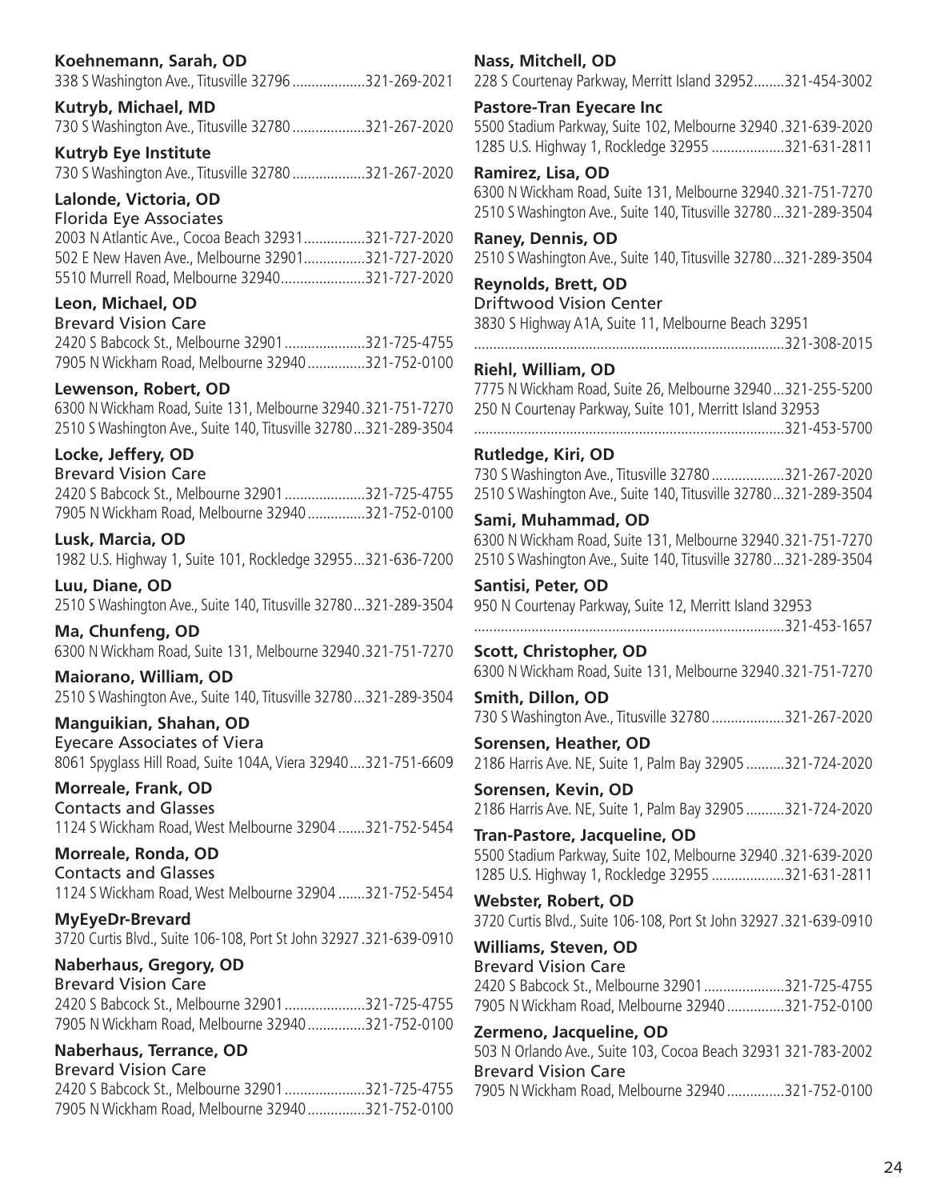**Koehnemann, Sarah, OD**
338 S Washington Ave., Titusville 32796 ...................321-269-2021

**Kutryb, Michael, MD**
730 S Washington Ave., Titusville 32780 ...................321-267-2020

**Kutryb Eye Institute**
730 S Washington Ave., Titusville 32780 ...................321-267-2020

**Lalonde, Victoria, OD**
Florida Eye Associates
2003 N Atlantic Ave., Cocoa Beach 32931................321-727-2020
502 E New Haven Ave., Melbourne 32901................321-727-2020
5510 Murrell Road, Melbourne 32940......................321-727-2020

**Leon, Michael, OD**
Brevard Vision Care
2420 S Babcock St., Melbourne 32901.....................321-725-4755
7905 N Wickham Road, Melbourne 32940...............321-752-0100

**Lewenson, Robert, OD**
6300 N Wickham Road, Suite 131, Melbourne 32940.321-751-7270
2510 S Washington Ave., Suite 140, Titusville 32780...321-289-3504

**Locke, Jeffery, OD**
Brevard Vision Care
2420 S Babcock St., Melbourne 32901.....................321-725-4755
7905 N Wickham Road, Melbourne 32940...............321-752-0100

**Lusk, Marcia, OD**
1982 U.S. Highway 1, Suite 101, Rockledge 32955...321-636-7200

**Luu, Diane, OD**
2510 S Washington Ave., Suite 140, Titusville 32780...321-289-3504

**Ma, Chunfeng, OD**
6300 N Wickham Road, Suite 131, Melbourne 32940.321-751-7270

**Maiorano, William, OD**
2510 S Washington Ave., Suite 140, Titusville 32780...321-289-3504

**Manguikian, Shahan, OD**
Eyecare Associates of Viera
8061 Spyglass Hill Road, Suite 104A, Viera 32940....321-751-6609

**Morreale, Frank, OD**
Contacts and Glasses
1124 S Wickham Road, West Melbourne 32904.......321-752-5454

**Morreale, Ronda, OD**
Contacts and Glasses
1124 S Wickham Road, West Melbourne 32904.......321-752-5454

**MyEyeDr-Brevard**
3720 Curtis Blvd., Suite 106-108, Port St John 32927.321-639-0910

**Naberhaus, Gregory, OD**
Brevard Vision Care
2420 S Babcock St., Melbourne 32901.....................321-725-4755
7905 N Wickham Road, Melbourne 32940...............321-752-0100

**Naberhaus, Terrance, OD**
Brevard Vision Care
2420 S Babcock St., Melbourne 32901.....................321-725-4755
7905 N Wickham Road, Melbourne 32940...............321-752-0100

**Nass, Mitchell, OD**
228 S Courtenay Parkway, Merritt Island 32952........321-454-3002

**Pastore-Tran Eyecare Inc**
5500 Stadium Parkway, Suite 102, Melbourne 32940 .321-639-2020
1285 U.S. Highway 1, Rockledge 32955 ...................321-631-2811

**Ramirez, Lisa, OD**
6300 N Wickham Road, Suite 131, Melbourne 32940.321-751-7270
2510 S Washington Ave., Suite 140, Titusville 32780...321-289-3504

**Raney, Dennis, OD**
2510 S Washington Ave., Suite 140, Titusville 32780...321-289-3504

**Reynolds, Brett, OD**
Driftwood Vision Center
3830 S Highway A1A, Suite 11, Melbourne Beach 32951
.................................................................................321-308-2015

**Riehl, William, OD**
7775 N Wickham Road, Suite 26, Melbourne 32940...321-255-5200
250 N Courtenay Parkway, Suite 101, Merritt Island 32953
.................................................................................321-453-5700

**Rutledge, Kiri, OD**
730 S Washington Ave., Titusville 32780...................321-267-2020
2510 S Washington Ave., Suite 140, Titusville 32780...321-289-3504

**Sami, Muhammad, OD**
6300 N Wickham Road, Suite 131, Melbourne 32940.321-751-7270
2510 S Washington Ave., Suite 140, Titusville 32780...321-289-3504

**Santisi, Peter, OD**
950 N Courtenay Parkway, Suite 12, Merritt Island 32953
.................................................................................321-453-1657

**Scott, Christopher, OD**
6300 N Wickham Road, Suite 131, Melbourne 32940.321-751-7270

**Smith, Dillon, OD**
730 S Washington Ave., Titusville 32780...................321-267-2020

**Sorensen, Heather, OD**
2186 Harris Ave. NE, Suite 1, Palm Bay 32905..........321-724-2020

**Sorensen, Kevin, OD**
2186 Harris Ave. NE, Suite 1, Palm Bay 32905..........321-724-2020

**Tran-Pastore, Jacqueline, OD**
5500 Stadium Parkway, Suite 102, Melbourne 32940 .321-639-2020
1285 U.S. Highway 1, Rockledge 32955 ...................321-631-2811

**Webster, Robert, OD**
3720 Curtis Blvd., Suite 106-108, Port St John 32927.321-639-0910

**Williams, Steven, OD**
Brevard Vision Care
2420 S Babcock St., Melbourne 32901.....................321-725-4755
7905 N Wickham Road, Melbourne 32940...............321-752-0100

**Zermeno, Jacqueline, OD**
503 N Orlando Ave., Suite 103, Cocoa Beach 32931 321-783-2002
Brevard Vision Care
7905 N Wickham Road, Melbourne 32940...............321-752-0100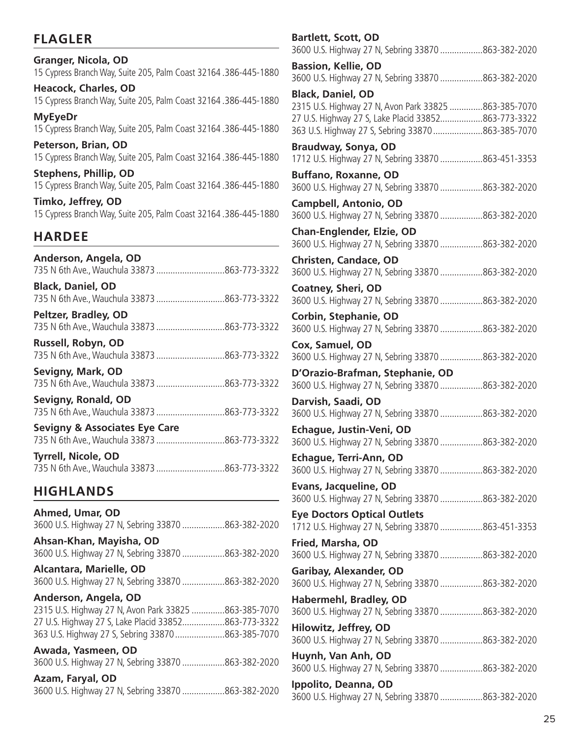## FLAGLER

**Granger, Nicola, OD**
15 Cypress Branch Way, Suite 205, Palm Coast 32164 .386-445-1880

**Heacock, Charles, OD**
15 Cypress Branch Way, Suite 205, Palm Coast 32164 .386-445-1880

**MyEyeDr**
15 Cypress Branch Way, Suite 205, Palm Coast 32164 .386-445-1880

**Peterson, Brian, OD**
15 Cypress Branch Way, Suite 205, Palm Coast 32164 .386-445-1880

**Stephens, Phillip, OD**
15 Cypress Branch Way, Suite 205, Palm Coast 32164 .386-445-1880

**Timko, Jeffrey, OD**
15 Cypress Branch Way, Suite 205, Palm Coast 32164 .386-445-1880

## HARDEE

**Anderson, Angela, OD**
735 N 6th Ave., Wauchula 33873 ............................863-773-3322

**Black, Daniel, OD**
735 N 6th Ave., Wauchula 33873 ............................863-773-3322

**Peltzer, Bradley, OD**
735 N 6th Ave., Wauchula 33873 ............................863-773-3322

**Russell, Robyn, OD**
735 N 6th Ave., Wauchula 33873 ............................863-773-3322

**Sevigny, Mark, OD**
735 N 6th Ave., Wauchula 33873 ............................863-773-3322

**Sevigny, Ronald, OD**
735 N 6th Ave., Wauchula 33873 ............................863-773-3322

**Sevigny & Associates Eye Care**
735 N 6th Ave., Wauchula 33873 ............................863-773-3322

**Tyrrell, Nicole, OD**
735 N 6th Ave., Wauchula 33873 ............................863-773-3322

## HIGHLANDS

**Ahmed, Umar, OD**
3600 U.S. Highway 27 N, Sebring 33870 ..................863-382-2020

**Ahsan-Khan, Mayisha, OD**
3600 U.S. Highway 27 N, Sebring 33870 ..................863-382-2020

**Alcantara, Marielle, OD**
3600 U.S. Highway 27 N, Sebring 33870 ..................863-382-2020

**Anderson, Angela, OD**
2315 U.S. Highway 27 N, Avon Park 33825 ..............863-385-7070
27 U.S. Highway 27 S, Lake Placid 33852..................863-773-3322
363 U.S. Highway 27 S, Sebring 33870.....................863-385-7070

**Awada, Yasmeen, OD**
3600 U.S. Highway 27 N, Sebring 33870 ..................863-382-2020

**Azam, Faryal, OD**
3600 U.S. Highway 27 N, Sebring 33870 ..................863-382-2020

**Bartlett, Scott, OD**
3600 U.S. Highway 27 N, Sebring 33870 ..................863-382-2020

**Bassion, Kellie, OD**
3600 U.S. Highway 27 N, Sebring 33870 ..................863-382-2020

**Black, Daniel, OD**
2315 U.S. Highway 27 N, Avon Park 33825 ..............863-385-7070
27 U.S. Highway 27 S, Lake Placid 33852..................863-773-3322
363 U.S. Highway 27 S, Sebring 33870.....................863-385-7070

**Braudway, Sonya, OD**
1712 U.S. Highway 27 N, Sebring 33870 ..................863-451-3353

**Buffano, Roxanne, OD**
3600 U.S. Highway 27 N, Sebring 33870 ..................863-382-2020

**Campbell, Antonio, OD**
3600 U.S. Highway 27 N, Sebring 33870 ..................863-382-2020

**Chan-Englender, Elzie, OD**
3600 U.S. Highway 27 N, Sebring 33870 ..................863-382-2020

**Christen, Candace, OD**
3600 U.S. Highway 27 N, Sebring 33870 ..................863-382-2020

**Coatney, Sheri, OD**
3600 U.S. Highway 27 N, Sebring 33870 ..................863-382-2020

**Corbin, Stephanie, OD**
3600 U.S. Highway 27 N, Sebring 33870 ..................863-382-2020

**Cox, Samuel, OD**
3600 U.S. Highway 27 N, Sebring 33870 ..................863-382-2020

**D'Orazio-Brafman, Stephanie, OD**
3600 U.S. Highway 27 N, Sebring 33870 ..................863-382-2020

**Darvish, Saadi, OD**
3600 U.S. Highway 27 N, Sebring 33870 ..................863-382-2020

**Echague, Justin-Veni, OD**
3600 U.S. Highway 27 N, Sebring 33870 ..................863-382-2020

**Echague, Terri-Ann, OD**
3600 U.S. Highway 27 N, Sebring 33870 ..................863-382-2020

**Evans, Jacqueline, OD**
3600 U.S. Highway 27 N, Sebring 33870 ..................863-382-2020

**Eye Doctors Optical Outlets**
1712 U.S. Highway 27 N, Sebring 33870 ..................863-451-3353

**Fried, Marsha, OD**
3600 U.S. Highway 27 N, Sebring 33870 ..................863-382-2020

**Garibay, Alexander, OD**
3600 U.S. Highway 27 N, Sebring 33870 ..................863-382-2020

**Habermehl, Bradley, OD**
3600 U.S. Highway 27 N, Sebring 33870 ..................863-382-2020

**Hilowitz, Jeffrey, OD**
3600 U.S. Highway 27 N, Sebring 33870 ..................863-382-2020

**Huynh, Van Anh, OD**
3600 U.S. Highway 27 N, Sebring 33870 ..................863-382-2020

**Ippolito, Deanna, OD**
3600 U.S. Highway 27 N, Sebring 33870 ..................863-382-2020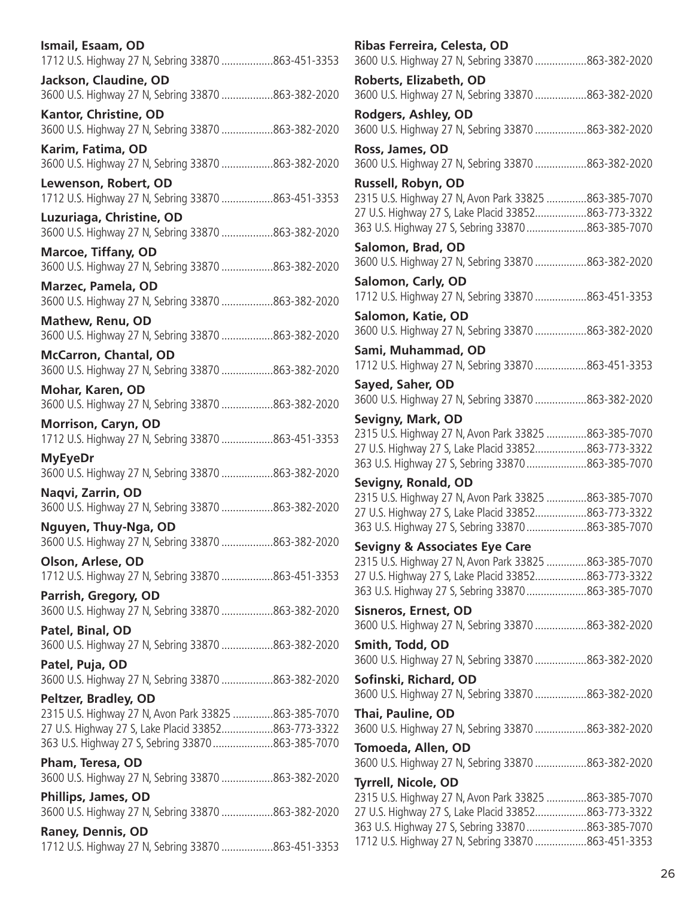**Ismail, Esaam, OD**
1712 U.S. Highway 27 N, Sebring 33870 ..................863-451-3353

**Jackson, Claudine, OD**
3600 U.S. Highway 27 N, Sebring 33870 ..................863-382-2020

**Kantor, Christine, OD**
3600 U.S. Highway 27 N, Sebring 33870 ..................863-382-2020

**Karim, Fatima, OD**
3600 U.S. Highway 27 N, Sebring 33870 ..................863-382-2020

**Lewenson, Robert, OD**
1712 U.S. Highway 27 N, Sebring 33870 ..................863-451-3353

**Luzuriaga, Christine, OD**
3600 U.S. Highway 27 N, Sebring 33870 ..................863-382-2020

**Marcoe, Tiffany, OD**
3600 U.S. Highway 27 N, Sebring 33870 ..................863-382-2020

**Marzec, Pamela, OD**
3600 U.S. Highway 27 N, Sebring 33870 ..................863-382-2020

**Mathew, Renu, OD**
3600 U.S. Highway 27 N, Sebring 33870 ..................863-382-2020

**McCarron, Chantal, OD**
3600 U.S. Highway 27 N, Sebring 33870 ..................863-382-2020

**Mohar, Karen, OD**
3600 U.S. Highway 27 N, Sebring 33870 ..................863-382-2020

**Morrison, Caryn, OD**
1712 U.S. Highway 27 N, Sebring 33870 ..................863-451-3353

**MyEyeDr**
3600 U.S. Highway 27 N, Sebring 33870 ..................863-382-2020

**Naqvi, Zarrin, OD**
3600 U.S. Highway 27 N, Sebring 33870 ..................863-382-2020

**Nguyen, Thuy-Nga, OD**
3600 U.S. Highway 27 N, Sebring 33870 ..................863-382-2020

**Olson, Arlese, OD**
1712 U.S. Highway 27 N, Sebring 33870 ..................863-451-3353

**Parrish, Gregory, OD**
3600 U.S. Highway 27 N, Sebring 33870 ..................863-382-2020

**Patel, Binal, OD**
3600 U.S. Highway 27 N, Sebring 33870 ..................863-382-2020

**Patel, Puja, OD**
3600 U.S. Highway 27 N, Sebring 33870 ..................863-382-2020

**Peltzer, Bradley, OD**
2315 U.S. Highway 27 N, Avon Park 33825 ..............863-385-7070
27 U.S. Highway 27 S, Lake Placid 33852..................863-773-3322
363 U.S. Highway 27 S, Sebring 33870.....................863-385-7070

**Pham, Teresa, OD**
3600 U.S. Highway 27 N, Sebring 33870 ..................863-382-2020

**Phillips, James, OD**
3600 U.S. Highway 27 N, Sebring 33870 ..................863-382-2020

**Raney, Dennis, OD**
1712 U.S. Highway 27 N, Sebring 33870 ..................863-451-3353

**Ribas Ferreira, Celesta, OD**
3600 U.S. Highway 27 N, Sebring 33870 ..................863-382-2020

**Roberts, Elizabeth, OD**
3600 U.S. Highway 27 N, Sebring 33870 ..................863-382-2020

**Rodgers, Ashley, OD**
3600 U.S. Highway 27 N, Sebring 33870 ..................863-382-2020

**Ross, James, OD**
3600 U.S. Highway 27 N, Sebring 33870 ..................863-382-2020

**Russell, Robyn, OD**
2315 U.S. Highway 27 N, Avon Park 33825 ..............863-385-7070
27 U.S. Highway 27 S, Lake Placid 33852..................863-773-3322
363 U.S. Highway 27 S, Sebring 33870.....................863-385-7070

**Salomon, Brad, OD**
3600 U.S. Highway 27 N, Sebring 33870 ..................863-382-2020

**Salomon, Carly, OD**
1712 U.S. Highway 27 N, Sebring 33870 ..................863-451-3353

**Salomon, Katie, OD**
3600 U.S. Highway 27 N, Sebring 33870 ..................863-382-2020

**Sami, Muhammad, OD**
1712 U.S. Highway 27 N, Sebring 33870 ..................863-451-3353

**Sayed, Saher, OD**
3600 U.S. Highway 27 N, Sebring 33870 ..................863-382-2020

**Sevigny, Mark, OD**
2315 U.S. Highway 27 N, Avon Park 33825 ..............863-385-7070
27 U.S. Highway 27 S, Lake Placid 33852..................863-773-3322
363 U.S. Highway 27 S, Sebring 33870.....................863-385-7070

**Sevigny, Ronald, OD**
2315 U.S. Highway 27 N, Avon Park 33825 ..............863-385-7070
27 U.S. Highway 27 S, Lake Placid 33852..................863-773-3322
363 U.S. Highway 27 S, Sebring 33870.....................863-385-7070

**Sevigny & Associates Eye Care**
2315 U.S. Highway 27 N, Avon Park 33825 ..............863-385-7070
27 U.S. Highway 27 S, Lake Placid 33852..................863-773-3322
363 U.S. Highway 27 S, Sebring 33870.....................863-385-7070

**Sisneros, Ernest, OD**
3600 U.S. Highway 27 N, Sebring 33870 ..................863-382-2020

**Smith, Todd, OD**
3600 U.S. Highway 27 N, Sebring 33870 ..................863-382-2020

**Sofinski, Richard, OD**
3600 U.S. Highway 27 N, Sebring 33870 ..................863-382-2020

**Thai, Pauline, OD**
3600 U.S. Highway 27 N, Sebring 33870 ..................863-382-2020

**Tomoeda, Allen, OD**
3600 U.S. Highway 27 N, Sebring 33870 ..................863-382-2020

**Tyrrell, Nicole, OD**
2315 U.S. Highway 27 N, Avon Park 33825 ..............863-385-7070
27 U.S. Highway 27 S, Lake Placid 33852..................863-773-3322
363 U.S. Highway 27 S, Sebring 33870.....................863-385-7070
1712 U.S. Highway 27 N, Sebring 33870 ..................863-451-3353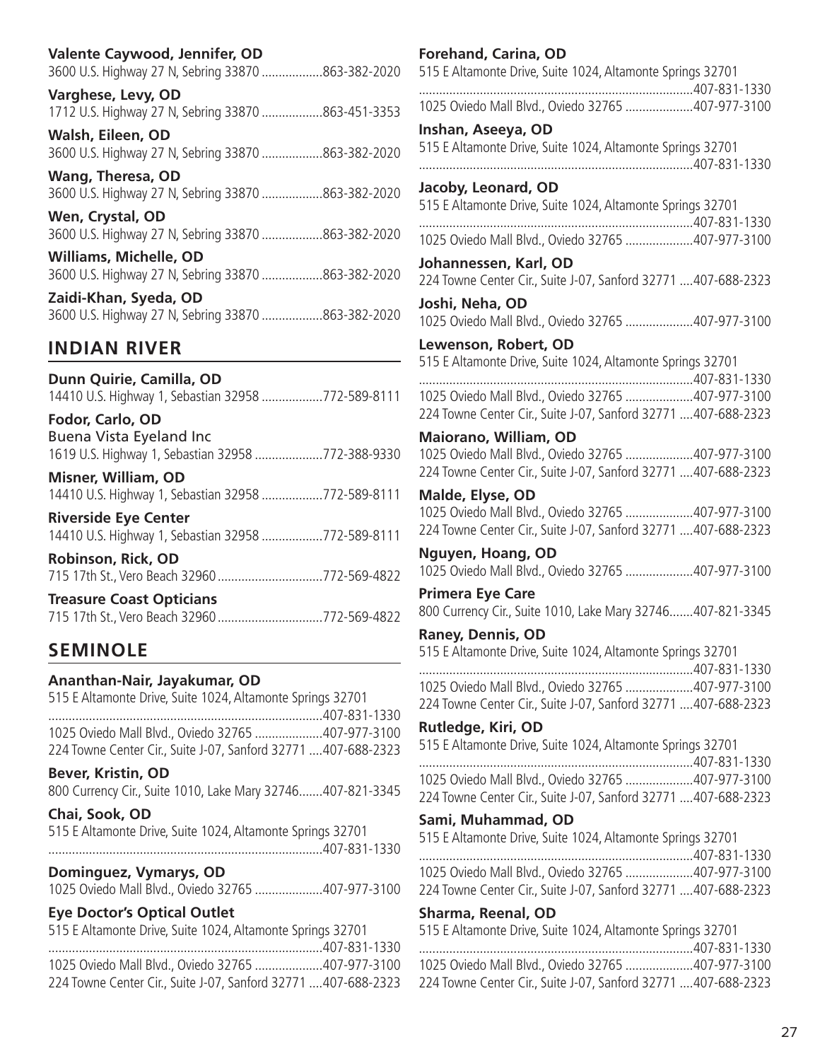**Valente Caywood, Jennifer, OD**
3600 U.S. Highway 27 N, Sebring 33870 ..................863-382-2020

**Varghese, Levy, OD**
1712 U.S. Highway 27 N, Sebring 33870 ..................863-451-3353

**Walsh, Eileen, OD**
3600 U.S. Highway 27 N, Sebring 33870 ..................863-382-2020

**Wang, Theresa, OD**
3600 U.S. Highway 27 N, Sebring 33870 ..................863-382-2020

**Wen, Crystal, OD**
3600 U.S. Highway 27 N, Sebring 33870 ..................863-382-2020

**Williams, Michelle, OD**
3600 U.S. Highway 27 N, Sebring 33870 ..................863-382-2020

**Zaidi-Khan, Syeda, OD**
3600 U.S. Highway 27 N, Sebring 33870 ..................863-382-2020

## INDIAN RIVER

**Dunn Quirie, Camilla, OD**
14410 U.S. Highway 1, Sebastian 32958 ..................772-589-8111

**Fodor, Carlo, OD**
Buena Vista Eyeland Inc
1619 U.S. Highway 1, Sebastian 32958 ....................772-388-9330

**Misner, William, OD**
14410 U.S. Highway 1, Sebastian 32958 ..................772-589-8111

**Riverside Eye Center**
14410 U.S. Highway 1, Sebastian 32958 ..................772-589-8111

**Robinson, Rick, OD**
715 17th St., Vero Beach 32960 ...............................772-569-4822

**Treasure Coast Opticians**
715 17th St., Vero Beach 32960 ...............................772-569-4822

## SEMINOLE

**Ananthan-Nair, Jayakumar, OD**
515 E Altamonte Drive, Suite 1024, Altamonte Springs 32701
.................................................................................407-831-1330
1025 Oviedo Mall Blvd., Oviedo 32765 ....................407-977-3100
224 Towne Center Cir., Suite J-07, Sanford 32771 ....407-688-2323

**Bever, Kristin, OD**
800 Currency Cir., Suite 1010, Lake Mary 32746.......407-821-3345

**Chai, Sook, OD**
515 E Altamonte Drive, Suite 1024, Altamonte Springs 32701
.................................................................................407-831-1330

**Dominguez, Vymarys, OD**
1025 Oviedo Mall Blvd., Oviedo 32765 ....................407-977-3100

**Eye Doctor's Optical Outlet**
515 E Altamonte Drive, Suite 1024, Altamonte Springs 32701
.................................................................................407-831-1330
1025 Oviedo Mall Blvd., Oviedo 32765 ....................407-977-3100
224 Towne Center Cir., Suite J-07, Sanford 32771 ....407-688-2323

**Forehand, Carina, OD**
515 E Altamonte Drive, Suite 1024, Altamonte Springs 32701
.................................................................................407-831-1330
1025 Oviedo Mall Blvd., Oviedo 32765 ....................407-977-3100

**Inshan, Aseeya, OD**
515 E Altamonte Drive, Suite 1024, Altamonte Springs 32701
.................................................................................407-831-1330

**Jacoby, Leonard, OD**
515 E Altamonte Drive, Suite 1024, Altamonte Springs 32701
.................................................................................407-831-1330
1025 Oviedo Mall Blvd., Oviedo 32765 ....................407-977-3100

**Johannessen, Karl, OD**
224 Towne Center Cir., Suite J-07, Sanford 32771 ....407-688-2323

**Joshi, Neha, OD**
1025 Oviedo Mall Blvd., Oviedo 32765 ....................407-977-3100

**Lewenson, Robert, OD**
515 E Altamonte Drive, Suite 1024, Altamonte Springs 32701
.................................................................................407-831-1330
1025 Oviedo Mall Blvd., Oviedo 32765 ....................407-977-3100
224 Towne Center Cir., Suite J-07, Sanford 32771 ....407-688-2323

**Maiorano, William, OD**
1025 Oviedo Mall Blvd., Oviedo 32765 ....................407-977-3100
224 Towne Center Cir., Suite J-07, Sanford 32771 ....407-688-2323

**Malde, Elyse, OD**
1025 Oviedo Mall Blvd., Oviedo 32765 ....................407-977-3100
224 Towne Center Cir., Suite J-07, Sanford 32771 ....407-688-2323

**Nguyen, Hoang, OD**
1025 Oviedo Mall Blvd., Oviedo 32765 ....................407-977-3100

**Primera Eye Care**
800 Currency Cir., Suite 1010, Lake Mary 32746.......407-821-3345

**Raney, Dennis, OD**
515 E Altamonte Drive, Suite 1024, Altamonte Springs 32701
.................................................................................407-831-1330
1025 Oviedo Mall Blvd., Oviedo 32765 ....................407-977-3100
224 Towne Center Cir., Suite J-07, Sanford 32771 ....407-688-2323

**Rutledge, Kiri, OD**
515 E Altamonte Drive, Suite 1024, Altamonte Springs 32701
.................................................................................407-831-1330
1025 Oviedo Mall Blvd., Oviedo 32765 ....................407-977-3100
224 Towne Center Cir., Suite J-07, Sanford 32771 ....407-688-2323

**Sami, Muhammad, OD**
515 E Altamonte Drive, Suite 1024, Altamonte Springs 32701
.................................................................................407-831-1330
1025 Oviedo Mall Blvd., Oviedo 32765 ....................407-977-3100
224 Towne Center Cir., Suite J-07, Sanford 32771 ....407-688-2323

**Sharma, Reenal, OD**
515 E Altamonte Drive, Suite 1024, Altamonte Springs 32701
.................................................................................407-831-1330
1025 Oviedo Mall Blvd., Oviedo 32765 ....................407-977-3100
224 Towne Center Cir., Suite J-07, Sanford 32771 ....407-688-2323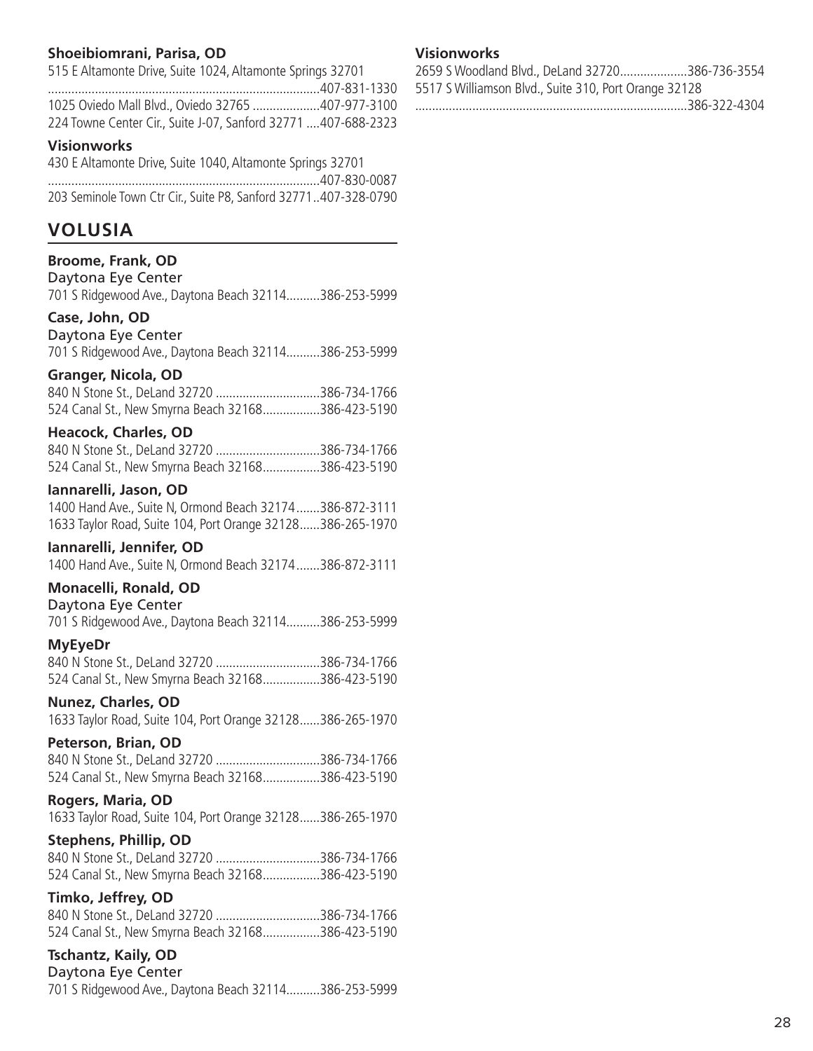**Shoeibiomrani, Parisa, OD**
515 E Altamonte Drive, Suite 1024, Altamonte Springs 32701 ................................................................................407-831-1330
1025 Oviedo Mall Blvd., Oviedo 32765 ....................407-977-3100
224 Towne Center Cir., Suite J-07, Sanford 32771 ....407-688-2323

**Visionworks**
430 E Altamonte Drive, Suite 1040, Altamonte Springs 32701 ................................................................................407-830-0087
203 Seminole Town Ctr Cir., Suite P8, Sanford 32771..407-328-0790

## VOLUSIA

**Broome, Frank, OD**
Daytona Eye Center
701 S Ridgewood Ave., Daytona Beach 32114..........386-253-5999

**Case, John, OD**
Daytona Eye Center
701 S Ridgewood Ave., Daytona Beach 32114..........386-253-5999

**Granger, Nicola, OD**
840 N Stone St., DeLand 32720 ...............................386-734-1766
524 Canal St., New Smyrna Beach 32168.................386-423-5190

**Heacock, Charles, OD**
840 N Stone St., DeLand 32720 ...............................386-734-1766
524 Canal St., New Smyrna Beach 32168.................386-423-5190

**Iannarelli, Jason, OD**
1400 Hand Ave., Suite N, Ormond Beach 32174.......386-872-3111
1633 Taylor Road, Suite 104, Port Orange 32128......386-265-1970

**Iannarelli, Jennifer, OD**
1400 Hand Ave., Suite N, Ormond Beach 32174.......386-872-3111

**Monacelli, Ronald, OD**
Daytona Eye Center
701 S Ridgewood Ave., Daytona Beach 32114..........386-253-5999

**MyEyeDr**
840 N Stone St., DeLand 32720 ...............................386-734-1766
524 Canal St., New Smyrna Beach 32168.................386-423-5190

**Nunez, Charles, OD**
1633 Taylor Road, Suite 104, Port Orange 32128......386-265-1970

**Peterson, Brian, OD**
840 N Stone St., DeLand 32720 ...............................386-734-1766
524 Canal St., New Smyrna Beach 32168.................386-423-5190

**Rogers, Maria, OD**
1633 Taylor Road, Suite 104, Port Orange 32128......386-265-1970

**Stephens, Phillip, OD**
840 N Stone St., DeLand 32720 ...............................386-734-1766
524 Canal St., New Smyrna Beach 32168.................386-423-5190

**Timko, Jeffrey, OD**
840 N Stone St., DeLand 32720 ...............................386-734-1766
524 Canal St., New Smyrna Beach 32168.................386-423-5190

**Tschantz, Kaily, OD**
Daytona Eye Center
701 S Ridgewood Ave., Daytona Beach 32114..........386-253-5999

**Visionworks**
2659 S Woodland Blvd., DeLand 32720....................386-736-3554
5517 S Williamson Blvd., Suite 310, Port Orange 32128 ................................................................................386-322-4304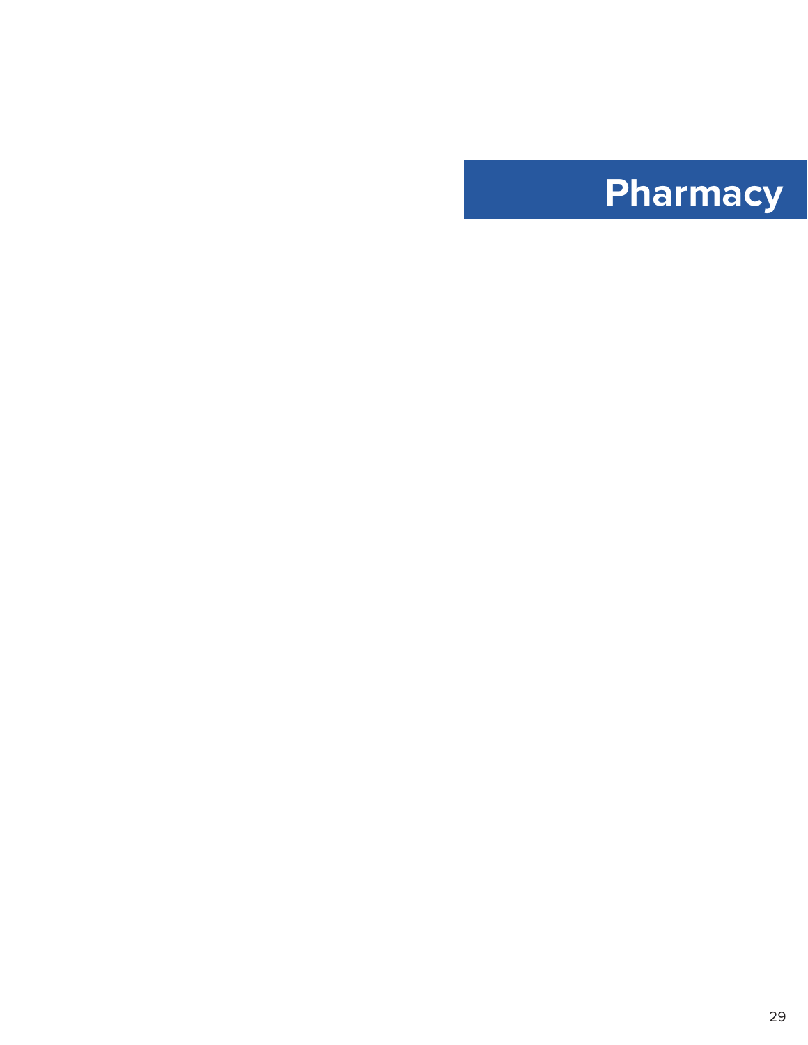# Pharmacy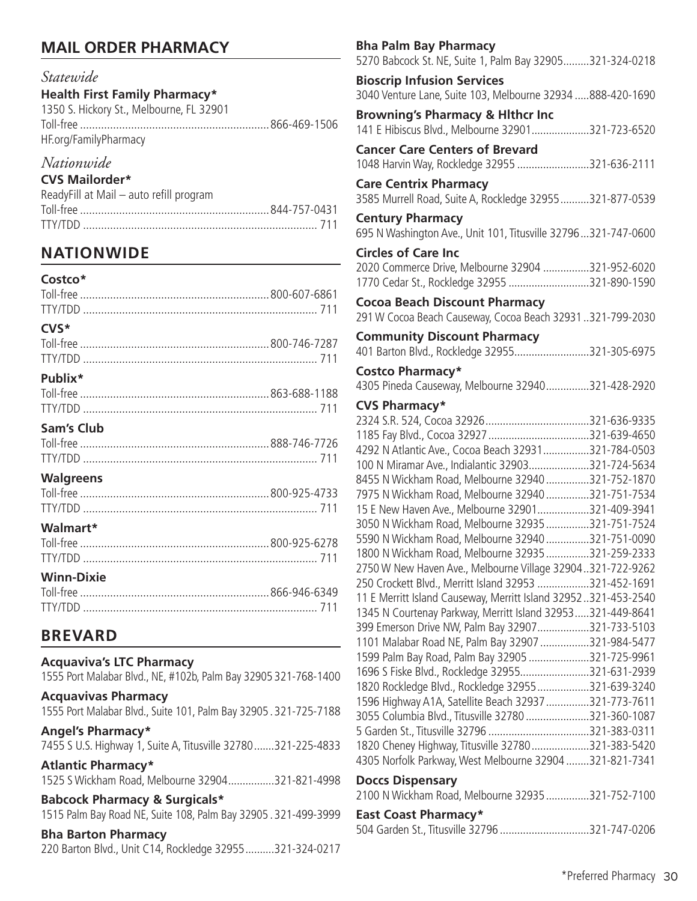## MAIL ORDER PHARMACY

*Statewide*

**Health First Family Pharmacy***
1350 S. Hickory St., Melbourne, FL 32901
Toll-free ............................................................. 866-469-1506
HF.org/FamilyPharmacy

*Nationwide*

**CVS Mailorder***
ReadyFill at Mail – auto refill program
Toll-free ............................................................. 844-757-0431
TTY/TDD ............................................................ 711

## NATIONWIDE

**Costco***
Toll-free ............................................................. 800-607-6861
TTY/TDD ............................................................ 711

**CVS***
Toll-free ............................................................. 800-746-7287
TTY/TDD ............................................................ 711

**Publix***
Toll-free ............................................................. 863-688-1188
TTY/TDD ............................................................ 711

**Sam's Club**
Toll-free ............................................................. 888-746-7726
TTY/TDD ............................................................ 711

**Walgreens**
Toll-free ............................................................. 800-925-4733
TTY/TDD ............................................................ 711

**Walmart***
Toll-free ............................................................. 800-925-6278
TTY/TDD ............................................................ 711

**Winn-Dixie**
Toll-free ............................................................. 866-946-6349
TTY/TDD ............................................................ 711

## BREVARD

**Acquaviva's LTC Pharmacy**
1555 Port Malabar Blvd., NE, #102b, Palm Bay 32905 321-768-1400

**Acquavivas Pharmacy**
1555 Port Malabar Blvd., Suite 101, Palm Bay 32905 . 321-725-7188

**Angel's Pharmacy***
7455 S U.S. Highway 1, Suite A, Titusville 32780.......321-225-4833

**Atlantic Pharmacy***
1525 S Wickham Road, Melbourne 32904................321-821-4998

**Babcock Pharmacy & Surgicals***
1515 Palm Bay Road NE, Suite 108, Palm Bay 32905 . 321-499-3999

**Bha Barton Pharmacy**
220 Barton Blvd., Unit C14, Rockledge 32955..........321-324-0217

**Bha Palm Bay Pharmacy**
5270 Babcock St. NE, Suite 1, Palm Bay 32905.........321-324-0218

**Bioscrip Infusion Services**
3040 Venture Lane, Suite 103, Melbourne 32934 .....888-420-1690

**Browning's Pharmacy & Hlthcr Inc**
141 E Hibiscus Blvd., Melbourne 32901....................321-723-6520

**Cancer Care Centers of Brevard**
1048 Harvin Way, Rockledge 32955 .........................321-636-2111

**Care Centrix Pharmacy**
3585 Murrell Road, Suite A, Rockledge 32955..........321-877-0539

**Century Pharmacy**
695 N Washington Ave., Unit 101, Titusville 32796...321-747-0600

**Circles of Care Inc**
2020 Commerce Drive, Melbourne 32904 ................321-952-6020
1770 Cedar St., Rockledge 32955 ............................321-890-1590

**Cocoa Beach Discount Pharmacy**
291 W Cocoa Beach Causeway, Cocoa Beach 32931 ..321-799-2030

**Community Discount Pharmacy**
401 Barton Blvd., Rockledge 32955..........................321-305-6975

**Costco Pharmacy***
4305 Pineda Causeway, Melbourne 32940...............321-428-2920

**CVS Pharmacy***
2324 S.R. 524, Cocoa 32926....................................321-636-9335
1185 Fay Blvd., Cocoa 32927...................................321-639-4650
4292 N Atlantic Ave., Cocoa Beach 32931................321-784-0503
100 N Miramar Ave., Indialantic 32903.....................321-724-5634
8455 N Wickham Road, Melbourne 32940 ...............321-752-1870
7975 N Wickham Road, Melbourne 32940 ...............321-751-7534
15 E New Haven Ave., Melbourne 32901..................321-409-3941
3050 N Wickham Road, Melbourne 32935 ...............321-751-7524
5590 N Wickham Road, Melbourne 32940 ...............321-751-0090
1800 N Wickham Road, Melbourne 32935 ...............321-259-2333
2750 W New Haven Ave., Melbourne Village 32904 ..321-722-9262
250 Crockett Blvd., Merritt Island 32953 ..................321-452-1691
11 E Merritt Island Causeway, Merritt Island 32952 ..321-453-2540
1345 N Courtenay Parkway, Merritt Island 32953.....321-449-8641
399 Emerson Drive NW, Palm Bay 32907..................321-733-5103
1101 Malabar Road NE, Palm Bay 32907 .................321-984-5477
1599 Palm Bay Road, Palm Bay 32905 .....................321-725-9961
1696 S Fiske Blvd., Rockledge 32955........................321-631-2939
1820 Rockledge Blvd., Rockledge 32955..................321-639-3240
1596 Highway A1A, Satellite Beach 32937 ...............321-773-7611
3055 Columbia Blvd., Titusville 32780 ......................321-360-1087
5 Garden St., Titusville 32796 ..................................321-383-0311
1820 Cheney Highway, Titusville 32780....................321-383-5420
4305 Norfolk Parkway, West Melbourne 32904 ........321-821-7341

**Doccs Dispensary**
2100 N Wickham Road, Melbourne 32935 ...............321-752-7100

**East Coast Pharmacy***
504 Garden St., Titusville 32796 ...............................321-747-0206

*Preferred Pharmacy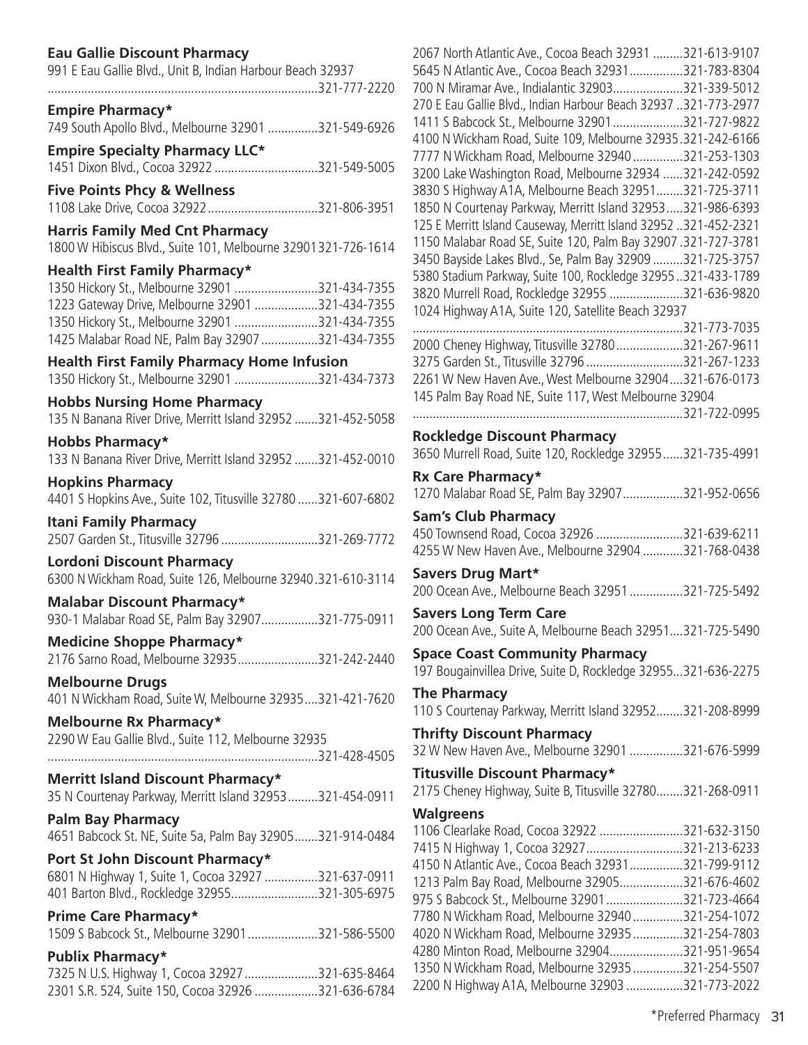**Eau Gallie Discount Pharmacy**
991 E Eau Gallie Blvd., Unit B, Indian Harbour Beach 32937 ....321-777-2220

**Empire Pharmacy***
749 South Apollo Blvd., Melbourne 32901 ...............321-549-6926

**Empire Specialty Pharmacy LLC***
1451 Dixon Blvd., Cocoa 32922 ...............................321-549-5005

**Five Points Phcy & Wellness**
1108 Lake Drive, Cocoa 32922.................................321-806-3951

**Harris Family Med Cnt Pharmacy**
1800 W Hibiscus Blvd., Suite 101, Melbourne 32901 321-726-1614

**Health First Family Pharmacy***
1350 Hickory St., Melbourne 32901 .........................321-434-7355
1223 Gateway Drive, Melbourne 32901 ...................321-434-7355
1350 Hickory St., Melbourne 32901 .........................321-434-7355
1425 Malabar Road NE, Palm Bay 32907 .................321-434-7355

**Health First Family Pharmacy Home Infusion**
1350 Hickory St., Melbourne 32901 .........................321-434-7373

**Hobbs Nursing Home Pharmacy**
135 N Banana River Drive, Merritt Island 32952 .......321-452-5058

**Hobbs Pharmacy***
133 N Banana River Drive, Merritt Island 32952 .......321-452-0010

**Hopkins Pharmacy**
4401 S Hopkins Ave., Suite 102, Titusville 32780 ......321-607-6802

**Itani Family Pharmacy**
2507 Garden St., Titusville 32796 .............................321-269-7772

**Lordoni Discount Pharmacy**
6300 N Wickham Road, Suite 126, Melbourne 32940 .321-610-3114

**Malabar Discount Pharmacy***
930-1 Malabar Road SE, Palm Bay 32907.................321-775-0911

**Medicine Shoppe Pharmacy***
2176 Sarno Road, Melbourne 32935........................321-242-2440

**Melbourne Drugs**
401 N Wickham Road, Suite W, Melbourne 32935....321-421-7620

**Melbourne Rx Pharmacy***
2290 W Eau Gallie Blvd., Suite 112, Melbourne 32935 ....321-428-4505

**Merritt Island Discount Pharmacy***
35 N Courtenay Parkway, Merritt Island 32953.........321-454-0911

**Palm Bay Pharmacy**
4651 Babcock St. NE, Suite 5a, Palm Bay 32905.......321-914-0484

**Port St John Discount Pharmacy***
6801 N Highway 1, Suite 1, Cocoa 32927 ................321-637-0911
401 Barton Blvd., Rockledge 32955..........................321-305-6975

**Prime Care Pharmacy***
1509 S Babcock St., Melbourne 32901.....................321-586-5500

**Publix Pharmacy***
7325 N U.S. Highway 1, Cocoa 32927......................321-635-8464
2301 S.R. 524, Suite 150, Cocoa 32926 ...................321-636-6784
2067 North Atlantic Ave., Cocoa Beach 32931 .........321-613-9107
5645 N Atlantic Ave., Cocoa Beach 32931................321-783-8304
700 N Miramar Ave., Indialantic 32903.....................321-339-5012
270 E Eau Gallie Blvd., Indian Harbour Beach 32937 ..321-773-2977
1411 S Babcock St., Melbourne 32901.....................321-727-9822
4100 N Wickham Road, Suite 109, Melbourne 32935 .321-242-6166
7777 N Wickham Road, Melbourne 32940 ...............321-253-1303
3200 Lake Washington Road, Melbourne 32934 ......321-242-0592
3830 S Highway A1A, Melbourne Beach 32951........321-725-3711
1850 N Courtenay Parkway, Merritt Island 32953.....321-986-6393
125 E Merritt Island Causeway, Merritt Island 32952 ..321-452-2321
1150 Malabar Road SE, Suite 120, Palm Bay 32907 .321-727-3781
3450 Bayside Lakes Blvd., Se, Palm Bay 32909 .........321-725-3757
5380 Stadium Parkway, Suite 100, Rockledge 32955 ..321-433-1789
3820 Murrell Road, Rockledge 32955 ......................321-636-9820
1024 Highway A1A, Suite 120, Satellite Beach 32937 ....321-773-7035
2000 Cheney Highway, Titusville 32780....................321-267-9611
3275 Garden St., Titusville 32796 .............................321-267-1233
2261 W New Haven Ave., West Melbourne 32904....321-676-0173
145 Palm Bay Road NE, Suite 117, West Melbourne 32904 ....321-722-0995

**Rockledge Discount Pharmacy**
3650 Murrell Road, Suite 120, Rockledge 32955......321-735-4991

**Rx Care Pharmacy***
1270 Malabar Road SE, Palm Bay 32907..................321-952-0656

**Sam's Club Pharmacy**
450 Townsend Road, Cocoa 32926 ..........................321-639-6211
4255 W New Haven Ave., Melbourne 32904 ............321-768-0438

**Savers Drug Mart***
200 Ocean Ave., Melbourne Beach 32951 ................321-725-5492

**Savers Long Term Care**
200 Ocean Ave., Suite A, Melbourne Beach 32951....321-725-5490

**Space Coast Community Pharmacy**
197 Bougainvillea Drive, Suite D, Rockledge 32955...321-636-2275

**The Pharmacy**
110 S Courtenay Parkway, Merritt Island 32952........321-208-8999

**Thrifty Discount Pharmacy**
32 W New Haven Ave., Melbourne 32901 ................321-676-5999

**Titusville Discount Pharmacy***
2175 Cheney Highway, Suite B, Titusville 32780........321-268-0911

**Walgreens**
1106 Clearlake Road, Cocoa 32922 .........................321-632-3150
7415 N Highway 1, Cocoa 32927.............................321-213-6233
4150 N Atlantic Ave., Cocoa Beach 32931................321-799-9112
1213 Palm Bay Road, Melbourne 32905...................321-676-4602
975 S Babcock St., Melbourne 32901.......................321-723-4664
7780 N Wickham Road, Melbourne 32940 ...............321-254-1072
4020 N Wickham Road, Melbourne 32935 ...............321-254-7803
4280 Minton Road, Melbourne 32904......................321-951-9654
1350 N Wickham Road, Melbourne 32935 ...............321-254-5507
2200 N Highway A1A, Melbourne 32903 .................321-773-2022

*Preferred Pharmacy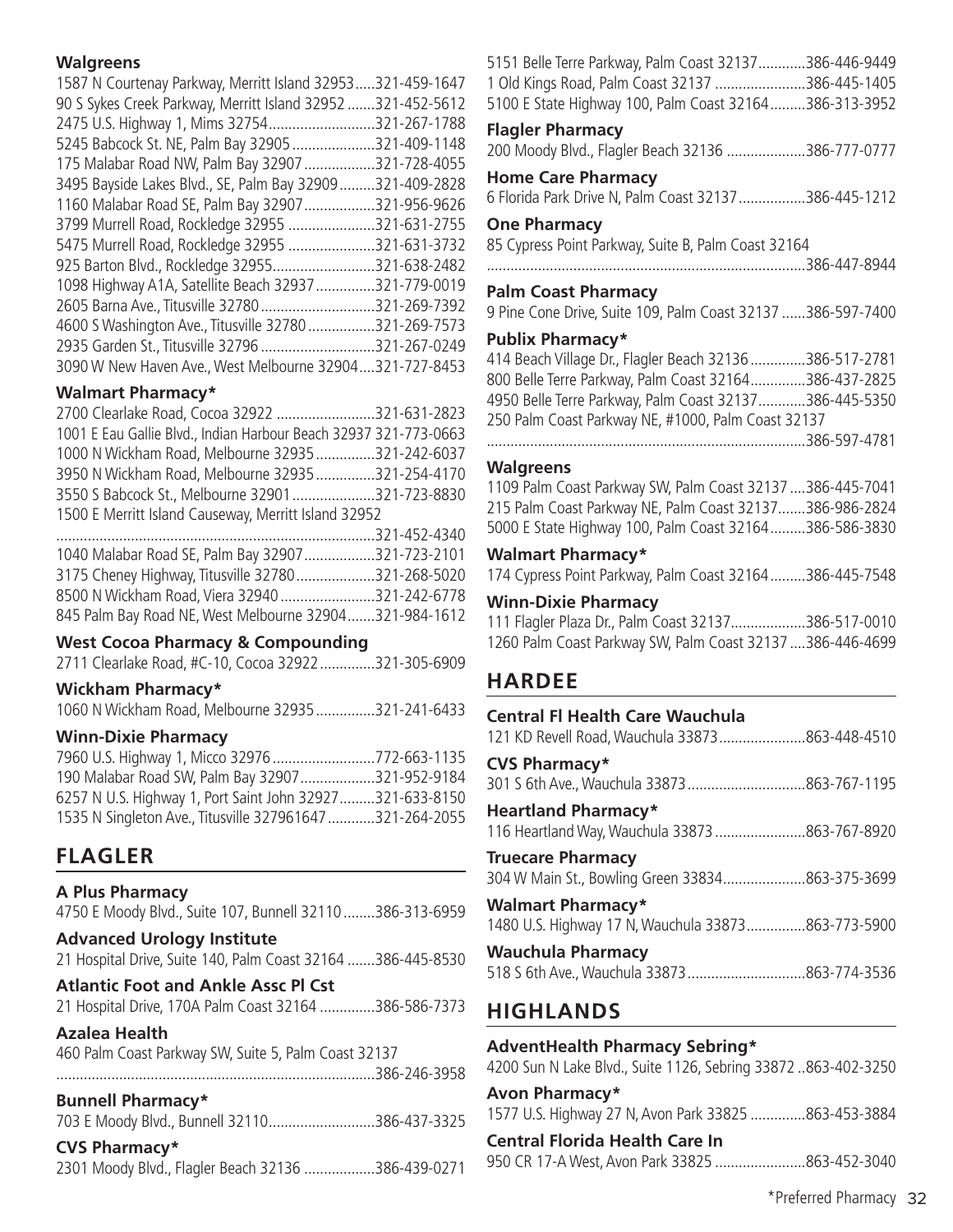**Walgreens**

1587 N Courtenay Parkway, Merritt Island 32953.....321-459-1647
90 S Sykes Creek Parkway, Merritt Island 32952.......321-452-5612
2475 U.S. Highway 1, Mims 32754...........................321-267-1788
5245 Babcock St. NE, Palm Bay 32905.....................321-409-1148
175 Malabar Road NW, Palm Bay 32907..................321-728-4055
3495 Bayside Lakes Blvd., SE, Palm Bay 32909.........321-409-2828
1160 Malabar Road SE, Palm Bay 32907..................321-956-9626
3799 Murrell Road, Rockledge 32955......................321-631-2755
5475 Murrell Road, Rockledge 32955......................321-631-3732
925 Barton Blvd., Rockledge 32955..........................321-638-2482
1098 Highway A1A, Satellite Beach 32937...............321-779-0019
2605 Barna Ave., Titusville 32780............................321-269-7392
4600 S Washington Ave., Titusville 32780.................321-269-7573
2935 Garden St., Titusville 32796............................321-267-0249
3090 W New Haven Ave., West Melbourne 32904....321-727-8453

**Walmart Pharmacy***

2700 Clearlake Road, Cocoa 32922.........................321-631-2823
1001 E Eau Gallie Blvd., Indian Harbour Beach 32937 321-773-0663
1000 N Wickham Road, Melbourne 32935...............321-242-6037
3950 N Wickham Road, Melbourne 32935...............321-254-4170
3550 S Babcock St., Melbourne 32901.....................321-723-8830
1500 E Merritt Island Causeway, Merritt Island 32952
................................................................................321-452-4340
1040 Malabar Road SE, Palm Bay 32907..................321-723-2101
3175 Cheney Highway, Titusville 32780....................321-268-5020
8500 N Wickham Road, Viera 32940........................321-242-6778
845 Palm Bay Road NE, West Melbourne 32904.......321-984-1612

**West Cocoa Pharmacy & Compounding**

2711 Clearlake Road, #C-10, Cocoa 32922..............321-305-6909

**Wickham Pharmacy***

1060 N Wickham Road, Melbourne 32935...............321-241-6433

**Winn-Dixie Pharmacy**

7960 U.S. Highway 1, Micco 32976..........................772-663-1135
190 Malabar Road SW, Palm Bay 32907...................321-952-9184
6257 N U.S. Highway 1, Port Saint John 32927.........321-633-8150
1535 N Singleton Ave., Titusville 327961647............321-264-2055

## FLAGLER

**A Plus Pharmacy**

4750 E Moody Blvd., Suite 107, Bunnell 32110........386-313-6959

**Advanced Urology Institute**

21 Hospital Drive, Suite 140, Palm Coast 32164.......386-445-8530

**Atlantic Foot and Ankle Assc Pl Cst**

21 Hospital Drive, 170A Palm Coast 32164..............386-586-7373

**Azalea Health**

460 Palm Coast Parkway SW, Suite 5, Palm Coast 32137
................................................................................386-246-3958

**Bunnell Pharmacy***

703 E Moody Blvd., Bunnell 32110...........................386-437-3325

**CVS Pharmacy***

2301 Moody Blvd., Flagler Beach 32136..................386-439-0271
5151 Belle Terre Parkway, Palm Coast 32137............386-446-9449
1 Old Kings Road, Palm Coast 32137.......................386-445-1405
5100 E State Highway 100, Palm Coast 32164.........386-313-3952

**Flagler Pharmacy**

200 Moody Blvd., Flagler Beach 32136....................386-777-0777

**Home Care Pharmacy**

6 Florida Park Drive N, Palm Coast 32137.................386-445-1212

**One Pharmacy**

85 Cypress Point Parkway, Suite B, Palm Coast 32164
................................................................................386-447-8944

**Palm Coast Pharmacy**

9 Pine Cone Drive, Suite 109, Palm Coast 32137......386-597-7400

**Publix Pharmacy***

414 Beach Village Dr., Flagler Beach 32136..............386-517-2781
800 Belle Terre Parkway, Palm Coast 32164..............386-437-2825
4950 Belle Terre Parkway, Palm Coast 32137............386-445-5350
250 Palm Coast Parkway NE, #1000, Palm Coast 32137
................................................................................386-597-4781

**Walgreens**

1109 Palm Coast Parkway SW, Palm Coast 32137....386-445-7041
215 Palm Coast Parkway NE, Palm Coast 32137.......386-986-2824
5000 E State Highway 100, Palm Coast 32164.........386-586-3830

**Walmart Pharmacy***

174 Cypress Point Parkway, Palm Coast 32164.........386-445-7548

**Winn-Dixie Pharmacy**

111 Flagler Plaza Dr., Palm Coast 32137..................386-517-0010
1260 Palm Coast Parkway SW, Palm Coast 32137....386-446-4699

## HARDEE

**Central Fl Health Care Wauchula**

121 KD Revell Road, Wauchula 33873......................863-448-4510

**CVS Pharmacy***

301 S 6th Ave., Wauchula 33873..............................863-767-1195

**Heartland Pharmacy***

116 Heartland Way, Wauchula 33873.......................863-767-8920

**Truecare Pharmacy**

304 W Main St., Bowling Green 33834.....................863-375-3699

**Walmart Pharmacy***

1480 U.S. Highway 17 N, Wauchula 33873...............863-773-5900

**Wauchula Pharmacy**

518 S 6th Ave., Wauchula 33873..............................863-774-3536

## HIGHLANDS

**AdventHealth Pharmacy Sebring***

4200 Sun N Lake Blvd., Suite 1126, Sebring 33872..863-402-3250

**Avon Pharmacy***

1577 U.S. Highway 27 N, Avon Park 33825..............863-453-3884

**Central Florida Health Care In**

950 CR 17-A West, Avon Park 33825.......................863-452-3040

*Preferred Pharmacy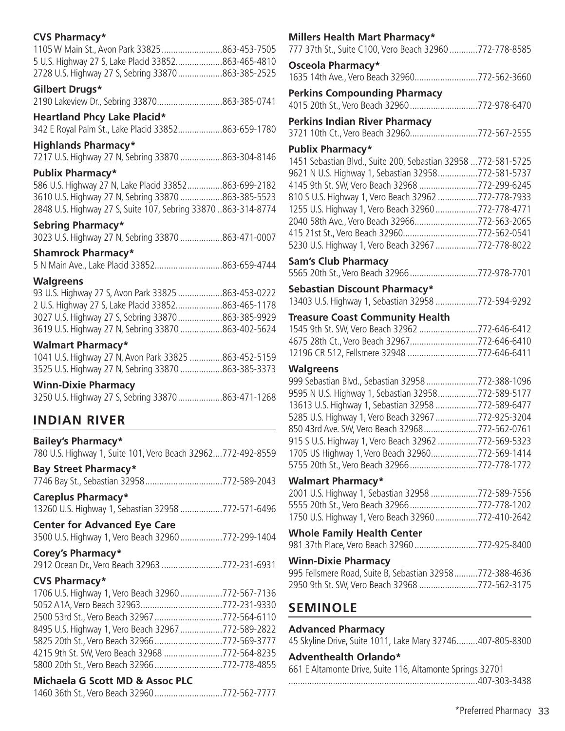**CVS Pharmacy***
1105 W Main St., Avon Park 33825..........................863-453-7505
5 U.S. Highway 27 S, Lake Placid 33852....................863-465-4810
2728 U.S. Highway 27 S, Sebring 33870...................863-385-2525

**Gilbert Drugs***
2190 Lakeview Dr., Sebring 33870............................863-385-0741

**Heartland Phcy Lake Placid***
342 E Royal Palm St., Lake Placid 33852...................863-659-1780

**Highlands Pharmacy***
7217 U.S. Highway 27 N, Sebring 33870 ..................863-304-8146

**Publix Pharmacy***
586 U.S. Highway 27 N, Lake Placid 33852...............863-699-2182
3610 U.S. Highway 27 N, Sebring 33870 ..................863-385-5523
2848 U.S. Highway 27 S, Suite 107, Sebring 33870 ..863-314-8774

**Sebring Pharmacy***
3023 U.S. Highway 27 N, Sebring 33870 ..................863-471-0007

**Shamrock Pharmacy***
5 N Main Ave., Lake Placid 33852.............................863-659-4744

**Walgreens**
93 U.S. Highway 27 S, Avon Park 33825 ...................863-453-0222
2 U.S. Highway 27 S, Lake Placid 33852....................863-465-1178
3027 U.S. Highway 27 S, Sebring 33870...................863-385-9929
3619 U.S. Highway 27 N, Sebring 33870 ..................863-402-5624

**Walmart Pharmacy***
1041 U.S. Highway 27 N, Avon Park 33825 ..............863-452-5159
3525 U.S. Highway 27 N, Sebring 33870 ..................863-385-3373

**Winn-Dixie Pharmacy**
3250 U.S. Highway 27 S, Sebring 33870...................863-471-1268

## INDIAN RIVER

**Bailey's Pharmacy***
780 U.S. Highway 1, Suite 101, Vero Beach 32962....772-492-8559

**Bay Street Pharmacy***
7746 Bay St., Sebastian 32958.................................772-589-2043

**Careplus Pharmacy***
13260 U.S. Highway 1, Sebastian 32958 ..................772-571-6496

**Center for Advanced Eye Care**
3500 U.S. Highway 1, Vero Beach 32960..................772-299-1404

**Corey's Pharmacy***
2912 Ocean Dr., Vero Beach 32963 ..........................772-231-6931

**CVS Pharmacy***
1706 U.S. Highway 1, Vero Beach 32960..................772-567-7136
5052 A1A, Vero Beach 32963...................................772-231-9330
2500 53rd St., Vero Beach 32967.............................772-564-6110
8495 U.S. Highway 1, Vero Beach 32967..................772-589-2822
5825 20th St., Vero Beach 32966.............................772-569-3777
4215 9th St. SW, Vero Beach 32968 .........................772-564-8235
5800 20th St., Vero Beach 32966.............................772-778-4855

**Michaela G Scott MD & Assoc PLC**
1460 36th St., Vero Beach 32960.............................772-562-7777

**Millers Health Mart Pharmacy***
777 37th St., Suite C100, Vero Beach 32960 ............772-778-8585

**Osceola Pharmacy***
1635 14th Ave., Vero Beach 32960...........................772-562-3660

**Perkins Compounding Pharmacy**
4015 20th St., Vero Beach 32960.............................772-978-6470

**Perkins Indian River Pharmacy**
3721 10th Ct., Vero Beach 32960.............................772-567-2555

**Publix Pharmacy***
1451 Sebastian Blvd., Suite 200, Sebastian 32958 ...772-581-5725
9621 N U.S. Highway 1, Sebastian 32958.................772-581-5737
4145 9th St. SW, Vero Beach 32968 .........................772-299-6245
810 S U.S. Highway 1, Vero Beach 32962 .................772-778-7933
1255 U.S. Highway 1, Vero Beach 32960..................772-778-4771
2040 58th Ave., Vero Beach 32966...........................772-563-2065
415 21st St., Vero Beach 32960................................772-562-0541
5230 U.S. Highway 1, Vero Beach 32967..................772-778-8022

**Sam's Club Pharmacy**
5565 20th St., Vero Beach 32966.............................772-978-7701

**Sebastian Discount Pharmacy***
13403 U.S. Highway 1, Sebastian 32958 ..................772-594-9292

**Treasure Coast Community Health**
1545 9th St. SW, Vero Beach 32962 .........................772-646-6412
4675 28th Ct., Vero Beach 32967.............................772-646-6410
12196 CR 512, Fellsmere 32948 ..............................772-646-6411

**Walgreens**
999 Sebastian Blvd., Sebastian 32958......................772-388-1096
9595 N U.S. Highway 1, Sebastian 32958.................772-589-5177
13613 U.S. Highway 1, Sebastian 32958 ..................772-589-6477
5285 U.S. Highway 1, Vero Beach 32967..................772-925-3204
850 43rd Ave. SW, Vero Beach 32968.......................772-562-0761
915 S U.S. Highway 1, Vero Beach 32962 .................772-569-5323
1705 US Highway 1, Vero Beach 32960....................772-569-1414
5755 20th St., Vero Beach 32966.............................772-778-1772

**Walmart Pharmacy***
2001 U.S. Highway 1, Sebastian 32958 ....................772-589-7556
5555 20th St., Vero Beach 32966.............................772-778-1202
1750 U.S. Highway 1, Vero Beach 32960..................772-410-2642

**Whole Family Health Center**
981 37th Place, Vero Beach 32960 ...........................772-925-8400

**Winn-Dixie Pharmacy**
995 Fellsmere Road, Suite B, Sebastian 32958..........772-388-4636
2950 9th St. SW, Vero Beach 32968 .........................772-562-3175

## SEMINOLE

**Advanced Pharmacy**
45 Skyline Drive, Suite 1011, Lake Mary 32746.........407-805-8300

**Adventhealth Orlando***
661 E Altamonte Drive, Suite 116, Altamonte Springs 32701
..................................................................................407-303-3438

*Preferred Pharmacy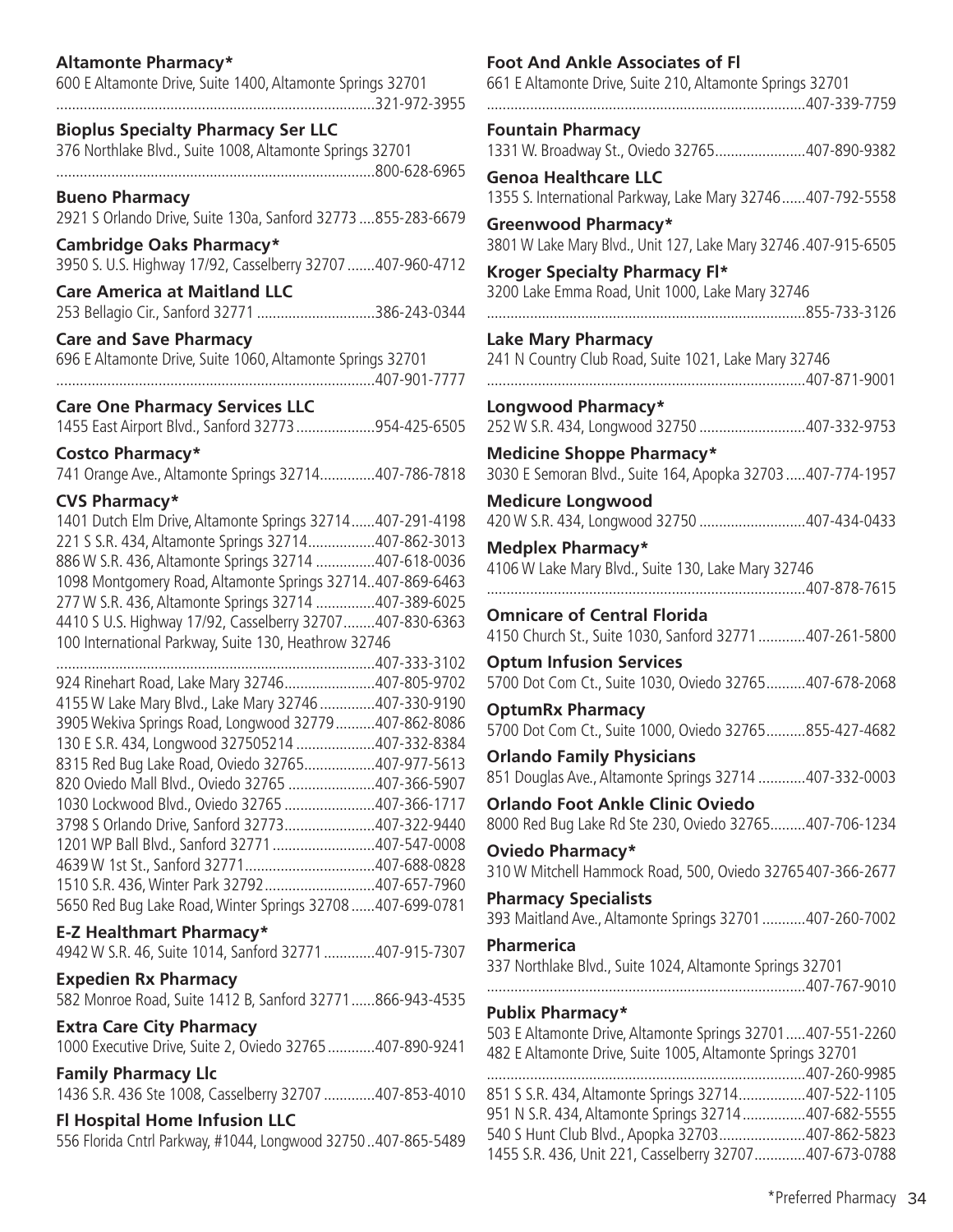**Altamonte Pharmacy***
600 E Altamonte Drive, Suite 1400, Altamonte Springs 32701
................................................................................321-972-3955

**Bioplus Specialty Pharmacy Ser LLC**
376 Northlake Blvd., Suite 1008, Altamonte Springs 32701
................................................................................800-628-6965

**Bueno Pharmacy**
2921 S Orlando Drive, Suite 130a, Sanford 32773 ....855-283-6679

**Cambridge Oaks Pharmacy***
3950 S. U.S. Highway 17/92, Casselberry 32707 .......407-960-4712

**Care America at Maitland LLC**
253 Bellagio Cir., Sanford 32771 ..............................386-243-0344

**Care and Save Pharmacy**
696 E Altamonte Drive, Suite 1060, Altamonte Springs 32701
................................................................................407-901-7777

**Care One Pharmacy Services LLC**
1455 East Airport Blvd., Sanford 32773 ....................954-425-6505

**Costco Pharmacy***
741 Orange Ave., Altamonte Springs 32714..............407-786-7818

**CVS Pharmacy***
1401 Dutch Elm Drive, Altamonte Springs 32714......407-291-4198
221 S S.R. 434, Altamonte Springs 32714.................407-862-3013
886 W S.R. 436, Altamonte Springs 32714 ...............407-618-0036
1098 Montgomery Road, Altamonte Springs 32714..407-869-6463
277 W S.R. 436, Altamonte Springs 32714 ...............407-389-6025
4410 S U.S. Highway 17/92, Casselberry 32707........407-830-6363
100 International Parkway, Suite 130, Heathrow 32746
................................................................................407-333-3102
924 Rinehart Road, Lake Mary 32746.......................407-805-9702
4155 W Lake Mary Blvd., Lake Mary 32746 ..............407-330-9190
3905 Wekiva Springs Road, Longwood 32779..........407-862-8086
130 E S.R. 434, Longwood 327505214 ....................407-332-8384
8315 Red Bug Lake Road, Oviedo 32765..................407-977-5613
820 Oviedo Mall Blvd., Oviedo 32765 ......................407-366-5907
1030 Lockwood Blvd., Oviedo 32765 .......................407-366-1717
3798 S Orlando Drive, Sanford 32773.......................407-322-9440
1201 WP Ball Blvd., Sanford 32771 ..........................407-547-0008
4639 W 1st St., Sanford 32771.................................407-688-0828
1510 S.R. 436, Winter Park 32792............................407-657-7960
5650 Red Bug Lake Road, Winter Springs 32708 ......407-699-0781

**E-Z Healthmart Pharmacy***
4942 W S.R. 46, Suite 1014, Sanford 32771 .............407-915-7307

**Expedien Rx Pharmacy**
582 Monroe Road, Suite 1412 B, Sanford 32771......866-943-4535

**Extra Care City Pharmacy**
1000 Executive Drive, Suite 2, Oviedo 32765 ............407-890-9241

**Family Pharmacy Llc**
1436 S.R. 436 Ste 1008, Casselberry 32707 .............407-853-4010

**Fl Hospital Home Infusion LLC**
556 Florida Cntrl Parkway, #1044, Longwood 32750 ..407-865-5489

**Foot And Ankle Associates of Fl**
661 E Altamonte Drive, Suite 210, Altamonte Springs 32701
................................................................................407-339-7759

**Fountain Pharmacy**
1331 W. Broadway St., Oviedo 32765.......................407-890-9382

**Genoa Healthcare LLC**
1355 S. International Parkway, Lake Mary 32746......407-792-5558

**Greenwood Pharmacy***
3801 W Lake Mary Blvd., Unit 127, Lake Mary 32746 .407-915-6505

**Kroger Specialty Pharmacy Fl***
3200 Lake Emma Road, Unit 1000, Lake Mary 32746
................................................................................855-733-3126

**Lake Mary Pharmacy**
241 N Country Club Road, Suite 1021, Lake Mary 32746
................................................................................407-871-9001

**Longwood Pharmacy***
252 W S.R. 434, Longwood 32750 ...........................407-332-9753

**Medicine Shoppe Pharmacy***
3030 E Semoran Blvd., Suite 164, Apopka 32703 .....407-774-1957

**Medicure Longwood**
420 W S.R. 434, Longwood 32750 ...........................407-434-0433

**Medplex Pharmacy***
4106 W Lake Mary Blvd., Suite 130, Lake Mary 32746
................................................................................407-878-7615

**Omnicare of Central Florida**
4150 Church St., Suite 1030, Sanford 32771 ............407-261-5800

**Optum Infusion Services**
5700 Dot Com Ct., Suite 1030, Oviedo 32765..........407-678-2068

**OptumRx Pharmacy**
5700 Dot Com Ct., Suite 1000, Oviedo 32765..........855-427-4682

**Orlando Family Physicians**
851 Douglas Ave., Altamonte Springs 32714 ............407-332-0003

**Orlando Foot Ankle Clinic Oviedo**
8000 Red Bug Lake Rd Ste 230, Oviedo 32765.........407-706-1234

**Oviedo Pharmacy***
310 W Mitchell Hammock Road, 500, Oviedo 32765 407-366-2677

**Pharmacy Specialists**
393 Maitland Ave., Altamonte Springs 32701 ...........407-260-7002

**Pharmerica**
337 Northlake Blvd., Suite 1024, Altamonte Springs 32701
................................................................................407-767-9010

**Publix Pharmacy***
503 E Altamonte Drive, Altamonte Springs 32701 .....407-551-2260
482 E Altamonte Drive, Suite 1005, Altamonte Springs 32701
................................................................................407-260-9985
851 S S.R. 434, Altamonte Springs 32714.................407-522-1105
951 N S.R. 434, Altamonte Springs 32714 ................407-682-5555
540 S Hunt Club Blvd., Apopka 32703......................407-862-5823
1455 S.R. 436, Unit 221, Casselberry 32707.............407-673-0788

*Preferred Pharmacy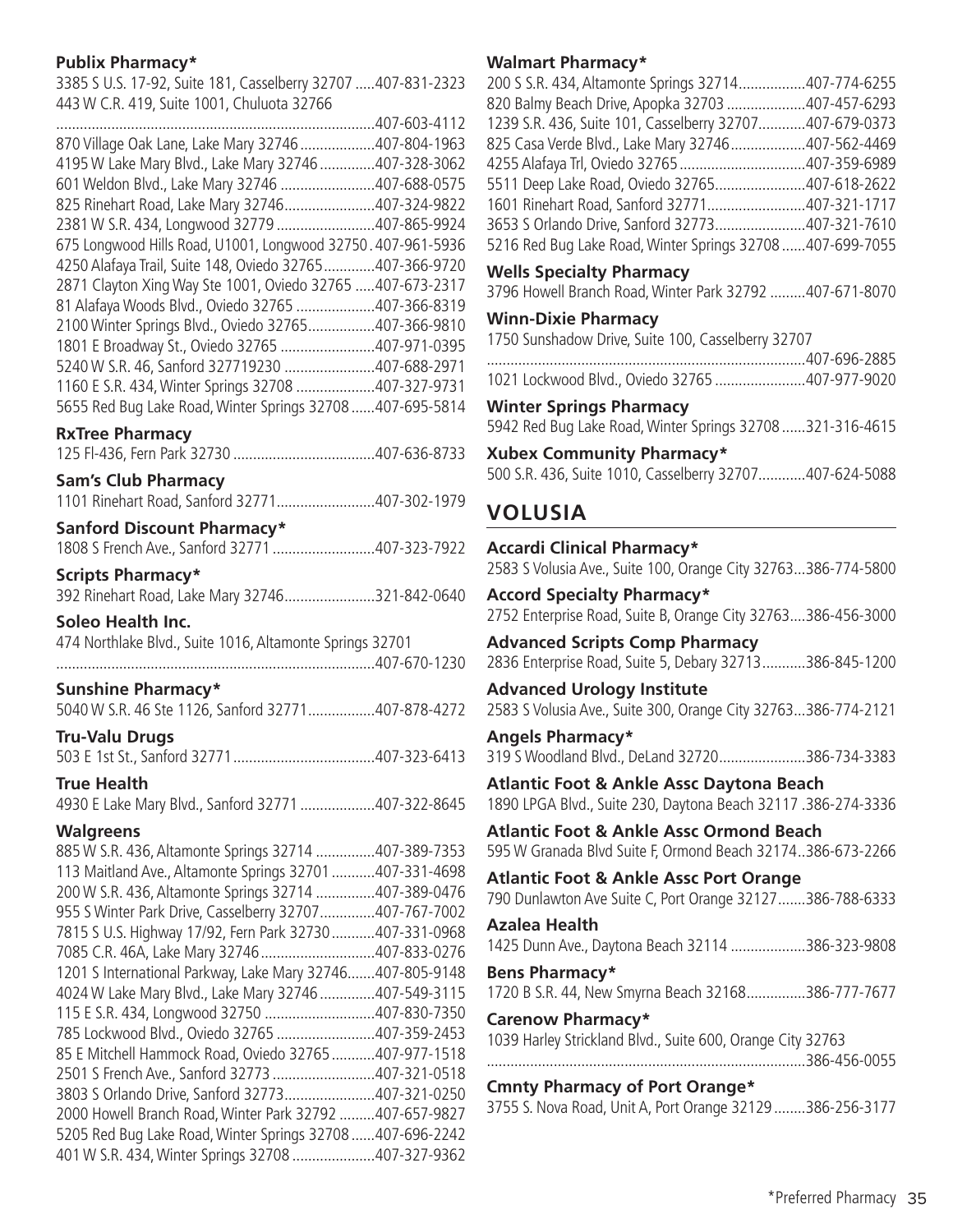**Publix Pharmacy***

3385 S U.S. 17-92, Suite 181, Casselberry 32707 .....407-831-2323
443 W C.R. 419, Suite 1001, Chuluota 32766
.................................................................................407-603-4112
870 Village Oak Lane, Lake Mary 32746...................407-804-1963
4195 W Lake Mary Blvd., Lake Mary 32746..............407-328-3062
601 Weldon Blvd., Lake Mary 32746 ........................407-688-0575
825 Rinehart Road, Lake Mary 32746.......................407-324-9822
2381 W S.R. 434, Longwood 32779 .........................407-865-9924
675 Longwood Hills Road, U1001, Longwood 32750 . 407-961-5936
4250 Alafaya Trail, Suite 148, Oviedo 32765.............407-366-9720
2871 Clayton Xing Way Ste 1001, Oviedo 32765 .....407-673-2317
81 Alafaya Woods Blvd., Oviedo 32765 ....................407-366-8319
2100 Winter Springs Blvd., Oviedo 32765.................407-366-9810
1801 E Broadway St., Oviedo 32765 ........................407-971-0395
5240 W S.R. 46, Sanford 327719230 .......................407-688-2971
1160 E S.R. 434, Winter Springs 32708 ....................407-327-9731
5655 Red Bug Lake Road, Winter Springs 32708......407-695-5814

**RxTree Pharmacy**

125 Fl-436, Fern Park 32730 ....................................407-636-8733

**Sam's Club Pharmacy**

1101 Rinehart Road, Sanford 32771.........................407-302-1979

**Sanford Discount Pharmacy***

1808 S French Ave., Sanford 32771 ..........................407-323-7922

**Scripts Pharmacy***

392 Rinehart Road, Lake Mary 32746.......................321-842-0640

**Soleo Health Inc.**

474 Northlake Blvd., Suite 1016, Altamonte Springs 32701
.................................................................................407-670-1230

**Sunshine Pharmacy***

5040 W S.R. 46 Ste 1126, Sanford 32771.................407-878-4272

**Tru-Valu Drugs**

503 E 1st St., Sanford 32771....................................407-323-6413

**True Health**

4930 E Lake Mary Blvd., Sanford 32771 ...................407-322-8645

**Walgreens**

885 W S.R. 436, Altamonte Springs 32714 ...............407-389-7353
113 Maitland Ave., Altamonte Springs 32701 ...........407-331-4698
200 W S.R. 436, Altamonte Springs 32714 ...............407-389-0476
955 S Winter Park Drive, Casselberry 32707..............407-767-7002
7815 S U.S. Highway 17/92, Fern Park 32730...........407-331-0968
7085 C.R. 46A, Lake Mary 32746.............................407-833-0276
1201 S International Parkway, Lake Mary 32746.......407-805-9148
4024 W Lake Mary Blvd., Lake Mary 32746..............407-549-3115
115 E S.R. 434, Longwood 32750 ............................407-830-7350
785 Lockwood Blvd., Oviedo 32765 .........................407-359-2453
85 E Mitchell Hammock Road, Oviedo 32765...........407-977-1518
2501 S French Ave., Sanford 32773..........................407-321-0518
3803 S Orlando Drive, Sanford 32773.......................407-321-0250
2000 Howell Branch Road, Winter Park 32792 .........407-657-9827
5205 Red Bug Lake Road, Winter Springs 32708......407-696-2242
401 W S.R. 434, Winter Springs 32708 .....................407-327-9362

**Walmart Pharmacy***

200 S S.R. 434, Altamonte Springs 32714.................407-774-6255
820 Balmy Beach Drive, Apopka 32703 ....................407-457-6293
1239 S.R. 436, Suite 101, Casselberry 32707............407-679-0373
825 Casa Verde Blvd., Lake Mary 32746...................407-562-4469
4255 Alafaya Trl, Oviedo 32765................................407-359-6989
5511 Deep Lake Road, Oviedo 32765.......................407-618-2622
1601 Rinehart Road, Sanford 32771.........................407-321-1717
3653 S Orlando Drive, Sanford 32773.......................407-321-7610
5216 Red Bug Lake Road, Winter Springs 32708......407-699-7055

**Wells Specialty Pharmacy**

3796 Howell Branch Road, Winter Park 32792 .........407-671-8070

**Winn-Dixie Pharmacy**

1750 Sunshadow Drive, Suite 100, Casselberry 32707
.................................................................................407-696-2885
1021 Lockwood Blvd., Oviedo 32765 .......................407-977-9020

**Winter Springs Pharmacy**

5942 Red Bug Lake Road, Winter Springs 32708......321-316-4615

**Xubex Community Pharmacy***

500 S.R. 436, Suite 1010, Casselberry 32707............407-624-5088

## VOLUSIA

**Accardi Clinical Pharmacy***

2583 S Volusia Ave., Suite 100, Orange City 32763...386-774-5800

**Accord Specialty Pharmacy***

2752 Enterprise Road, Suite B, Orange City 32763....386-456-3000

**Advanced Scripts Comp Pharmacy**

2836 Enterprise Road, Suite 5, Debary 32713...........386-845-1200

**Advanced Urology Institute**

2583 S Volusia Ave., Suite 300, Orange City 32763...386-774-2121

**Angels Pharmacy***

319 S Woodland Blvd., DeLand 32720......................386-734-3383

**Atlantic Foot & Ankle Assc Daytona Beach**

1890 LPGA Blvd., Suite 230, Daytona Beach 32117 .386-274-3336

**Atlantic Foot & Ankle Assc Ormond Beach**

595 W Granada Blvd Suite F, Ormond Beach 32174..386-673-2266

**Atlantic Foot & Ankle Assc Port Orange**

790 Dunlawton Ave Suite C, Port Orange 32127.......386-788-6333

**Azalea Health**

1425 Dunn Ave., Daytona Beach 32114 ...................386-323-9808

**Bens Pharmacy***

1720 B S.R. 44, New Smyrna Beach 32168...............386-777-7677

**Carenow Pharmacy***

1039 Harley Strickland Blvd., Suite 600, Orange City 32763
.................................................................................386-456-0055

**Cmnty Pharmacy of Port Orange***

3755 S. Nova Road, Unit A, Port Orange 32129........386-256-3177

*Preferred Pharmacy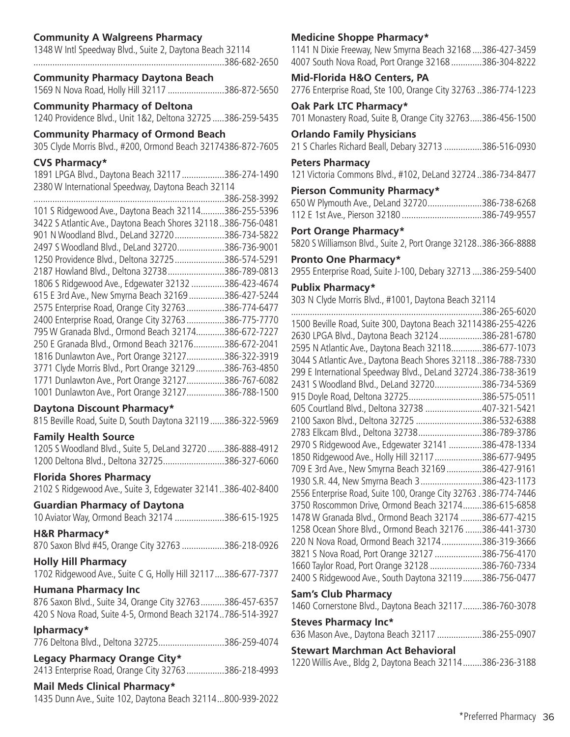**Community A Walgreens Pharmacy**
1348 W Intl Speedway Blvd., Suite 2, Daytona Beach 32114
....................................................................................386-682-2650

**Community Pharmacy Daytona Beach**
1569 N Nova Road, Holly Hill 32117 ........................386-872-5650

**Community Pharmacy of Deltona**
1240 Providence Blvd., Unit 1&2, Deltona 32725 .....386-259-5435

**Community Pharmacy of Ormond Beach**
305 Clyde Morris Blvd., #200, Ormond Beach 32174386-872-7605

**CVS Pharmacy***
1891 LPGA Blvd., Daytona Beach 32117..................386-274-1490
2380 W International Speedway, Daytona Beach 32114
....................................................................................386-258-3992
101 S Ridgewood Ave., Daytona Beach 32114..........386-255-5396
3422 S Atlantic Ave., Daytona Beach Shores 32118 ..386-756-0481
901 N Woodland Blvd., DeLand 32720.....................386-734-5822
2497 S Woodland Blvd., DeLand 32720....................386-736-9001
1250 Providence Blvd., Deltona 32725.....................386-574-5291
2187 Howland Blvd., Deltona 32738........................386-789-0813
1806 S Ridgewood Ave., Edgewater 32132 ..............386-423-4674
615 E 3rd Ave., New Smyrna Beach 32169...............386-427-5244
2575 Enterprise Road, Orange City 32763................386-774-6477
2400 Enterprise Road, Orange City 32763................386-775-7770
795 W Granada Blvd., Ormond Beach 32174............386-672-7227
250 E Granada Blvd., Ormond Beach 32176.............386-672-2041
1816 Dunlawton Ave., Port Orange 32127................386-322-3919
3771 Clyde Morris Blvd., Port Orange 32129............386-763-4850
1771 Dunlawton Ave., Port Orange 32127................386-767-6082
1001 Dunlawton Ave., Port Orange 32127................386-788-1500

**Daytona Discount Pharmacy***
815 Beville Road, Suite D, South Daytona 32119......386-322-5969

**Family Health Source**
1205 S Woodland Blvd., Suite 5, DeLand 32720 .......386-888-4912
1200 Deltona Blvd., Deltona 32725..........................386-327-6060

**Florida Shores Pharmacy**
2102 S Ridgewood Ave., Suite 3, Edgewater 32141..386-402-8400

**Guardian Pharmacy of Daytona**
10 Aviator Way, Ormond Beach 32174 .....................386-615-1925

**H&R Pharmacy***
870 Saxon Blvd #45, Orange City 32763 ..................386-218-0926

**Holly Hill Pharmacy**
1702 Ridgewood Ave., Suite C G, Holly Hill 32117....386-677-7377

**Humana Pharmacy Inc**
876 Saxon Blvd., Suite 34, Orange City 32763..........386-457-6357
420 S Nova Road, Suite 4-5, Ormond Beach 32174..786-514-3927

**Ipharmacy***
776 Deltona Blvd., Deltona 32725............................386-259-4074

**Legacy Pharmacy Orange City***
2413 Enterprise Road, Orange City 32763................386-218-4993

**Mail Meds Clinical Pharmacy***
1435 Dunn Ave., Suite 102, Daytona Beach 32114...800-939-2022

**Medicine Shoppe Pharmacy***
1141 N Dixie Freeway, New Smyrna Beach 32168....386-427-3459
4007 South Nova Road, Port Orange 32168.............386-304-8222

**Mid-Florida H&O Centers, PA**
2776 Enterprise Road, Ste 100, Orange City 32763 ..386-774-1223

**Oak Park LTC Pharmacy***
701 Monastery Road, Suite B, Orange City 32763.....386-456-1500

**Orlando Family Physicians**
21 S Charles Richard Beall, Debary 32713 ................386-516-0930

**Peters Pharmacy**
121 Victoria Commons Blvd., #102, DeLand 32724 ..386-734-8477

**Pierson Community Pharmacy***
650 W Plymouth Ave., DeLand 32720.......................386-738-6268
112 E 1st Ave., Pierson 32180 ..................................386-749-9557

**Port Orange Pharmacy***
5820 S Williamson Blvd., Suite 2, Port Orange 32128..386-366-8888

**Pronto One Pharmacy***
2955 Enterprise Road, Suite J-100, Debary 32713 ....386-259-5400

**Publix Pharmacy***
303 N Clyde Morris Blvd., #1001, Daytona Beach 32114
....................................................................................386-265-6020
1500 Beville Road, Suite 300, Daytona Beach 32114386-255-4226
2630 LPGA Blvd., Daytona Beach 32124..................386-281-6780
2595 N Atlantic Ave., Daytona Beach 32118.............386-677-1073
3044 S Atlantic Ave., Daytona Beach Shores 32118 ..386-788-7330
299 E International Speedway Blvd., DeLand 32724 .386-738-3619
2431 S Woodland Blvd., DeLand 32720....................386-734-5369
915 Doyle Road, Deltona 32725...............................386-575-0511
605 Courtland Blvd., Deltona 32738 ........................407-321-5421
2100 Saxon Blvd., Deltona 32725 ............................386-532-6388
2783 Elkcam Blvd., Deltona 32738...........................386-789-3786
2970 S Ridgewood Ave., Edgewater 32141 ..............386-478-1334
1850 Ridgewood Ave., Holly Hill 32117....................386-677-9495
709 E 3rd Ave., New Smyrna Beach 32169...............386-427-9161
1930 S.R. 44, New Smyrna Beach 3..........................386-423-1173
2556 Enterprise Road, Suite 100, Orange City 32763 .386-774-7446
3750 Roscommon Drive, Ormond Beach 32174........386-615-6858
1478 W Granada Blvd., Ormond Beach 32174 .........386-677-4215
1258 Ocean Shore Blvd., Ormond Beach 32176 .......386-441-3730
220 N Nova Road, Ormond Beach 32174.................386-319-3666
3821 S Nova Road, Port Orange 32127 ....................386-756-4170
1660 Taylor Road, Port Orange 32128 ......................386-760-7334
2400 S Ridgewood Ave., South Daytona 32119........386-756-0477

**Sam's Club Pharmacy**
1460 Cornerstone Blvd., Daytona Beach 32117........386-760-3078

**Steves Pharmacy Inc***
636 Mason Ave., Daytona Beach 32117 ...................386-255-0907

**Stewart Marchman Act Behavioral**
1220 Willis Ave., Bldg 2, Daytona Beach 32114........386-236-3188

*Preferred Pharmacy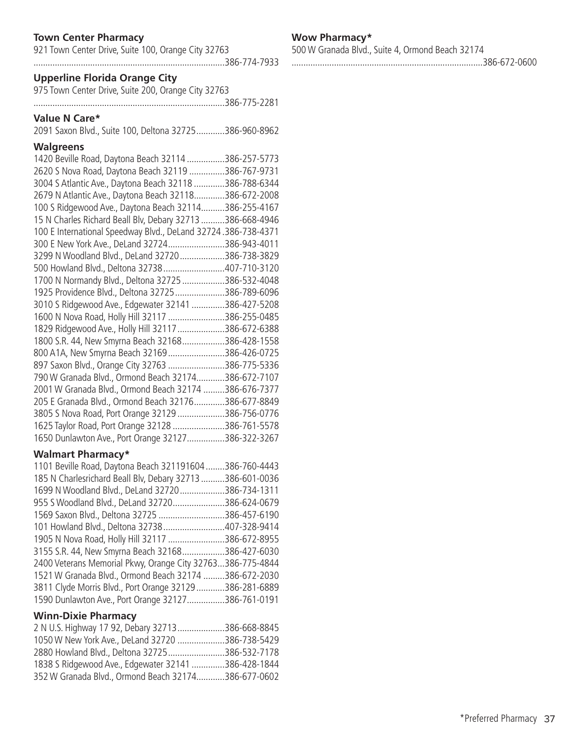**Town Center Pharmacy**
921 Town Center Drive, Suite 100, Orange City 32763
................................................................................386-774-7933

**Upperline Florida Orange City**
975 Town Center Drive, Suite 200, Orange City 32763
................................................................................386-775-2281

**Value N Care***
2091 Saxon Blvd., Suite 100, Deltona 32725............386-960-8962

**Walgreens**
1420 Beville Road, Daytona Beach 32114 ................386-257-5773
2620 S Nova Road, Daytona Beach 32119 ...............386-767-9731
3004 S Atlantic Ave., Daytona Beach 32118 .............386-788-6344
2679 N Atlantic Ave., Daytona Beach 32118.............386-672-2008
100 S Ridgewood Ave., Daytona Beach 32114..........386-255-4167
15 N Charles Richard Beall Blv, Debary 32713 ..........386-668-4946
100 E International Speedway Blvd., DeLand 32724 .386-738-4371
300 E New York Ave., DeLand 32724........................386-943-4011
3299 N Woodland Blvd., DeLand 32720...................386-738-3829
500 Howland Blvd., Deltona 32738..........................407-710-3120
1700 N Normandy Blvd., Deltona 32725 ..................386-532-4048
1925 Providence Blvd., Deltona 32725.....................386-789-6096
3010 S Ridgewood Ave., Edgewater 32141 ..............386-427-5208
1600 N Nova Road, Holly Hill 32117 ........................386-255-0485
1829 Ridgewood Ave., Holly Hill 32117....................386-672-6388
1800 S.R. 44, New Smyrna Beach 32168..................386-428-1558
800 A1A, New Smyrna Beach 32169........................386-426-0725
897 Saxon Blvd., Orange City 32763 ........................386-775-5336
790 W Granada Blvd., Ormond Beach 32174............386-672-7107
2001 W Granada Blvd., Ormond Beach 32174 .........386-676-7377
205 E Granada Blvd., Ormond Beach 32176.............386-677-8849
3805 S Nova Road, Port Orange 32129 ....................386-756-0776
1625 Taylor Road, Port Orange 32128 ......................386-761-5578
1650 Dunlawton Ave., Port Orange 32127................386-322-3267

**Walmart Pharmacy***
1101 Beville Road, Daytona Beach 321191604........386-760-4443
185 N Charlesrichard Beall Blv, Debary 32713 ..........386-601-0036
1699 N Woodland Blvd., DeLand 32720...................386-734-1311
955 S Woodland Blvd., DeLand 32720......................386-624-0679
1569 Saxon Blvd., Deltona 32725 ............................386-457-6190
101 Howland Blvd., Deltona 32738..........................407-328-9414
1905 N Nova Road, Holly Hill 32117 ........................386-672-8955
3155 S.R. 44, New Smyrna Beach 32168..................386-427-6030
2400 Veterans Memorial Pkwy, Orange City 32763...386-775-4844
1521 W Granada Blvd., Ormond Beach 32174 .........386-672-2030
3811 Clyde Morris Blvd., Port Orange 32129............386-281-6889
1590 Dunlawton Ave., Port Orange 32127................386-761-0191

**Winn-Dixie Pharmacy**
2 N U.S. Highway 17 92, Debary 32713....................386-668-8845
1050 W New York Ave., DeLand 32720 ....................386-738-5429
2880 Howland Blvd., Deltona 32725........................386-532-7178
1838 S Ridgewood Ave., Edgewater 32141 ..............386-428-1844
352 W Granada Blvd., Ormond Beach 32174............386-677-0602

**Wow Pharmacy***
500 W Granada Blvd., Suite 4, Ormond Beach 32174
................................................................................386-672-0600

*Preferred Pharmacy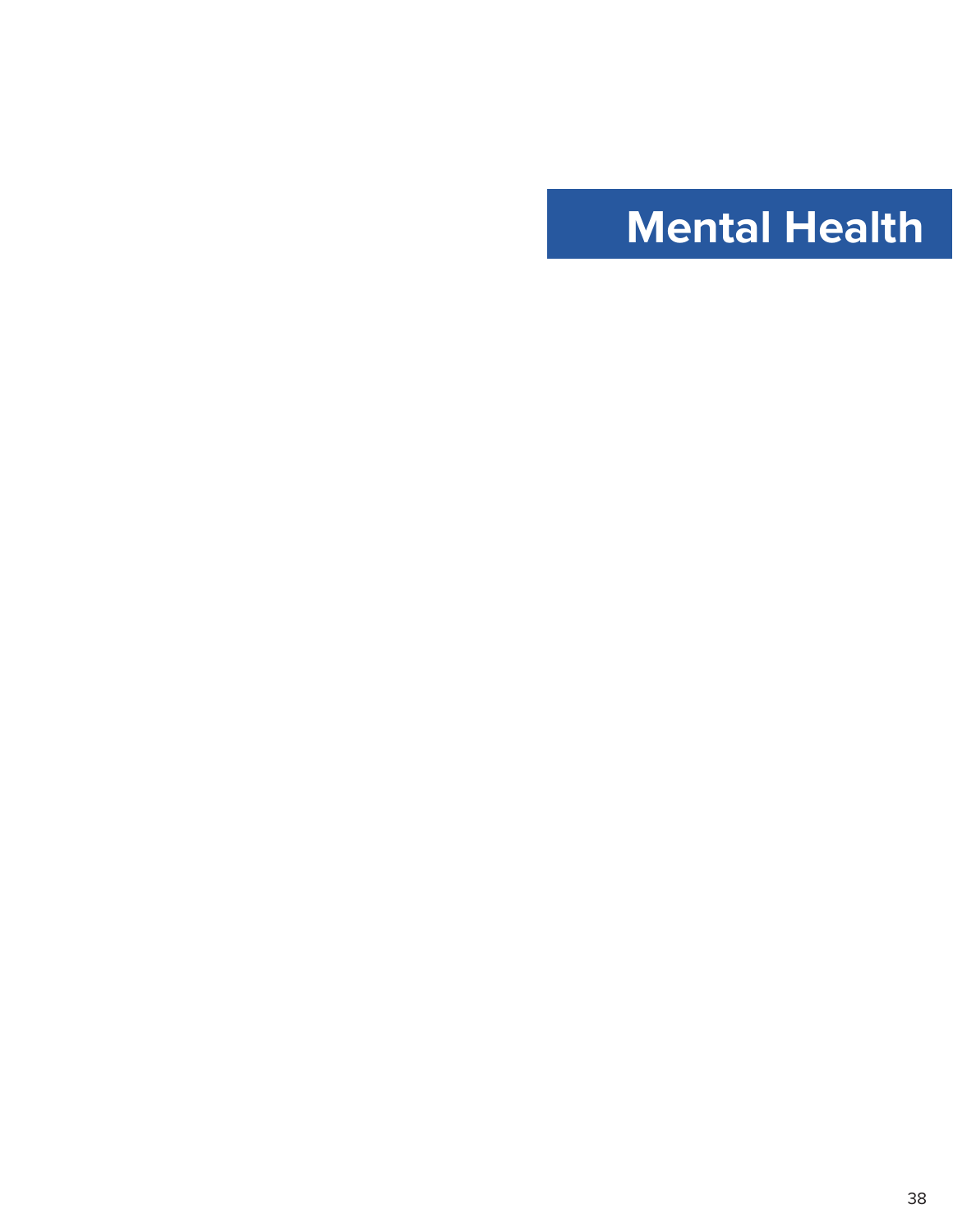# Mental Health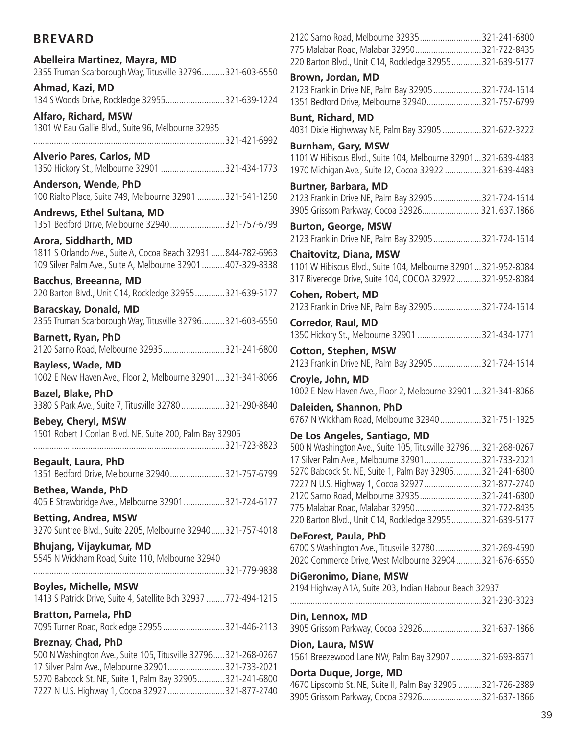## BREVARD

**Abelleira Martinez, Mayra, MD**
2355 Truman Scarborough Way, Titusville 32796..........321-603-6550

**Ahmad, Kazi, MD**
134 S Woods Drive, Rockledge 32955..........................321-639-1224

**Alfaro, Richard, MSW**
1301 W Eau Gallie Blvd., Suite 96, Melbourne 32935
....................................................................................321-421-6992

**Alverio Pares, Carlos, MD**
1350 Hickory St., Melbourne 32901 ............................321-434-1773

**Anderson, Wende, PhD**
100 Rialto Place, Suite 749, Melbourne 32901 ............321-541-1250

**Andrews, Ethel Sultana, MD**
1351 Bedford Drive, Melbourne 32940........................321-757-6799

**Arora, Siddharth, MD**
1811 S Orlando Ave., Suite A, Cocoa Beach 32931 ......844-782-6963
109 Silver Palm Ave., Suite A, Melbourne 32901 ..........407-329-8338

**Bacchus, Breeanna, MD**
220 Barton Blvd., Unit C14, Rockledge 32955.............321-639-5177

**Baracskay, Donald, MD**
2355 Truman Scarborough Way, Titusville 32796..........321-603-6550

**Barnett, Ryan, PhD**
2120 Sarno Road, Melbourne 32935...........................321-241-6800

**Bayless, Wade, MD**
1002 E New Haven Ave., Floor 2, Melbourne 32901....321-341-8066

**Bazel, Blake, PhD**
3380 S Park Ave., Suite 7, Titusville 32780 ...................321-290-8840

**Bebey, Cheryl, MSW**
1501 Robert J Conlan Blvd. NE, Suite 200, Palm Bay 32905
....................................................................................321-723-8823

**Begault, Laura, PhD**
1351 Bedford Drive, Melbourne 32940........................321-757-6799

**Bethea, Wanda, PhD**
405 E Strawbridge Ave., Melbourne 32901..................321-724-6177

**Betting, Andrea, MSW**
3270 Suntree Blvd., Suite 2205, Melbourne 32940......321-757-4018

**Bhujang, Vijaykumar, MD**
5545 N Wickham Road, Suite 110, Melbourne 32940
....................................................................................321-779-9838

**Boyles, Michelle, MSW**
1413 S Patrick Drive, Suite 4, Satellite Bch 32937 ........772-494-1215

**Bratton, Pamela, PhD**
7095 Turner Road, Rockledge 32955...........................321-446-2113

**Breznay, Chad, PhD**
500 N Washington Ave., Suite 105, Titusville 32796.....321-268-0267
17 Silver Palm Ave., Melbourne 32901.........................321-733-2021
5270 Babcock St. NE, Suite 1, Palm Bay 32905............321-241-6800
7227 N U.S. Highway 1, Cocoa 32927.........................321-877-2740
2120 Sarno Road, Melbourne 32935...........................321-241-6800
775 Malabar Road, Malabar 32950.............................321-722-8435
220 Barton Blvd., Unit C14, Rockledge 32955.............321-639-5177

**Brown, Jordan, MD**
2123 Franklin Drive NE, Palm Bay 32905.....................321-724-1614
1351 Bedford Drive, Melbourne 32940........................321-757-6799

**Bunt, Richard, MD**
4031 Dixie Highwway NE, Palm Bay 32905 .................321-622-3222

**Burnham, Gary, MSW**
1101 W Hibiscus Blvd., Suite 104, Melbourne 32901...321-639-4483
1970 Michigan Ave., Suite J2, Cocoa 32922 ................321-639-4483

**Burtner, Barbara, MD**
2123 Franklin Drive NE, Palm Bay 32905.....................321-724-1614
3905 Grissom Parkway, Cocoa 32926......................... 321. 637.1866

**Burton, George, MSW**
2123 Franklin Drive NE, Palm Bay 32905.....................321-724-1614

**Chaitovitz, Diana, MSW**
1101 W Hibiscus Blvd., Suite 104, Melbourne 32901...321-952-8084
317 Riveredge Drive, Suite 104, COCOA 32922...........321-952-8084

**Cohen, Robert, MD**
2123 Franklin Drive NE, Palm Bay 32905.....................321-724-1614

**Corredor, Raul, MD**
1350 Hickory St., Melbourne 32901 ............................321-434-1771

**Cotton, Stephen, MSW**
2123 Franklin Drive NE, Palm Bay 32905.....................321-724-1614

**Croyle, John, MD**
1002 E New Haven Ave., Floor 2, Melbourne 32901....321-341-8066

**Daleiden, Shannon, PhD**
6767 N Wickham Road, Melbourne 32940..................321-751-1925

**De Los Angeles, Santiago, MD**
500 N Washington Ave., Suite 105, Titusville 32796.....321-268-0267
17 Silver Palm Ave., Melbourne 32901.........................321-733-2021
5270 Babcock St. NE, Suite 1, Palm Bay 32905............321-241-6800
7227 N U.S. Highway 1, Cocoa 32927.........................321-877-2740
2120 Sarno Road, Melbourne 32935...........................321-241-6800
775 Malabar Road, Malabar 32950.............................321-722-8435
220 Barton Blvd., Unit C14, Rockledge 32955.............321-639-5177

**DeForest, Paula, PhD**
6700 S Washington Ave., Titusville 32780....................321-269-4590
2020 Commerce Drive, West Melbourne 32904...........321-676-6650

**DiGeronimo, Diane, MSW**
2194 Highway A1A, Suite 203, Indian Habour Beach 32937
....................................................................................321-230-3023

**Din, Lennox, MD**
3905 Grissom Parkway, Cocoa 32926..........................321-637-1866

**Dion, Laura, MSW**
1561 Breezewood Lane NW, Palm Bay 32907 .............321-693-8671

**Dorta Duque, Jorge, MD**
4670 Lipscomb St. NE, Suite II, Palm Bay 32905 ..........321-726-2889
3905 Grissom Parkway, Cocoa 32926..........................321-637-1866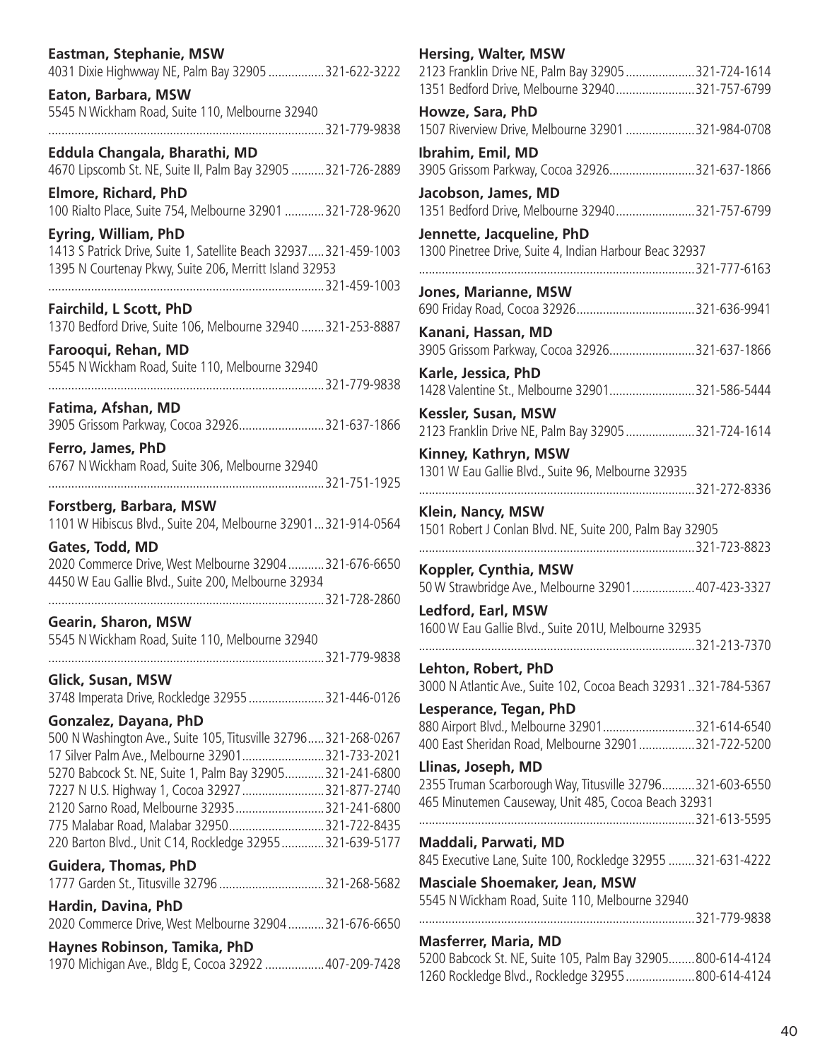**Eastman, Stephanie, MSW**
4031 Dixie Highwway NE, Palm Bay 32905 ................. 321-622-3222

**Eaton, Barbara, MSW**
5545 N Wickham Road, Suite 110, Melbourne 32940
.................................................................................. 321-779-9838

**Eddula Changala, Bharathi, MD**
4670 Lipscomb St. NE, Suite II, Palm Bay 32905 .......... 321-726-2889

**Elmore, Richard, PhD**
100 Rialto Place, Suite 754, Melbourne 32901 ............ 321-728-9620

**Eyring, William, PhD**
1413 S Patrick Drive, Suite 1, Satellite Beach 32937..... 321-459-1003
1395 N Courtenay Pkwy, Suite 206, Merritt Island 32953
.................................................................................. 321-459-1003

**Fairchild, L Scott, PhD**
1370 Bedford Drive, Suite 106, Melbourne 32940 ....... 321-253-8887

**Farooqui, Rehan, MD**
5545 N Wickham Road, Suite 110, Melbourne 32940
.................................................................................. 321-779-9838

**Fatima, Afshan, MD**
3905 Grissom Parkway, Cocoa 32926.......................... 321-637-1866

**Ferro, James, PhD**
6767 N Wickham Road, Suite 306, Melbourne 32940
.................................................................................. 321-751-1925

**Forstberg, Barbara, MSW**
1101 W Hibiscus Blvd., Suite 204, Melbourne 32901... 321-914-0564

**Gates, Todd, MD**
2020 Commerce Drive, West Melbourne 32904 ........... 321-676-6650
4450 W Eau Gallie Blvd., Suite 200, Melbourne 32934
.................................................................................. 321-728-2860

**Gearin, Sharon, MSW**
5545 N Wickham Road, Suite 110, Melbourne 32940
.................................................................................. 321-779-9838

**Glick, Susan, MSW**
3748 Imperata Drive, Rockledge 32955 ....................... 321-446-0126

**Gonzalez, Dayana, PhD**
500 N Washington Ave., Suite 105, Titusville 32796..... 321-268-0267
17 Silver Palm Ave., Melbourne 32901......................... 321-733-2021
5270 Babcock St. NE, Suite 1, Palm Bay 32905............ 321-241-6800
7227 N U.S. Highway 1, Cocoa 32927 ......................... 321-877-2740
2120 Sarno Road, Melbourne 32935........................... 321-241-6800
775 Malabar Road, Malabar 32950............................. 321-722-8435
220 Barton Blvd., Unit C14, Rockledge 32955............. 321-639-5177

**Guidera, Thomas, PhD**
1777 Garden St., Titusville 32796 ................................ 321-268-5682

**Hardin, Davina, PhD**
2020 Commerce Drive, West Melbourne 32904 ........... 321-676-6650

**Haynes Robinson, Tamika, PhD**
1970 Michigan Ave., Bldg E, Cocoa 32922 .................. 407-209-7428

**Hersing, Walter, MSW**
2123 Franklin Drive NE, Palm Bay 32905 ..................... 321-724-1614
1351 Bedford Drive, Melbourne 32940........................ 321-757-6799

**Howze, Sara, PhD**
1507 Riverview Drive, Melbourne 32901 ..................... 321-984-0708

**Ibrahim, Emil, MD**
3905 Grissom Parkway, Cocoa 32926.......................... 321-637-1866

**Jacobson, James, MD**
1351 Bedford Drive, Melbourne 32940........................ 321-757-6799

**Jennette, Jacqueline, PhD**
1300 Pinetree Drive, Suite 4, Indian Harbour Beac 32937
.................................................................................. 321-777-6163

**Jones, Marianne, MSW**
690 Friday Road, Cocoa 32926.................................... 321-636-9941

**Kanani, Hassan, MD**
3905 Grissom Parkway, Cocoa 32926.......................... 321-637-1866

**Karle, Jessica, PhD**
1428 Valentine St., Melbourne 32901.......................... 321-586-5444

**Kessler, Susan, MSW**
2123 Franklin Drive NE, Palm Bay 32905 ..................... 321-724-1614

**Kinney, Kathryn, MSW**
1301 W Eau Gallie Blvd., Suite 96, Melbourne 32935
.................................................................................. 321-272-8336

**Klein, Nancy, MSW**
1501 Robert J Conlan Blvd. NE, Suite 200, Palm Bay 32905
.................................................................................. 321-723-8823

**Koppler, Cynthia, MSW**
50 W Strawbridge Ave., Melbourne 32901................... 407-423-3327

**Ledford, Earl, MSW**
1600 W Eau Gallie Blvd., Suite 201U, Melbourne 32935
.................................................................................. 321-213-7370

**Lehton, Robert, PhD**
3000 N Atlantic Ave., Suite 102, Cocoa Beach 32931 .. 321-784-5367

**Lesperance, Tegan, PhD**
880 Airport Blvd., Melbourne 32901............................ 321-614-6540
400 East Sheridan Road, Melbourne 32901 ................. 321-722-5200

**Llinas, Joseph, MD**
2355 Truman Scarborough Way, Titusville 32796.......... 321-603-6550
465 Minutemen Causeway, Unit 485, Cocoa Beach 32931
.................................................................................. 321-613-5595

**Maddali, Parwati, MD**
845 Executive Lane, Suite 100, Rockledge 32955 ........ 321-631-4222

**Masciale Shoemaker, Jean, MSW**
5545 N Wickham Road, Suite 110, Melbourne 32940
.................................................................................. 321-779-9838

**Masferrer, Maria, MD**
5200 Babcock St. NE, Suite 105, Palm Bay 32905........ 800-614-4124
1260 Rockledge Blvd., Rockledge 32955..................... 800-614-4124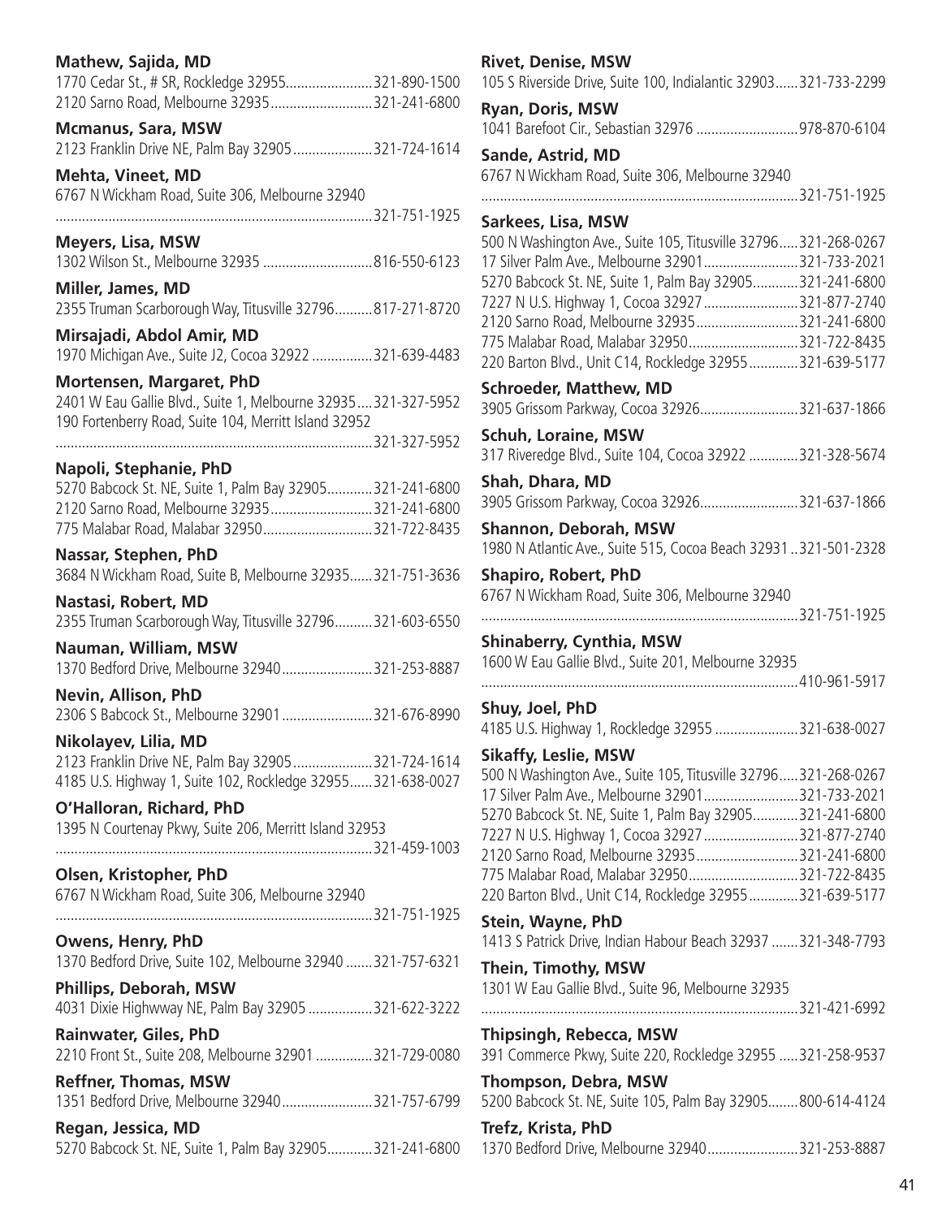**Mathew, Sajida, MD**
1770 Cedar St., # SR, Rockledge 32955....................... 321-890-1500
2120 Sarno Road, Melbourne 32935........................... 321-241-6800

**Mcmanus, Sara, MSW**
2123 Franklin Drive NE, Palm Bay 32905..................... 321-724-1614

**Mehta, Vineet, MD**
6767 N Wickham Road, Suite 306, Melbourne 32940
.................................................................................... 321-751-1925

**Meyers, Lisa, MSW**
1302 Wilson St., Melbourne 32935 ............................. 816-550-6123

**Miller, James, MD**
2355 Truman Scarborough Way, Titusville 32796.......... 817-271-8720

**Mirsajadi, Abdol Amir, MD**
1970 Michigan Ave., Suite J2, Cocoa 32922 ................ 321-639-4483

**Mortensen, Margaret, PhD**
2401 W Eau Gallie Blvd., Suite 1, Melbourne 32935.... 321-327-5952
190 Fortenberry Road, Suite 104, Merritt Island 32952
.................................................................................... 321-327-5952

**Napoli, Stephanie, PhD**
5270 Babcock St. NE, Suite 1, Palm Bay 32905............ 321-241-6800
2120 Sarno Road, Melbourne 32935........................... 321-241-6800
775 Malabar Road, Malabar 32950............................. 321-722-8435

**Nassar, Stephen, PhD**
3684 N Wickham Road, Suite B, Melbourne 32935...... 321-751-3636

**Nastasi, Robert, MD**
2355 Truman Scarborough Way, Titusville 32796.......... 321-603-6550

**Nauman, William, MSW**
1370 Bedford Drive, Melbourne 32940........................ 321-253-8887

**Nevin, Allison, PhD**
2306 S Babcock St., Melbourne 32901 ........................ 321-676-8990

**Nikolayev, Lilia, MD**
2123 Franklin Drive NE, Palm Bay 32905..................... 321-724-1614
4185 U.S. Highway 1, Suite 102, Rockledge 32955...... 321-638-0027

**O'Halloran, Richard, PhD**
1395 N Courtenay Pkwy, Suite 206, Merritt Island 32953
.................................................................................... 321-459-1003

**Olsen, Kristopher, PhD**
6767 N Wickham Road, Suite 306, Melbourne 32940
.................................................................................... 321-751-1925

**Owens, Henry, PhD**
1370 Bedford Drive, Suite 102, Melbourne 32940 ....... 321-757-6321

**Phillips, Deborah, MSW**
4031 Dixie Highwway NE, Palm Bay 32905 ................. 321-622-3222

**Rainwater, Giles, PhD**
2210 Front St., Suite 208, Melbourne 32901 ............... 321-729-0080

**Reffner, Thomas, MSW**
1351 Bedford Drive, Melbourne 32940........................ 321-757-6799

**Regan, Jessica, MD**
5270 Babcock St. NE, Suite 1, Palm Bay 32905............ 321-241-6800

**Rivet, Denise, MSW**
105 S Riverside Drive, Suite 100, Indialantic 32903...... 321-733-2299

**Ryan, Doris, MSW**
1041 Barefoot Cir., Sebastian 32976 ........................... 978-870-6104

**Sande, Astrid, MD**
6767 N Wickham Road, Suite 306, Melbourne 32940
.................................................................................... 321-751-1925

**Sarkees, Lisa, MSW**
500 N Washington Ave., Suite 105, Titusville 32796..... 321-268-0267
17 Silver Palm Ave., Melbourne 32901......................... 321-733-2021
5270 Babcock St. NE, Suite 1, Palm Bay 32905............ 321-241-6800
7227 N U.S. Highway 1, Cocoa 32927......................... 321-877-2740
2120 Sarno Road, Melbourne 32935........................... 321-241-6800
775 Malabar Road, Malabar 32950............................. 321-722-8435
220 Barton Blvd., Unit C14, Rockledge 32955............. 321-639-5177

**Schroeder, Matthew, MD**
3905 Grissom Parkway, Cocoa 32926.......................... 321-637-1866

**Schuh, Loraine, MSW**
317 Riveredge Blvd., Suite 104, Cocoa 32922 ............. 321-328-5674

**Shah, Dhara, MD**
3905 Grissom Parkway, Cocoa 32926.......................... 321-637-1866

**Shannon, Deborah, MSW**
1980 N Atlantic Ave., Suite 515, Cocoa Beach 32931 .. 321-501-2328

**Shapiro, Robert, PhD**
6767 N Wickham Road, Suite 306, Melbourne 32940
.................................................................................... 321-751-1925

**Shinaberry, Cynthia, MSW**
1600 W Eau Gallie Blvd., Suite 201, Melbourne 32935
.................................................................................... 410-961-5917

**Shuy, Joel, PhD**
4185 U.S. Highway 1, Rockledge 32955 ...................... 321-638-0027

**Sikaffy, Leslie, MSW**
500 N Washington Ave., Suite 105, Titusville 32796..... 321-268-0267
17 Silver Palm Ave., Melbourne 32901......................... 321-733-2021
5270 Babcock St. NE, Suite 1, Palm Bay 32905............ 321-241-6800
7227 N U.S. Highway 1, Cocoa 32927......................... 321-877-2740
2120 Sarno Road, Melbourne 32935........................... 321-241-6800
775 Malabar Road, Malabar 32950............................. 321-722-8435
220 Barton Blvd., Unit C14, Rockledge 32955............. 321-639-5177

**Stein, Wayne, PhD**
1413 S Patrick Drive, Indian Habour Beach 32937 ....... 321-348-7793

**Thein, Timothy, MSW**
1301 W Eau Gallie Blvd., Suite 96, Melbourne 32935
.................................................................................... 321-421-6992

**Thipsingh, Rebecca, MSW**
391 Commerce Pkwy, Suite 220, Rockledge 32955 ..... 321-258-9537

**Thompson, Debra, MSW**
5200 Babcock St. NE, Suite 105, Palm Bay 32905........ 800-614-4124

**Trefz, Krista, PhD**
1370 Bedford Drive, Melbourne 32940........................ 321-253-8887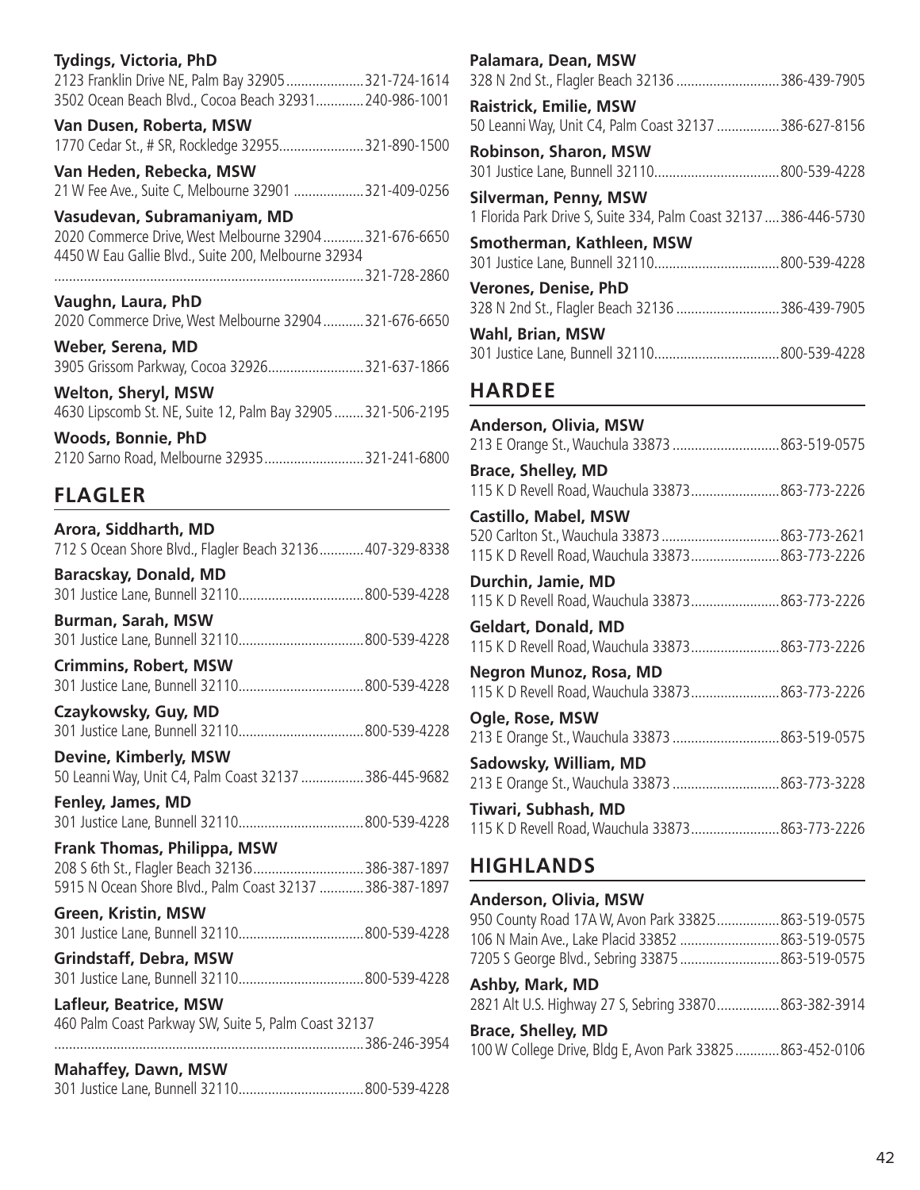**Tydings, Victoria, PhD**
2123 Franklin Drive NE, Palm Bay 32905 ..................... 321-724-1614
3502 Ocean Beach Blvd., Cocoa Beach 32931 ............. 240-986-1001

**Van Dusen, Roberta, MSW**
1770 Cedar St., # SR, Rockledge 32955 ....................... 321-890-1500

**Van Heden, Rebecka, MSW**
21 W Fee Ave., Suite C, Melbourne 32901 ................... 321-409-0256

**Vasudevan, Subramaniyam, MD**
2020 Commerce Drive, West Melbourne 32904 ........... 321-676-6650
4450 W Eau Gallie Blvd., Suite 200, Melbourne 32934
.................................................................................... 321-728-2860

**Vaughn, Laura, PhD**
2020 Commerce Drive, West Melbourne 32904 ........... 321-676-6650

**Weber, Serena, MD**
3905 Grissom Parkway, Cocoa 32926 .......................... 321-637-1866

**Welton, Sheryl, MSW**
4630 Lipscomb St. NE, Suite 12, Palm Bay 32905 ........ 321-506-2195

**Woods, Bonnie, PhD**
2120 Sarno Road, Melbourne 32935 ........................... 321-241-6800

## FLAGLER

**Arora, Siddharth, MD**
712 S Ocean Shore Blvd., Flagler Beach 32136 ............ 407-329-8338

**Baracskay, Donald, MD**
301 Justice Lane, Bunnell 32110 .................................. 800-539-4228

**Burman, Sarah, MSW**
301 Justice Lane, Bunnell 32110 .................................. 800-539-4228

**Crimmins, Robert, MSW**
301 Justice Lane, Bunnell 32110 .................................. 800-539-4228

**Czaykowsky, Guy, MD**
301 Justice Lane, Bunnell 32110 .................................. 800-539-4228

**Devine, Kimberly, MSW**
50 Leanni Way, Unit C4, Palm Coast 32137 ................. 386-445-9682

**Fenley, James, MD**
301 Justice Lane, Bunnell 32110 .................................. 800-539-4228

**Frank Thomas, Philippa, MSW**
208 S 6th St., Flagler Beach 32136 .............................. 386-387-1897
5915 N Ocean Shore Blvd., Palm Coast 32137 ............ 386-387-1897

**Green, Kristin, MSW**
301 Justice Lane, Bunnell 32110 .................................. 800-539-4228

**Grindstaff, Debra, MSW**
301 Justice Lane, Bunnell 32110 .................................. 800-539-4228

**Lafleur, Beatrice, MSW**
460 Palm Coast Parkway SW, Suite 5, Palm Coast 32137
.................................................................................... 386-246-3954

**Mahaffey, Dawn, MSW**
301 Justice Lane, Bunnell 32110 .................................. 800-539-4228

**Palamara, Dean, MSW**
328 N 2nd St., Flagler Beach 32136 ............................ 386-439-7905

**Raistrick, Emilie, MSW**
50 Leanni Way, Unit C4, Palm Coast 32137 ................. 386-627-8156

**Robinson, Sharon, MSW**
301 Justice Lane, Bunnell 32110 .................................. 800-539-4228

**Silverman, Penny, MSW**
1 Florida Park Drive S, Suite 334, Palm Coast 32137 .... 386-446-5730

**Smotherman, Kathleen, MSW**
301 Justice Lane, Bunnell 32110 .................................. 800-539-4228

**Verones, Denise, PhD**
328 N 2nd St., Flagler Beach 32136 ............................ 386-439-7905

**Wahl, Brian, MSW**
301 Justice Lane, Bunnell 32110 .................................. 800-539-4228

## HARDEE

**Anderson, Olivia, MSW**
213 E Orange St., Wauchula 33873 ............................. 863-519-0575

**Brace, Shelley, MD**
115 K D Revell Road, Wauchula 33873 ........................ 863-773-2226

**Castillo, Mabel, MSW**
520 Carlton St., Wauchula 33873 ................................ 863-773-2621
115 K D Revell Road, Wauchula 33873 ........................ 863-773-2226

**Durchin, Jamie, MD**
115 K D Revell Road, Wauchula 33873 ........................ 863-773-2226

**Geldart, Donald, MD**
115 K D Revell Road, Wauchula 33873 ........................ 863-773-2226

**Negron Munoz, Rosa, MD**
115 K D Revell Road, Wauchula 33873 ........................ 863-773-2226

**Ogle, Rose, MSW**
213 E Orange St., Wauchula 33873 ............................. 863-519-0575

**Sadowsky, William, MD**
213 E Orange St., Wauchula 33873 ............................. 863-773-3228

**Tiwari, Subhash, MD**
115 K D Revell Road, Wauchula 33873 ........................ 863-773-2226

## HIGHLANDS

**Anderson, Olivia, MSW**
950 County Road 17A W, Avon Park 33825 ................. 863-519-0575
106 N Main Ave., Lake Placid 33852 ........................... 863-519-0575
7205 S George Blvd., Sebring 33875 ........................... 863-519-0575

**Ashby, Mark, MD**
2821 Alt U.S. Highway 27 S, Sebring 33870 ................. 863-382-3914

**Brace, Shelley, MD**
100 W College Drive, Bldg E, Avon Park 33825 ............ 863-452-0106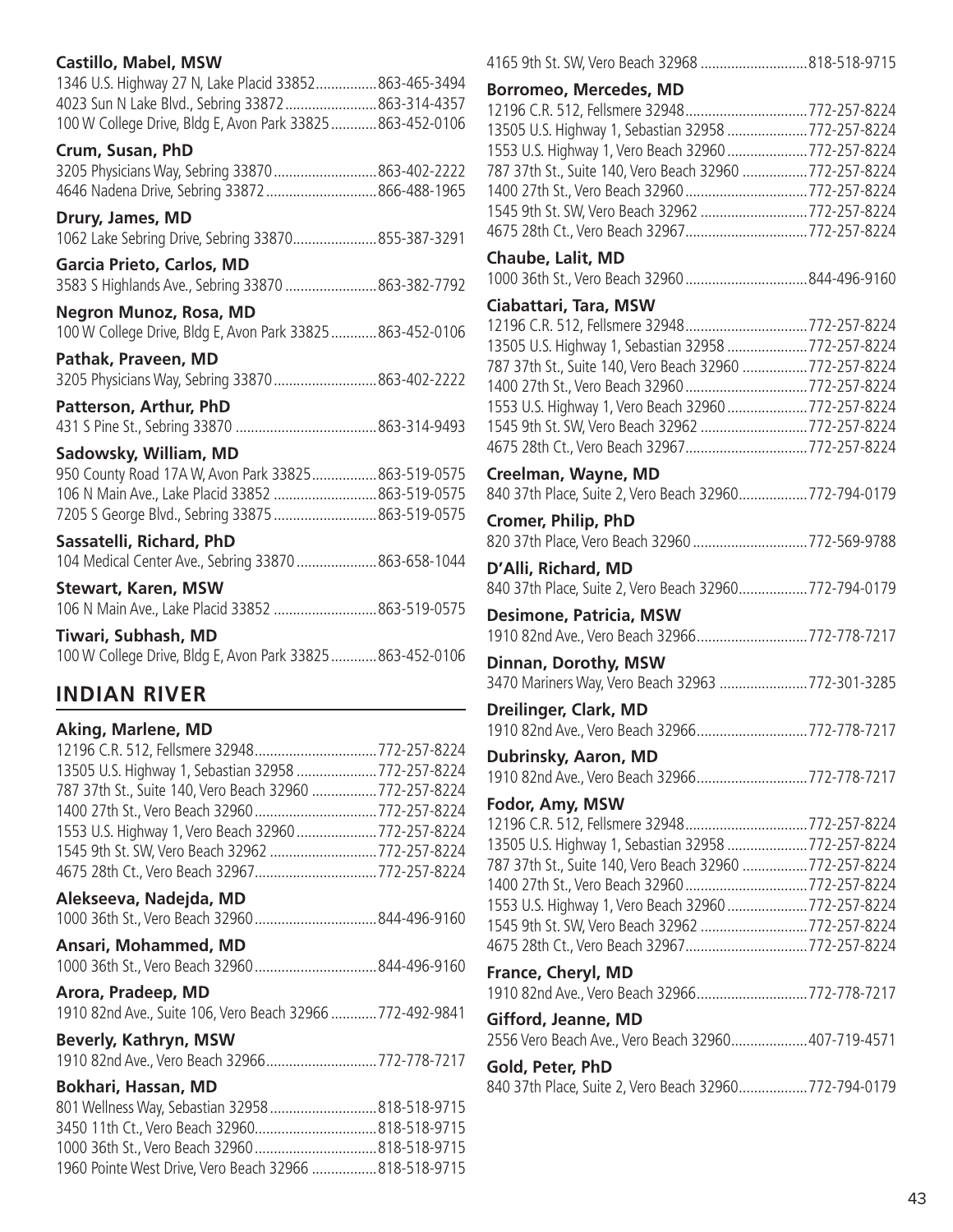**Castillo, Mabel, MSW**
1346 U.S. Highway 27 N, Lake Placid 33852................863-465-3494
4023 Sun N Lake Blvd., Sebring 33872........................863-314-4357
100 W College Drive, Bldg E, Avon Park 33825............863-452-0106

**Crum, Susan, PhD**
3205 Physicians Way, Sebring 33870...........................863-402-2222
4646 Nadena Drive, Sebring 33872.............................866-488-1965

**Drury, James, MD**
1062 Lake Sebring Drive, Sebring 33870......................855-387-3291

**Garcia Prieto, Carlos, MD**
3583 S Highlands Ave., Sebring 33870........................863-382-7792

**Negron Munoz, Rosa, MD**
100 W College Drive, Bldg E, Avon Park 33825............863-452-0106

**Pathak, Praveen, MD**
3205 Physicians Way, Sebring 33870...........................863-402-2222

**Patterson, Arthur, PhD**
431 S Pine St., Sebring 33870 .....................................863-314-9493

**Sadowsky, William, MD**
950 County Road 17A W, Avon Park 33825.................863-519-0575
106 N Main Ave., Lake Placid 33852 ...........................863-519-0575
7205 S George Blvd., Sebring 33875...........................863-519-0575

**Sassatelli, Richard, PhD**
104 Medical Center Ave., Sebring 33870.....................863-658-1044

**Stewart, Karen, MSW**
106 N Main Ave., Lake Placid 33852 ...........................863-519-0575

**Tiwari, Subhash, MD**
100 W College Drive, Bldg E, Avon Park 33825............863-452-0106

## INDIAN RIVER

**Aking, Marlene, MD**
12196 C.R. 512, Fellsmere 32948................................772-257-8224
13505 U.S. Highway 1, Sebastian 32958 .....................772-257-8224
787 37th St., Suite 140, Vero Beach 32960 .................772-257-8224
1400 27th St., Vero Beach 32960................................772-257-8224
1553 U.S. Highway 1, Vero Beach 32960.....................772-257-8224
1545 9th St. SW, Vero Beach 32962 ............................772-257-8224
4675 28th Ct., Vero Beach 32967................................772-257-8224

**Alekseeva, Nadejda, MD**
1000 36th St., Vero Beach 32960................................844-496-9160

**Ansari, Mohammed, MD**
1000 36th St., Vero Beach 32960................................844-496-9160

**Arora, Pradeep, MD**
1910 82nd Ave., Suite 106, Vero Beach 32966............772-492-9841

**Beverly, Kathryn, MSW**
1910 82nd Ave., Vero Beach 32966.............................772-778-7217

**Bokhari, Hassan, MD**
801 Wellness Way, Sebastian 32958............................818-518-9715
3450 11th Ct., Vero Beach 32960................................818-518-9715
1000 36th St., Vero Beach 32960................................818-518-9715
1960 Pointe West Drive, Vero Beach 32966 .................818-518-9715
4165 9th St. SW, Vero Beach 32968 ............................818-518-9715

**Borromeo, Mercedes, MD**
12196 C.R. 512, Fellsmere 32948................................772-257-8224
13505 U.S. Highway 1, Sebastian 32958 .....................772-257-8224
1553 U.S. Highway 1, Vero Beach 32960.....................772-257-8224
787 37th St., Suite 140, Vero Beach 32960 .................772-257-8224
1400 27th St., Vero Beach 32960................................772-257-8224
1545 9th St. SW, Vero Beach 32962 ............................772-257-8224
4675 28th Ct., Vero Beach 32967................................772-257-8224

**Chaube, Lalit, MD**
1000 36th St., Vero Beach 32960................................844-496-9160

**Ciabattari, Tara, MSW**
12196 C.R. 512, Fellsmere 32948................................772-257-8224
13505 U.S. Highway 1, Sebastian 32958 .....................772-257-8224
787 37th St., Suite 140, Vero Beach 32960 .................772-257-8224
1400 27th St., Vero Beach 32960................................772-257-8224
1553 U.S. Highway 1, Vero Beach 32960.....................772-257-8224
1545 9th St. SW, Vero Beach 32962 ............................772-257-8224
4675 28th Ct., Vero Beach 32967................................772-257-8224

**Creelman, Wayne, MD**
840 37th Place, Suite 2, Vero Beach 32960..................772-794-0179

**Cromer, Philip, PhD**
820 37th Place, Vero Beach 32960..............................772-569-9788

**D'Alli, Richard, MD**
840 37th Place, Suite 2, Vero Beach 32960..................772-794-0179

**Desimone, Patricia, MSW**
1910 82nd Ave., Vero Beach 32966.............................772-778-7217

**Dinnan, Dorothy, MSW**
3470 Mariners Way, Vero Beach 32963 .......................772-301-3285

**Dreilinger, Clark, MD**
1910 82nd Ave., Vero Beach 32966.............................772-778-7217

**Dubrinsky, Aaron, MD**
1910 82nd Ave., Vero Beach 32966.............................772-778-7217

**Fodor, Amy, MSW**
12196 C.R. 512, Fellsmere 32948................................772-257-8224
13505 U.S. Highway 1, Sebastian 32958 .....................772-257-8224
787 37th St., Suite 140, Vero Beach 32960 .................772-257-8224
1400 27th St., Vero Beach 32960................................772-257-8224
1553 U.S. Highway 1, Vero Beach 32960.....................772-257-8224
1545 9th St. SW, Vero Beach 32962 ............................772-257-8224
4675 28th Ct., Vero Beach 32967................................772-257-8224

**France, Cheryl, MD**
1910 82nd Ave., Vero Beach 32966.............................772-778-7217

**Gifford, Jeanne, MD**
2556 Vero Beach Ave., Vero Beach 32960....................407-719-4571

**Gold, Peter, PhD**
840 37th Place, Suite 2, Vero Beach 32960..................772-794-0179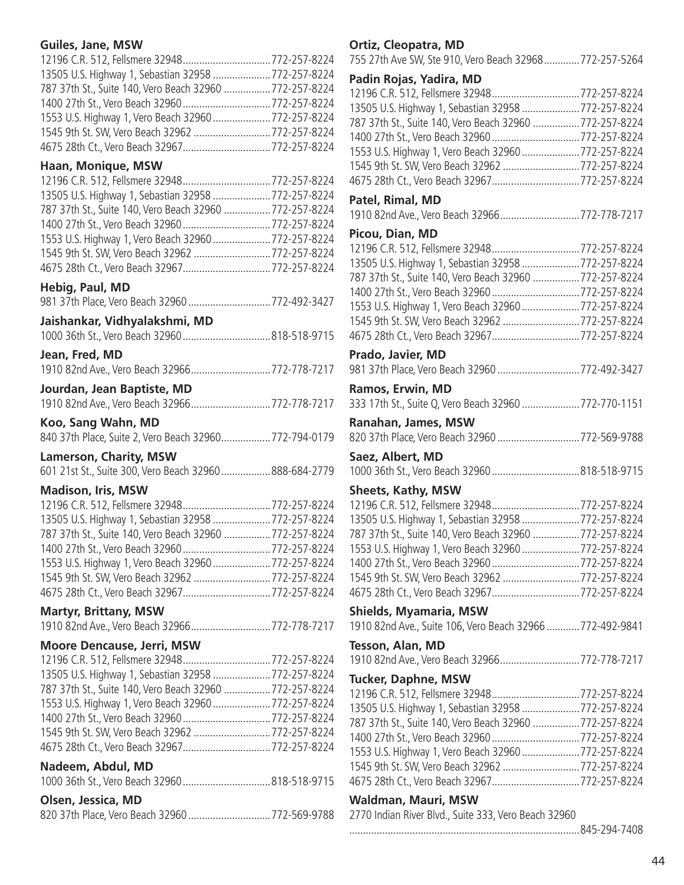**Guiles, Jane, MSW**
12196 C.R. 512, Fellsmere 32948................................772-257-8224
13505 U.S. Highway 1, Sebastian 32958 .....................772-257-8224
787 37th St., Suite 140, Vero Beach 32960 .................772-257-8224
1400 27th St., Vero Beach 32960................................772-257-8224
1553 U.S. Highway 1, Vero Beach 32960.....................772-257-8224
1545 9th St. SW, Vero Beach 32962 ............................772-257-8224
4675 28th Ct., Vero Beach 32967................................772-257-8224

**Haan, Monique, MSW**
12196 C.R. 512, Fellsmere 32948................................772-257-8224
13505 U.S. Highway 1, Sebastian 32958 .....................772-257-8224
787 37th St., Suite 140, Vero Beach 32960 .................772-257-8224
1400 27th St., Vero Beach 32960................................772-257-8224
1553 U.S. Highway 1, Vero Beach 32960.....................772-257-8224
1545 9th St. SW, Vero Beach 32962 ............................772-257-8224
4675 28th Ct., Vero Beach 32967................................772-257-8224

**Hebig, Paul, MD**
981 37th Place, Vero Beach 32960..............................772-492-3427

**Jaishankar, Vidhyalakshmi, MD**
1000 36th St., Vero Beach 32960................................818-518-9715

**Jean, Fred, MD**
1910 82nd Ave., Vero Beach 32966.............................772-778-7217

**Jourdan, Jean Baptiste, MD**
1910 82nd Ave., Vero Beach 32966.............................772-778-7217

**Koo, Sang Wahn, MD**
840 37th Place, Suite 2, Vero Beach 32960..................772-794-0179

**Lamerson, Charity, MSW**
601 21st St., Suite 300, Vero Beach 32960..................888-684-2779

**Madison, Iris, MSW**
12196 C.R. 512, Fellsmere 32948................................772-257-8224
13505 U.S. Highway 1, Sebastian 32958 .....................772-257-8224
787 37th St., Suite 140, Vero Beach 32960 .................772-257-8224
1400 27th St., Vero Beach 32960................................772-257-8224
1553 U.S. Highway 1, Vero Beach 32960.....................772-257-8224
1545 9th St. SW, Vero Beach 32962 ............................772-257-8224
4675 28th Ct., Vero Beach 32967................................772-257-8224

**Martyr, Brittany, MSW**
1910 82nd Ave., Vero Beach 32966.............................772-778-7217

**Moore Dencause, Jerri, MSW**
12196 C.R. 512, Fellsmere 32948................................772-257-8224
13505 U.S. Highway 1, Sebastian 32958 .....................772-257-8224
787 37th St., Suite 140, Vero Beach 32960 .................772-257-8224
1553 U.S. Highway 1, Vero Beach 32960.....................772-257-8224
1400 27th St., Vero Beach 32960................................772-257-8224
1545 9th St. SW, Vero Beach 32962 ............................772-257-8224
4675 28th Ct., Vero Beach 32967................................772-257-8224

**Nadeem, Abdul, MD**
1000 36th St., Vero Beach 32960................................818-518-9715

**Olsen, Jessica, MD**
820 37th Place, Vero Beach 32960..............................772-569-9788

**Ortiz, Cleopatra, MD**
755 27th Ave SW, Ste 910, Vero Beach 32968.............772-257-5264

**Padin Rojas, Yadira, MD**
12196 C.R. 512, Fellsmere 32948................................772-257-8224
13505 U.S. Highway 1, Sebastian 32958 .....................772-257-8224
787 37th St., Suite 140, Vero Beach 32960 .................772-257-8224
1400 27th St., Vero Beach 32960................................772-257-8224
1553 U.S. Highway 1, Vero Beach 32960.....................772-257-8224
1545 9th St. SW, Vero Beach 32962 ............................772-257-8224
4675 28th Ct., Vero Beach 32967................................772-257-8224

**Patel, Rimal, MD**
1910 82nd Ave., Vero Beach 32966.............................772-778-7217

**Picou, Dian, MD**
12196 C.R. 512, Fellsmere 32948................................772-257-8224
13505 U.S. Highway 1, Sebastian 32958 .....................772-257-8224
787 37th St., Suite 140, Vero Beach 32960 .................772-257-8224
1400 27th St., Vero Beach 32960................................772-257-8224
1553 U.S. Highway 1, Vero Beach 32960.....................772-257-8224
1545 9th St. SW, Vero Beach 32962 ............................772-257-8224
4675 28th Ct., Vero Beach 32967................................772-257-8224

**Prado, Javier, MD**
981 37th Place, Vero Beach 32960..............................772-492-3427

**Ramos, Erwin, MD**
333 17th St., Suite Q, Vero Beach 32960.....................772-770-1151

**Ranahan, James, MSW**
820 37th Place, Vero Beach 32960..............................772-569-9788

**Saez, Albert, MD**
1000 36th St., Vero Beach 32960................................818-518-9715

**Sheets, Kathy, MSW**
12196 C.R. 512, Fellsmere 32948................................772-257-8224
13505 U.S. Highway 1, Sebastian 32958 .....................772-257-8224
787 37th St., Suite 140, Vero Beach 32960 .................772-257-8224
1553 U.S. Highway 1, Vero Beach 32960.....................772-257-8224
1400 27th St., Vero Beach 32960................................772-257-8224
1545 9th St. SW, Vero Beach 32962 ............................772-257-8224
4675 28th Ct., Vero Beach 32967................................772-257-8224

**Shields, Myamaria, MSW**
1910 82nd Ave., Suite 106, Vero Beach 32966............772-492-9841

**Tesson, Alan, MD**
1910 82nd Ave., Vero Beach 32966.............................772-778-7217

**Tucker, Daphne, MSW**
12196 C.R. 512, Fellsmere 32948................................772-257-8224
13505 U.S. Highway 1, Sebastian 32958 .....................772-257-8224
787 37th St., Suite 140, Vero Beach 32960 .................772-257-8224
1400 27th St., Vero Beach 32960................................772-257-8224
1553 U.S. Highway 1, Vero Beach 32960.....................772-257-8224
1545 9th St. SW, Vero Beach 32962 ............................772-257-8224
4675 28th Ct., Vero Beach 32967................................772-257-8224

**Waldman, Mauri, MSW**
2770 Indian River Blvd., Suite 333, Vero Beach 32960
....................................................................................845-294-7408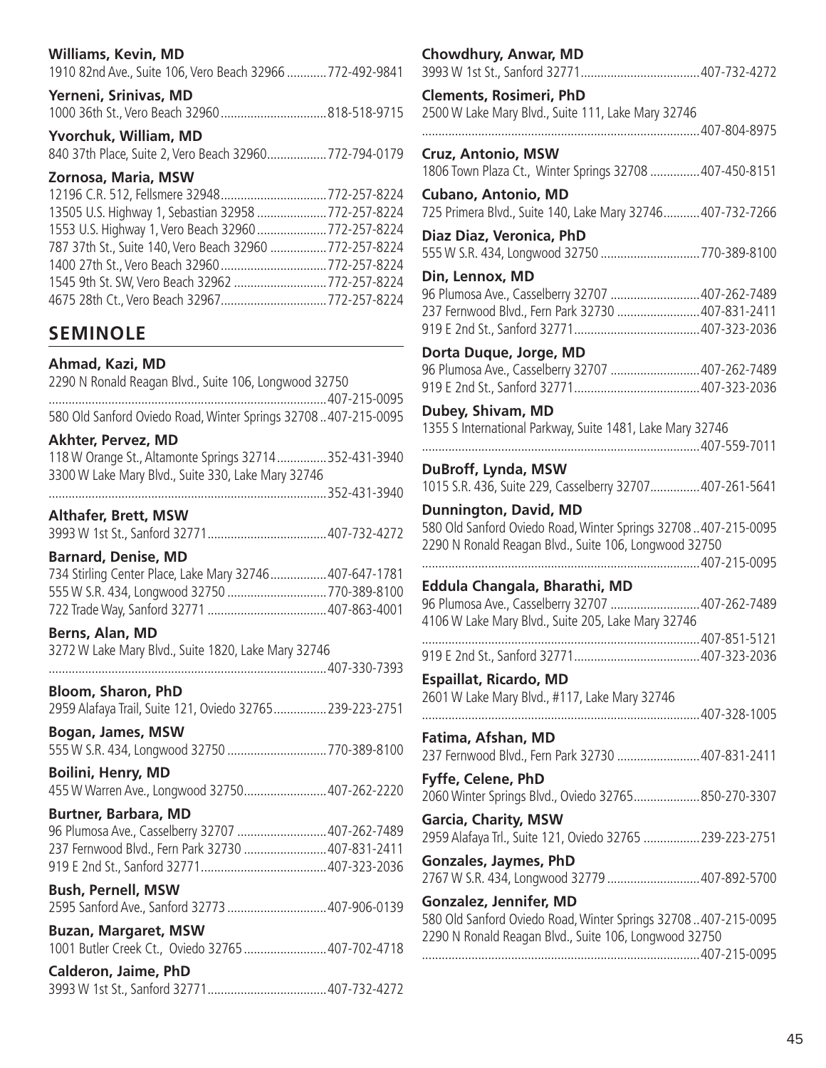**Williams, Kevin, MD**
1910 82nd Ave., Suite 106, Vero Beach 32966 ............ 772-492-9841

**Yerneni, Srinivas, MD**
1000 36th St., Vero Beach 32960 ................................ 818-518-9715

**Yvorchuk, William, MD**
840 37th Place, Suite 2, Vero Beach 32960.................. 772-794-0179

**Zornosa, Maria, MSW**
12196 C.R. 512, Fellsmere 32948................................ 772-257-8224
13505 U.S. Highway 1, Sebastian 32958 ..................... 772-257-8224
1553 U.S. Highway 1, Vero Beach 32960..................... 772-257-8224
787 37th St., Suite 140, Vero Beach 32960 ................. 772-257-8224
1400 27th St., Vero Beach 32960................................ 772-257-8224
1545 9th St. SW, Vero Beach 32962 ............................ 772-257-8224
4675 28th Ct., Vero Beach 32967................................ 772-257-8224

## SEMINOLE

**Ahmad, Kazi, MD**
2290 N Ronald Reagan Blvd., Suite 106, Longwood 32750
.................................................................................... 407-215-0095
580 Old Sanford Oviedo Road, Winter Springs 32708 .. 407-215-0095

**Akhter, Pervez, MD**
118 W Orange St., Altamonte Springs 32714 ............... 352-431-3940
3300 W Lake Mary Blvd., Suite 330, Lake Mary 32746
.................................................................................... 352-431-3940

**Althafer, Brett, MSW**
3993 W 1st St., Sanford 32771.................................... 407-732-4272

**Barnard, Denise, MD**
734 Stirling Center Place, Lake Mary 32746................. 407-647-1781
555 W S.R. 434, Longwood 32750 .............................. 770-389-8100
722 Trade Way, Sanford 32771 .................................... 407-863-4001

**Berns, Alan, MD**
3272 W Lake Mary Blvd., Suite 1820, Lake Mary 32746
.................................................................................... 407-330-7393

**Bloom, Sharon, PhD**
2959 Alafaya Trail, Suite 121, Oviedo 32765................ 239-223-2751

**Bogan, James, MSW**
555 W S.R. 434, Longwood 32750 .............................. 770-389-8100

**Boilini, Henry, MD**
455 W Warren Ave., Longwood 32750......................... 407-262-2220

**Burtner, Barbara, MD**
96 Plumosa Ave., Casselberry 32707 ........................... 407-262-7489
237 Fernwood Blvd., Fern Park 32730 ......................... 407-831-2411
919 E 2nd St., Sanford 32771...................................... 407-323-2036

**Bush, Pernell, MSW**
2595 Sanford Ave., Sanford 32773 .............................. 407-906-0139

**Buzan, Margaret, MSW**
1001 Butler Creek Ct., Oviedo 32765 ......................... 407-702-4718

**Calderon, Jaime, PhD**
3993 W 1st St., Sanford 32771.................................... 407-732-4272

**Chowdhury, Anwar, MD**
3993 W 1st St., Sanford 32771.................................... 407-732-4272

**Clements, Rosimeri, PhD**
2500 W Lake Mary Blvd., Suite 111, Lake Mary 32746
.................................................................................... 407-804-8975

**Cruz, Antonio, MSW**
1806 Town Plaza Ct., Winter Springs 32708 ............... 407-450-8151

**Cubano, Antonio, MD**
725 Primera Blvd., Suite 140, Lake Mary 32746........... 407-732-7266

**Diaz Diaz, Veronica, PhD**
555 W S.R. 434, Longwood 32750 .............................. 770-389-8100

**Din, Lennox, MD**
96 Plumosa Ave., Casselberry 32707 ........................... 407-262-7489
237 Fernwood Blvd., Fern Park 32730 ......................... 407-831-2411
919 E 2nd St., Sanford 32771...................................... 407-323-2036

**Dorta Duque, Jorge, MD**
96 Plumosa Ave., Casselberry 32707 ........................... 407-262-7489
919 E 2nd St., Sanford 32771...................................... 407-323-2036

**Dubey, Shivam, MD**
1355 S International Parkway, Suite 1481, Lake Mary 32746
.................................................................................... 407-559-7011

**DuBroff, Lynda, MSW**
1015 S.R. 436, Suite 229, Casselberry 32707............... 407-261-5641

**Dunnington, David, MD**
580 Old Sanford Oviedo Road, Winter Springs 32708 .. 407-215-0095
2290 N Ronald Reagan Blvd., Suite 106, Longwood 32750
.................................................................................... 407-215-0095

**Eddula Changala, Bharathi, MD**
96 Plumosa Ave., Casselberry 32707 ........................... 407-262-7489
4106 W Lake Mary Blvd., Suite 205, Lake Mary 32746
.................................................................................... 407-851-5121
919 E 2nd St., Sanford 32771...................................... 407-323-2036

**Espaillat, Ricardo, MD**
2601 W Lake Mary Blvd., #117, Lake Mary 32746
.................................................................................... 407-328-1005

**Fatima, Afshan, MD**
237 Fernwood Blvd., Fern Park 32730 ......................... 407-831-2411

**Fyffe, Celene, PhD**
2060 Winter Springs Blvd., Oviedo 32765.................... 850-270-3307

**Garcia, Charity, MSW**
2959 Alafaya Trl., Suite 121, Oviedo 32765 ................. 239-223-2751

**Gonzales, Jaymes, PhD**
2767 W S.R. 434, Longwood 32779 ............................ 407-892-5700

**Gonzalez, Jennifer, MD**
580 Old Sanford Oviedo Road, Winter Springs 32708 .. 407-215-0095
2290 N Ronald Reagan Blvd., Suite 106, Longwood 32750
.................................................................................... 407-215-0095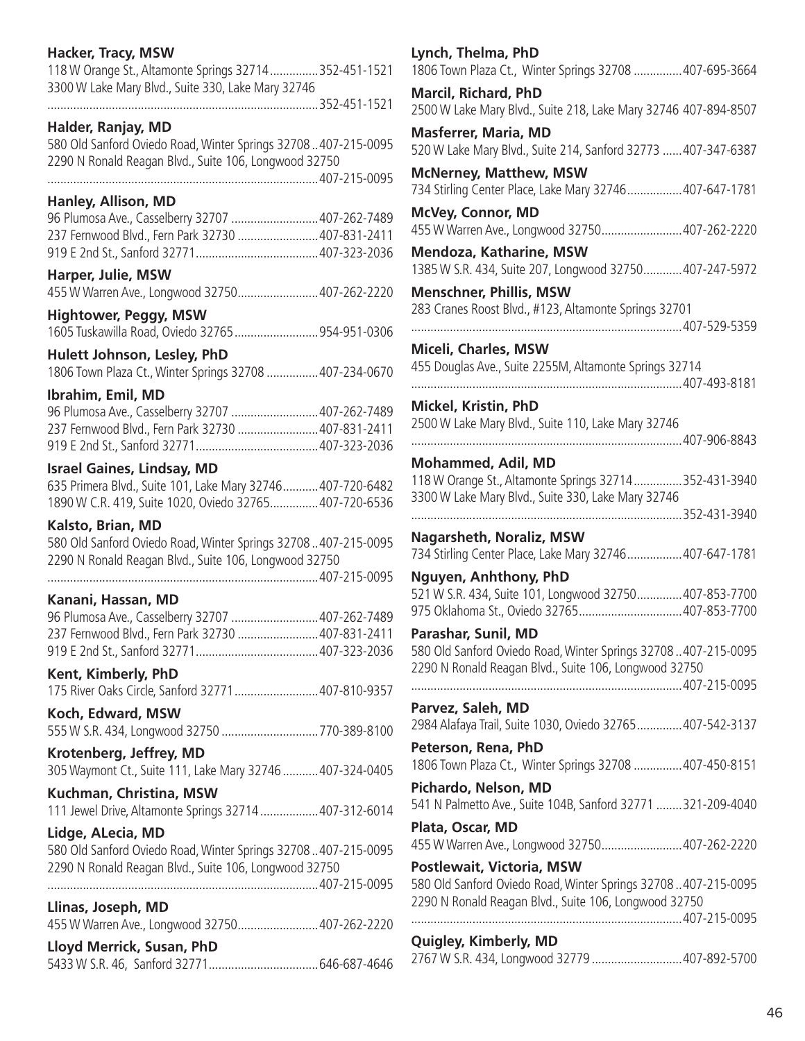**Hacker, Tracy, MSW**
118 W Orange St., Altamonte Springs 32714 ............... 352-451-1521
3300 W Lake Mary Blvd., Suite 330, Lake Mary 32746
.................................................................................. 352-451-1521

**Halder, Ranjay, MD**
580 Old Sanford Oviedo Road, Winter Springs 32708 .. 407-215-0095
2290 N Ronald Reagan Blvd., Suite 106, Longwood 32750
.................................................................................. 407-215-0095

**Hanley, Allison, MD**
96 Plumosa Ave., Casselberry 32707 ........................... 407-262-7489
237 Fernwood Blvd., Fern Park 32730 ......................... 407-831-2411
919 E 2nd St., Sanford 32771 ...................................... 407-323-2036

**Harper, Julie, MSW**
455 W Warren Ave., Longwood 32750 ......................... 407-262-2220

**Hightower, Peggy, MSW**
1605 Tuskawilla Road, Oviedo 32765 .......................... 954-951-0306

**Hulett Johnson, Lesley, PhD**
1806 Town Plaza Ct., Winter Springs 32708 ................ 407-234-0670

**Ibrahim, Emil, MD**
96 Plumosa Ave., Casselberry 32707 ........................... 407-262-7489
237 Fernwood Blvd., Fern Park 32730 ......................... 407-831-2411
919 E 2nd St., Sanford 32771 ...................................... 407-323-2036

**Israel Gaines, Lindsay, MD**
635 Primera Blvd., Suite 101, Lake Mary 32746 ........... 407-720-6482
1890 W C.R. 419, Suite 1020, Oviedo 32765 ............... 407-720-6536

**Kalsto, Brian, MD**
580 Old Sanford Oviedo Road, Winter Springs 32708 .. 407-215-0095
2290 N Ronald Reagan Blvd., Suite 106, Longwood 32750
.................................................................................. 407-215-0095

**Kanani, Hassan, MD**
96 Plumosa Ave., Casselberry 32707 ........................... 407-262-7489
237 Fernwood Blvd., Fern Park 32730 ......................... 407-831-2411
919 E 2nd St., Sanford 32771 ...................................... 407-323-2036

**Kent, Kimberly, PhD**
175 River Oaks Circle, Sanford 32771 .......................... 407-810-9357

**Koch, Edward, MSW**
555 W S.R. 434, Longwood 32750 .............................. 770-389-8100

**Krotenberg, Jeffrey, MD**
305 Waymont Ct., Suite 111, Lake Mary 32746 ........... 407-324-0405

**Kuchman, Christina, MSW**
111 Jewel Drive, Altamonte Springs 32714 .................. 407-312-6014

**Lidge, ALecia, MD**
580 Old Sanford Oviedo Road, Winter Springs 32708 .. 407-215-0095
2290 N Ronald Reagan Blvd., Suite 106, Longwood 32750
.................................................................................. 407-215-0095

**Llinas, Joseph, MD**
455 W Warren Ave., Longwood 32750 ......................... 407-262-2220

**Lloyd Merrick, Susan, PhD**
5433 W S.R. 46, Sanford 32771 .................................. 646-687-4646

**Lynch, Thelma, PhD**
1806 Town Plaza Ct., Winter Springs 32708 ............... 407-695-3664

**Marcil, Richard, PhD**
2500 W Lake Mary Blvd., Suite 218, Lake Mary 32746 407-894-8507

**Masferrer, Maria, MD**
520 W Lake Mary Blvd., Suite 214, Sanford 32773 ...... 407-347-6387

**McNerney, Matthew, MSW**
734 Stirling Center Place, Lake Mary 32746 ................. 407-647-1781

**McVey, Connor, MD**
455 W Warren Ave., Longwood 32750 ......................... 407-262-2220

**Mendoza, Katharine, MSW**
1385 W S.R. 434, Suite 207, Longwood 32750 ............ 407-247-5972

**Menschner, Phillis, MSW**
283 Cranes Roost Blvd., #123, Altamonte Springs 32701
.................................................................................. 407-529-5359

**Miceli, Charles, MSW**
455 Douglas Ave., Suite 2255M, Altamonte Springs 32714
.................................................................................. 407-493-8181

**Mickel, Kristin, PhD**
2500 W Lake Mary Blvd., Suite 110, Lake Mary 32746
.................................................................................. 407-906-8843

**Mohammed, Adil, MD**
118 W Orange St., Altamonte Springs 32714 ............... 352-431-3940
3300 W Lake Mary Blvd., Suite 330, Lake Mary 32746
.................................................................................. 352-431-3940

**Nagarsheth, Noraliz, MSW**
734 Stirling Center Place, Lake Mary 32746 ................. 407-647-1781

**Nguyen, Anhthony, PhD**
521 W S.R. 434, Suite 101, Longwood 32750 .............. 407-853-7700
975 Oklahoma St., Oviedo 32765 ................................ 407-853-7700

**Parashar, Sunil, MD**
580 Old Sanford Oviedo Road, Winter Springs 32708 .. 407-215-0095
2290 N Ronald Reagan Blvd., Suite 106, Longwood 32750
.................................................................................. 407-215-0095

**Parvez, Saleh, MD**
2984 Alafaya Trail, Suite 1030, Oviedo 32765 .............. 407-542-3137

**Peterson, Rena, PhD**
1806 Town Plaza Ct., Winter Springs 32708 ............... 407-450-8151

**Pichardo, Nelson, MD**
541 N Palmetto Ave., Suite 104B, Sanford 32771 ........ 321-209-4040

**Plata, Oscar, MD**
455 W Warren Ave., Longwood 32750 ......................... 407-262-2220

**Postlewait, Victoria, MSW**
580 Old Sanford Oviedo Road, Winter Springs 32708 .. 407-215-0095
2290 N Ronald Reagan Blvd., Suite 106, Longwood 32750
.................................................................................. 407-215-0095

**Quigley, Kimberly, MD**
2767 W S.R. 434, Longwood 32779 ............................ 407-892-5700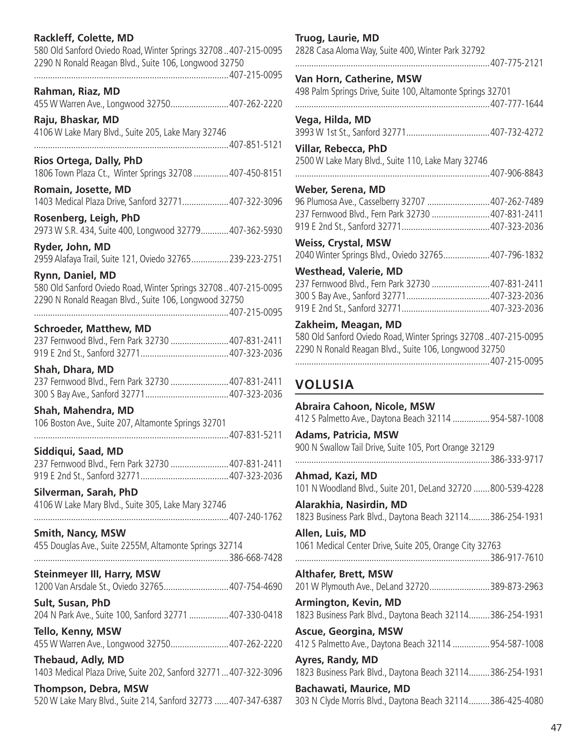**Rackleff, Colette, MD**
580 Old Sanford Oviedo Road, Winter Springs 32708 .. 407-215-0095
2290 N Ronald Reagan Blvd., Suite 106, Longwood 32750 ............ 407-215-0095

**Rahman, Riaz, MD**
455 W Warren Ave., Longwood 32750 ............ 407-262-2220

**Raju, Bhaskar, MD**
4106 W Lake Mary Blvd., Suite 205, Lake Mary 32746 ............ 407-851-5121

**Rios Ortega, Dally, PhD**
1806 Town Plaza Ct., Winter Springs 32708 ............ 407-450-8151

**Romain, Josette, MD**
1403 Medical Plaza Drive, Sanford 32771 ............ 407-322-3096

**Rosenberg, Leigh, PhD**
2973 W S.R. 434, Suite 400, Longwood 32779 ............ 407-362-5930

**Ryder, John, MD**
2959 Alafaya Trail, Suite 121, Oviedo 32765 ............ 239-223-2751

**Rynn, Daniel, MD**
580 Old Sanford Oviedo Road, Winter Springs 32708 .. 407-215-0095
2290 N Ronald Reagan Blvd., Suite 106, Longwood 32750 ............ 407-215-0095

**Schroeder, Matthew, MD**
237 Fernwood Blvd., Fern Park 32730 ............ 407-831-2411
919 E 2nd St., Sanford 32771 ............ 407-323-2036

**Shah, Dhara, MD**
237 Fernwood Blvd., Fern Park 32730 ............ 407-831-2411
300 S Bay Ave., Sanford 32771 ............ 407-323-2036

**Shah, Mahendra, MD**
106 Boston Ave., Suite 207, Altamonte Springs 32701 ............ 407-831-5211

**Siddiqui, Saad, MD**
237 Fernwood Blvd., Fern Park 32730 ............ 407-831-2411
919 E 2nd St., Sanford 32771 ............ 407-323-2036

**Silverman, Sarah, PhD**
4106 W Lake Mary Blvd., Suite 305, Lake Mary 32746 ............ 407-240-1762

**Smith, Nancy, MSW**
455 Douglas Ave., Suite 2255M, Altamonte Springs 32714 ............ 386-668-7428

**Steinmeyer III, Harry, MSW**
1200 Van Arsdale St., Oviedo 32765 ............ 407-754-4690

**Sult, Susan, PhD**
204 N Park Ave., Suite 100, Sanford 32771 ............ 407-330-0418

**Tello, Kenny, MSW**
455 W Warren Ave., Longwood 32750 ............ 407-262-2220

**Thebaud, Adly, MD**
1403 Medical Plaza Drive, Suite 202, Sanford 32771 ... 407-322-3096

**Thompson, Debra, MSW**
520 W Lake Mary Blvd., Suite 214, Sanford 32773 ...... 407-347-6387

**Truog, Laurie, MD**
2828 Casa Aloma Way, Suite 400, Winter Park 32792 ............ 407-775-2121

**Van Horn, Catherine, MSW**
498 Palm Springs Drive, Suite 100, Altamonte Springs 32701 ............ 407-777-1644

**Vega, Hilda, MD**
3993 W 1st St., Sanford 32771 ............ 407-732-4272

**Villar, Rebecca, PhD**
2500 W Lake Mary Blvd., Suite 110, Lake Mary 32746 ............ 407-906-8843

**Weber, Serena, MD**
96 Plumosa Ave., Casselberry 32707 ............ 407-262-7489
237 Fernwood Blvd., Fern Park 32730 ............ 407-831-2411
919 E 2nd St., Sanford 32771 ............ 407-323-2036

**Weiss, Crystal, MSW**
2040 Winter Springs Blvd., Oviedo 32765 ............ 407-796-1832

**Westhead, Valerie, MD**
237 Fernwood Blvd., Fern Park 32730 ............ 407-831-2411
300 S Bay Ave., Sanford 32771 ............ 407-323-2036
919 E 2nd St., Sanford 32771 ............ 407-323-2036

**Zakheim, Meagan, MD**
580 Old Sanford Oviedo Road, Winter Springs 32708 .. 407-215-0095
2290 N Ronald Reagan Blvd., Suite 106, Longwood 32750 ............ 407-215-0095

## VOLUSIA

**Abraira Cahoon, Nicole, MSW**
412 S Palmetto Ave., Daytona Beach 32114 ............ 954-587-1008

**Adams, Patricia, MSW**
900 N Swallow Tail Drive, Suite 105, Port Orange 32129 ............ 386-333-9717

**Ahmad, Kazi, MD**
101 N Woodland Blvd., Suite 201, DeLand 32720 ....... 800-539-4228

**Alarakhia, Nasirdin, MD**
1823 Business Park Blvd., Daytona Beach 32114 ......... 386-254-1931

**Allen, Luis, MD**
1061 Medical Center Drive, Suite 205, Orange City 32763 ............ 386-917-7610

**Althafer, Brett, MSW**
201 W Plymouth Ave., DeLand 32720 ............ 389-873-2963

**Armington, Kevin, MD**
1823 Business Park Blvd., Daytona Beach 32114 ......... 386-254-1931

**Ascue, Georgina, MSW**
412 S Palmetto Ave., Daytona Beach 32114 ............ 954-587-1008

**Ayres, Randy, MD**
1823 Business Park Blvd., Daytona Beach 32114 ......... 386-254-1931

**Bachawati, Maurice, MD**
303 N Clyde Morris Blvd., Daytona Beach 32114 ......... 386-425-4080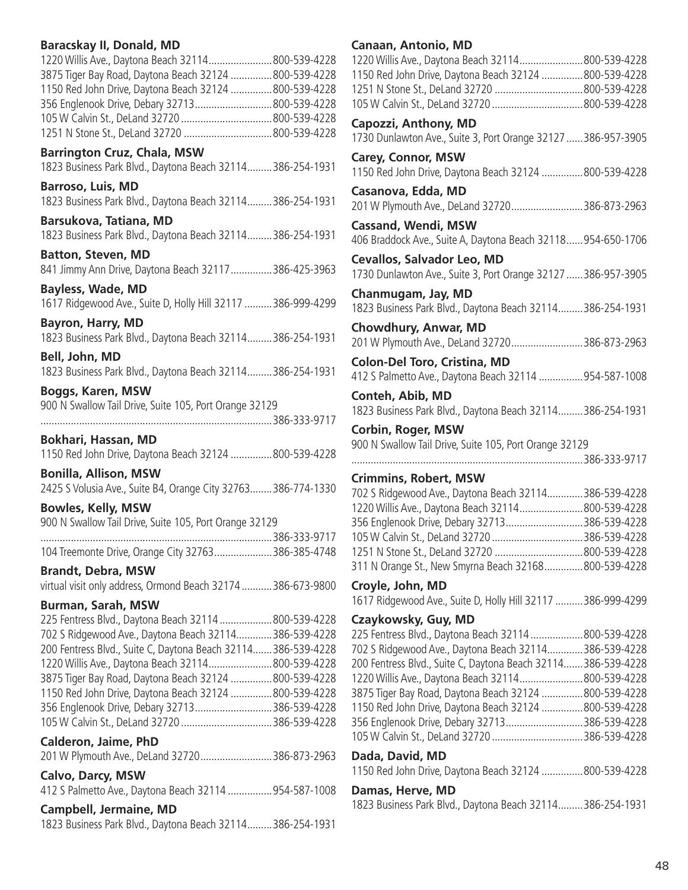**Baracskay II, Donald, MD**
1220 Willis Ave., Daytona Beach 32114.......................800-539-4228
3875 Tiger Bay Road, Daytona Beach 32124 ...............800-539-4228
1150 Red John Drive, Daytona Beach 32124 ...............800-539-4228
356 Englenook Drive, Debary 32713............................800-539-4228
105 W Calvin St., DeLand 32720 .................................800-539-4228
1251 N Stone St., DeLand 32720 ................................800-539-4228

**Barrington Cruz, Chala, MSW**
1823 Business Park Blvd., Daytona Beach 32114.........386-254-1931

**Barroso, Luis, MD**
1823 Business Park Blvd., Daytona Beach 32114.........386-254-1931

**Barsukova, Tatiana, MD**
1823 Business Park Blvd., Daytona Beach 32114.........386-254-1931

**Batton, Steven, MD**
841 Jimmy Ann Drive, Daytona Beach 32117...............386-425-3963

**Bayless, Wade, MD**
1617 Ridgewood Ave., Suite D, Holly Hill 32117 ..........386-999-4299

**Bayron, Harry, MD**
1823 Business Park Blvd., Daytona Beach 32114.........386-254-1931

**Bell, John, MD**
1823 Business Park Blvd., Daytona Beach 32114.........386-254-1931

**Boggs, Karen, MSW**
900 N Swallow Tail Drive, Suite 105, Port Orange 32129
....................................................................................386-333-9717

**Bokhari, Hassan, MD**
1150 Red John Drive, Daytona Beach 32124 ...............800-539-4228

**Bonilla, Allison, MSW**
2425 S Volusia Ave., Suite B4, Orange City 32763........386-774-1330

**Bowles, Kelly, MSW**
900 N Swallow Tail Drive, Suite 105, Port Orange 32129
....................................................................................386-333-9717
104 Treemonte Drive, Orange City 32763.....................386-385-4748

**Brandt, Debra, MSW**
virtual visit only address, Ormond Beach 32174...........386-673-9800

**Burman, Sarah, MSW**
225 Fentress Blvd., Daytona Beach 32114...................800-539-4228
702 S Ridgewood Ave., Daytona Beach 32114.............386-539-4228
200 Fentress Blvd., Suite C, Daytona Beach 32114.......386-539-4228
1220 Willis Ave., Daytona Beach 32114.......................800-539-4228
3875 Tiger Bay Road, Daytona Beach 32124 ...............800-539-4228
1150 Red John Drive, Daytona Beach 32124 ...............800-539-4228
356 Englenook Drive, Debary 32713............................386-539-4228
105 W Calvin St., DeLand 32720 .................................386-539-4228

**Calderon, Jaime, PhD**
201 W Plymouth Ave., DeLand 32720..........................386-873-2963

**Calvo, Darcy, MSW**
412 S Palmetto Ave., Daytona Beach 32114 ................954-587-1008

**Campbell, Jermaine, MD**
1823 Business Park Blvd., Daytona Beach 32114.........386-254-1931

**Canaan, Antonio, MD**
1220 Willis Ave., Daytona Beach 32114.......................800-539-4228
1150 Red John Drive, Daytona Beach 32124 ...............800-539-4228
1251 N Stone St., DeLand 32720 ................................800-539-4228
105 W Calvin St., DeLand 32720 .................................800-539-4228

**Capozzi, Anthony, MD**
1730 Dunlawton Ave., Suite 3, Port Orange 32127......386-957-3905

**Carey, Connor, MSW**
1150 Red John Drive, Daytona Beach 32124 ...............800-539-4228

**Casanova, Edda, MD**
201 W Plymouth Ave., DeLand 32720..........................386-873-2963

**Cassand, Wendi, MSW**
406 Braddock Ave., Suite A, Daytona Beach 32118......954-650-1706

**Cevallos, Salvador Leo, MD**
1730 Dunlawton Ave., Suite 3, Port Orange 32127......386-957-3905

**Chanmugam, Jay, MD**
1823 Business Park Blvd., Daytona Beach 32114.........386-254-1931

**Chowdhury, Anwar, MD**
201 W Plymouth Ave., DeLand 32720..........................386-873-2963

**Colon-Del Toro, Cristina, MD**
412 S Palmetto Ave., Daytona Beach 32114 ................954-587-1008

**Conteh, Abib, MD**
1823 Business Park Blvd., Daytona Beach 32114.........386-254-1931

**Corbin, Roger, MSW**
900 N Swallow Tail Drive, Suite 105, Port Orange 32129
....................................................................................386-333-9717

**Crimmins, Robert, MSW**
702 S Ridgewood Ave., Daytona Beach 32114.............386-539-4228
1220 Willis Ave., Daytona Beach 32114.......................800-539-4228
356 Englenook Drive, Debary 32713............................386-539-4228
105 W Calvin St., DeLand 32720 .................................386-539-4228
1251 N Stone St., DeLand 32720 ................................800-539-4228
311 N Orange St., New Smyrna Beach 32168..............800-539-4228

**Croyle, John, MD**
1617 Ridgewood Ave., Suite D, Holly Hill 32117 ..........386-999-4299

**Czaykowsky, Guy, MD**
225 Fentress Blvd., Daytona Beach 32114...................800-539-4228
702 S Ridgewood Ave., Daytona Beach 32114.............386-539-4228
200 Fentress Blvd., Suite C, Daytona Beach 32114.......386-539-4228
1220 Willis Ave., Daytona Beach 32114.......................800-539-4228
3875 Tiger Bay Road, Daytona Beach 32124 ...............800-539-4228
1150 Red John Drive, Daytona Beach 32124 ...............800-539-4228
356 Englenook Drive, Debary 32713............................386-539-4228
105 W Calvin St., DeLand 32720 .................................386-539-4228

**Dada, David, MD**
1150 Red John Drive, Daytona Beach 32124 ...............800-539-4228

**Damas, Herve, MD**
1823 Business Park Blvd., Daytona Beach 32114.........386-254-1931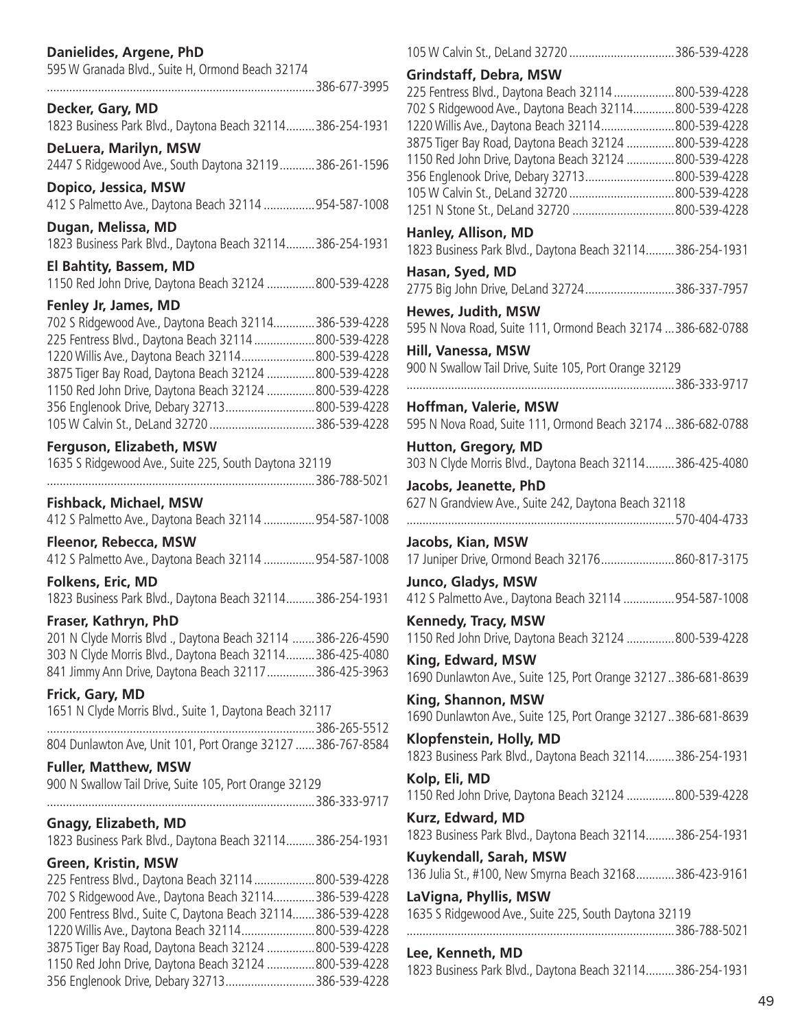**Danielides, Argene, PhD**
595 W Granada Blvd., Suite H, Ormond Beach 32174
...................................................................................386-677-3995

**Decker, Gary, MD**
1823 Business Park Blvd., Daytona Beach 32114.........386-254-1931

**DeLuera, Marilyn, MSW**
2447 S Ridgewood Ave., South Daytona 32119...........386-261-1596

**Dopico, Jessica, MSW**
412 S Palmetto Ave., Daytona Beach 32114 ................954-587-1008

**Dugan, Melissa, MD**
1823 Business Park Blvd., Daytona Beach 32114.........386-254-1931

**El Bahtity, Bassem, MD**
1150 Red John Drive, Daytona Beach 32124 ...............800-539-4228

**Fenley Jr, James, MD**
702 S Ridgewood Ave., Daytona Beach 32114.............386-539-4228
225 Fentress Blvd., Daytona Beach 32114 ...................800-539-4228
1220 Willis Ave., Daytona Beach 32114.......................800-539-4228
3875 Tiger Bay Road, Daytona Beach 32124 ...............800-539-4228
1150 Red John Drive, Daytona Beach 32124 ...............800-539-4228
356 Englenook Drive, Debary 32713............................800-539-4228
105 W Calvin St., DeLand 32720 .................................386-539-4228

**Ferguson, Elizabeth, MSW**
1635 S Ridgewood Ave., Suite 225, South Daytona 32119
...................................................................................386-788-5021

**Fishback, Michael, MSW**
412 S Palmetto Ave., Daytona Beach 32114 ................954-587-1008

**Fleenor, Rebecca, MSW**
412 S Palmetto Ave., Daytona Beach 32114 ................954-587-1008

**Folkens, Eric, MD**
1823 Business Park Blvd., Daytona Beach 32114.........386-254-1931

**Fraser, Kathryn, PhD**
201 N Clyde Morris Blvd ., Daytona Beach 32114 .......386-226-4590
303 N Clyde Morris Blvd., Daytona Beach 32114.........386-425-4080
841 Jimmy Ann Drive, Daytona Beach 32117...............386-425-3963

**Frick, Gary, MD**
1651 N Clyde Morris Blvd., Suite 1, Daytona Beach 32117
...................................................................................386-265-5512
804 Dunlawton Ave, Unit 101, Port Orange 32127 ......386-767-8584

**Fuller, Matthew, MSW**
900 N Swallow Tail Drive, Suite 105, Port Orange 32129
...................................................................................386-333-9717

**Gnagy, Elizabeth, MD**
1823 Business Park Blvd., Daytona Beach 32114.........386-254-1931

**Green, Kristin, MSW**
225 Fentress Blvd., Daytona Beach 32114 ...................800-539-4228
702 S Ridgewood Ave., Daytona Beach 32114.............386-539-4228
200 Fentress Blvd., Suite C, Daytona Beach 32114.......386-539-4228
1220 Willis Ave., Daytona Beach 32114.......................800-539-4228
3875 Tiger Bay Road, Daytona Beach 32124 ...............800-539-4228
1150 Red John Drive, Daytona Beach 32124 ...............800-539-4228
356 Englenook Drive, Debary 32713............................386-539-4228
105 W Calvin St., DeLand 32720 .................................386-539-4228

**Grindstaff, Debra, MSW**
225 Fentress Blvd., Daytona Beach 32114 ...................800-539-4228
702 S Ridgewood Ave., Daytona Beach 32114.............800-539-4228
1220 Willis Ave., Daytona Beach 32114.......................800-539-4228
3875 Tiger Bay Road, Daytona Beach 32124 ...............800-539-4228
1150 Red John Drive, Daytona Beach 32124 ...............800-539-4228
356 Englenook Drive, Debary 32713............................800-539-4228
105 W Calvin St., DeLand 32720 .................................800-539-4228
1251 N Stone St., DeLand 32720 ................................800-539-4228

**Hanley, Allison, MD**
1823 Business Park Blvd., Daytona Beach 32114.........386-254-1931

**Hasan, Syed, MD**
2775 Big John Drive, DeLand 32724............................386-337-7957

**Hewes, Judith, MSW**
595 N Nova Road, Suite 111, Ormond Beach 32174 ...386-682-0788

**Hill, Vanessa, MSW**
900 N Swallow Tail Drive, Suite 105, Port Orange 32129
...................................................................................386-333-9717

**Hoffman, Valerie, MSW**
595 N Nova Road, Suite 111, Ormond Beach 32174 ...386-682-0788

**Hutton, Gregory, MD**
303 N Clyde Morris Blvd., Daytona Beach 32114.........386-425-4080

**Jacobs, Jeanette, PhD**
627 N Grandview Ave., Suite 242, Daytona Beach 32118
...................................................................................570-404-4733

**Jacobs, Kian, MSW**
17 Juniper Drive, Ormond Beach 32176.......................860-817-3175

**Junco, Gladys, MSW**
412 S Palmetto Ave., Daytona Beach 32114 ................954-587-1008

**Kennedy, Tracy, MSW**
1150 Red John Drive, Daytona Beach 32124 ...............800-539-4228

**King, Edward, MSW**
1690 Dunlawton Ave., Suite 125, Port Orange 32127 ..386-681-8639

**King, Shannon, MSW**
1690 Dunlawton Ave., Suite 125, Port Orange 32127 ..386-681-8639

**Klopfenstein, Holly, MD**
1823 Business Park Blvd., Daytona Beach 32114.........386-254-1931

**Kolp, Eli, MD**
1150 Red John Drive, Daytona Beach 32124 ...............800-539-4228

**Kurz, Edward, MD**
1823 Business Park Blvd., Daytona Beach 32114.........386-254-1931

**Kuykendall, Sarah, MSW**
136 Julia St., #100, New Smyrna Beach 32168............386-423-9161

**LaVigna, Phyllis, MSW**
1635 S Ridgewood Ave., Suite 225, South Daytona 32119
...................................................................................386-788-5021

**Lee, Kenneth, MD**
1823 Business Park Blvd., Daytona Beach 32114.........386-254-1931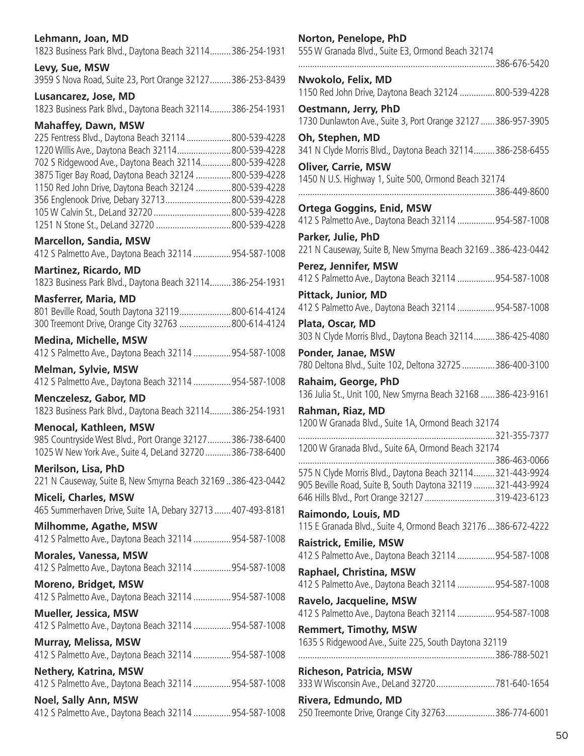**Lehmann, Joan, MD**
1823 Business Park Blvd., Daytona Beach 32114.........386-254-1931

**Levy, Sue, MSW**
3959 S Nova Road, Suite 23, Port Orange 32127.........386-253-8439

**Lusancarez, Jose, MD**
1823 Business Park Blvd., Daytona Beach 32114.........386-254-1931

**Mahaffey, Dawn, MSW**
225 Fentress Blvd., Daytona Beach 32114...................800-539-4228
1220 Willis Ave., Daytona Beach 32114.......................800-539-4228
702 S Ridgewood Ave., Daytona Beach 32114.............800-539-4228
3875 Tiger Bay Road, Daytona Beach 32124...............800-539-4228
1150 Red John Drive, Daytona Beach 32124...............800-539-4228
356 Englenook Drive, Debary 32713............................800-539-4228
105 W Calvin St., DeLand 32720.................................800-539-4228
1251 N Stone St., DeLand 32720.................................800-539-4228

**Marcellon, Sandia, MSW**
412 S Palmetto Ave., Daytona Beach 32114................954-587-1008

**Martinez, Ricardo, MD**
1823 Business Park Blvd., Daytona Beach 32114.........386-254-1931

**Masferrer, Maria, MD**
801 Beville Road, South Daytona 32119......................800-614-4124
300 Treemont Drive, Orange City 32763......................800-614-4124

**Medina, Michelle, MSW**
412 S Palmetto Ave., Daytona Beach 32114................954-587-1008

**Melman, Sylvie, MSW**
412 S Palmetto Ave., Daytona Beach 32114................954-587-1008

**Menczelesz, Gabor, MD**
1823 Business Park Blvd., Daytona Beach 32114.........386-254-1931

**Menocal, Kathleen, MSW**
985 Countryside West Blvd., Port Orange 32127..........386-738-6400
1025 W New York Ave., Suite 4, DeLand 32720...........386-738-6400

**Merilson, Lisa, PhD**
221 N Causeway, Suite B, New Smyrna Beach 32169..386-423-0442

**Miceli, Charles, MSW**
465 Summerhaven Drive, Suite 1A, Debary 32713.......407-493-8181

**Milhomme, Agathe, MSW**
412 S Palmetto Ave., Daytona Beach 32114................954-587-1008

**Morales, Vanessa, MSW**
412 S Palmetto Ave., Daytona Beach 32114................954-587-1008

**Moreno, Bridget, MSW**
412 S Palmetto Ave., Daytona Beach 32114................954-587-1008

**Mueller, Jessica, MSW**
412 S Palmetto Ave., Daytona Beach 32114................954-587-1008

**Murray, Melissa, MSW**
412 S Palmetto Ave., Daytona Beach 32114................954-587-1008

**Nethery, Katrina, MSW**
412 S Palmetto Ave., Daytona Beach 32114................954-587-1008

**Noel, Sally Ann, MSW**
412 S Palmetto Ave., Daytona Beach 32114................954-587-1008

**Norton, Penelope, PhD**
555 W Granada Blvd., Suite E3, Ormond Beach 32174
...................................................................................386-676-5420

**Nwokolo, Felix, MD**
1150 Red John Drive, Daytona Beach 32124...............800-539-4228

**Oestmann, Jerry, PhD**
1730 Dunlawton Ave., Suite 3, Port Orange 32127......386-957-3905

**Oh, Stephen, MD**
341 N Clyde Morris Blvd., Daytona Beach 32114.........386-258-6455

**Oliver, Carrie, MSW**
1450 N U.S. Highway 1, Suite 500, Ormond Beach 32174
...................................................................................386-449-8600

**Ortega Goggins, Enid, MSW**
412 S Palmetto Ave., Daytona Beach 32114................954-587-1008

**Parker, Julie, PhD**
221 N Causeway, Suite B, New Smyrna Beach 32169..386-423-0442

**Perez, Jennifer, MSW**
412 S Palmetto Ave., Daytona Beach 32114................954-587-1008

**Pittack, Junior, MD**
412 S Palmetto Ave., Daytona Beach 32114................954-587-1008

**Plata, Oscar, MD**
303 N Clyde Morris Blvd., Daytona Beach 32114.........386-425-4080

**Ponder, Janae, MSW**
780 Deltona Blvd., Suite 102, Deltona 32725..............386-400-3100

**Rahaim, George, PhD**
136 Julia St., Unit 100, New Smyrna Beach 32168......386-423-9161

**Rahman, Riaz, MD**
1200 W Granada Blvd., Suite 1A, Ormond Beach 32174
...................................................................................321-355-7377
1200 W Granada Blvd., Suite 6A, Ormond Beach 32174
...................................................................................386-463-0066
575 N Clyde Morris Blvd., Daytona Beach 32114.........321-443-9924
905 Beville Road, Suite B, South Daytona 32119.........321-443-9924
646 Hills Blvd., Port Orange 32127..............................319-423-6123

**Raimondo, Louis, MD**
115 E Granada Blvd., Suite 4, Ormond Beach 32176...386-672-4222

**Raistrick, Emilie, MSW**
412 S Palmetto Ave., Daytona Beach 32114................954-587-1008

**Raphael, Christina, MSW**
412 S Palmetto Ave., Daytona Beach 32114................954-587-1008

**Ravelo, Jacqueline, MSW**
412 S Palmetto Ave., Daytona Beach 32114................954-587-1008

**Remmert, Timothy, MSW**
1635 S Ridgewood Ave., Suite 225, South Daytona 32119
...................................................................................386-788-5021

**Richeson, Patricia, MSW**
333 W Wisconsin Ave., DeLand 32720.........................781-640-1654

**Rivera, Edmundo, MD**
250 Treemonte Drive, Orange City 32763.....................386-774-6001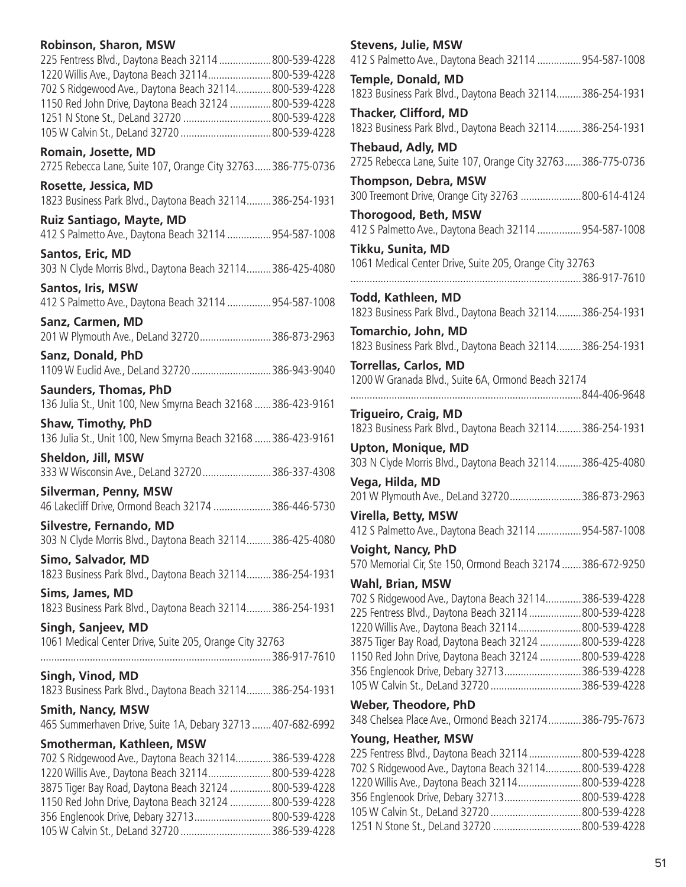**Robinson, Sharon, MSW**
225 Fentress Blvd., Daytona Beach 32114 ................... 800-539-4228
1220 Willis Ave., Daytona Beach 32114....................... 800-539-4228
702 S Ridgewood Ave., Daytona Beach 32114............. 800-539-4228
1150 Red John Drive, Daytona Beach 32124 ............... 800-539-4228
1251 N Stone St., DeLand 32720 ................................ 800-539-4228
105 W Calvin St., DeLand 32720 ................................. 800-539-4228

**Romain, Josette, MD**
2725 Rebecca Lane, Suite 107, Orange City 32763...... 386-775-0736

**Rosette, Jessica, MD**
1823 Business Park Blvd., Daytona Beach 32114......... 386-254-1931

**Ruiz Santiago, Mayte, MD**
412 S Palmetto Ave., Daytona Beach 32114 ................ 954-587-1008

**Santos, Eric, MD**
303 N Clyde Morris Blvd., Daytona Beach 32114......... 386-425-4080

**Santos, Iris, MSW**
412 S Palmetto Ave., Daytona Beach 32114 ................ 954-587-1008

**Sanz, Carmen, MD**
201 W Plymouth Ave., DeLand 32720.......................... 386-873-2963

**Sanz, Donald, PhD**
1109 W Euclid Ave., DeLand 32720 ............................. 386-943-9040

**Saunders, Thomas, PhD**
136 Julia St., Unit 100, New Smyrna Beach 32168 ...... 386-423-9161

**Shaw, Timothy, PhD**
136 Julia St., Unit 100, New Smyrna Beach 32168 ...... 386-423-9161

**Sheldon, Jill, MSW**
333 W Wisconsin Ave., DeLand 32720......................... 386-337-4308

**Silverman, Penny, MSW**
46 Lakecliff Drive, Ormond Beach 32174 ..................... 386-446-5730

**Silvestre, Fernando, MD**
303 N Clyde Morris Blvd., Daytona Beach 32114......... 386-425-4080

**Simo, Salvador, MD**
1823 Business Park Blvd., Daytona Beach 32114......... 386-254-1931

**Sims, James, MD**
1823 Business Park Blvd., Daytona Beach 32114......... 386-254-1931

**Singh, Sanjeev, MD**
1061 Medical Center Drive, Suite 205, Orange City 32763
................................................................................... 386-917-7610

**Singh, Vinod, MD**
1823 Business Park Blvd., Daytona Beach 32114......... 386-254-1931

**Smith, Nancy, MSW**
465 Summerhaven Drive, Suite 1A, Debary 32713 ....... 407-682-6992

**Smotherman, Kathleen, MSW**
702 S Ridgewood Ave., Daytona Beach 32114............. 386-539-4228
1220 Willis Ave., Daytona Beach 32114....................... 800-539-4228
3875 Tiger Bay Road, Daytona Beach 32124 ............... 800-539-4228
1150 Red John Drive, Daytona Beach 32124 ............... 800-539-4228
356 Englenook Drive, Debary 32713............................ 800-539-4228
105 W Calvin St., DeLand 32720 ................................. 386-539-4228

**Stevens, Julie, MSW**
412 S Palmetto Ave., Daytona Beach 32114 ................ 954-587-1008

**Temple, Donald, MD**
1823 Business Park Blvd., Daytona Beach 32114......... 386-254-1931

**Thacker, Clifford, MD**
1823 Business Park Blvd., Daytona Beach 32114......... 386-254-1931

**Thebaud, Adly, MD**
2725 Rebecca Lane, Suite 107, Orange City 32763...... 386-775-0736

**Thompson, Debra, MSW**
300 Treemont Drive, Orange City 32763 ...................... 800-614-4124

**Thorogood, Beth, MSW**
412 S Palmetto Ave., Daytona Beach 32114 ................ 954-587-1008

**Tikku, Sunita, MD**
1061 Medical Center Drive, Suite 205, Orange City 32763
................................................................................... 386-917-7610

**Todd, Kathleen, MD**
1823 Business Park Blvd., Daytona Beach 32114......... 386-254-1931

**Tomarchio, John, MD**
1823 Business Park Blvd., Daytona Beach 32114......... 386-254-1931

**Torrellas, Carlos, MD**
1200 W Granada Blvd., Suite 6A, Ormond Beach 32174
................................................................................... 844-406-9648

**Trigueiro, Craig, MD**
1823 Business Park Blvd., Daytona Beach 32114......... 386-254-1931

**Upton, Monique, MD**
303 N Clyde Morris Blvd., Daytona Beach 32114......... 386-425-4080

**Vega, Hilda, MD**
201 W Plymouth Ave., DeLand 32720.......................... 386-873-2963

**Virella, Betty, MSW**
412 S Palmetto Ave., Daytona Beach 32114 ................ 954-587-1008

**Voight, Nancy, PhD**
570 Memorial Cir, Ste 150, Ormond Beach 32174 ....... 386-672-9250

**Wahl, Brian, MSW**
702 S Ridgewood Ave., Daytona Beach 32114............. 386-539-4228
225 Fentress Blvd., Daytona Beach 32114 ................... 800-539-4228
1220 Willis Ave., Daytona Beach 32114....................... 800-539-4228
3875 Tiger Bay Road, Daytona Beach 32124 ............... 800-539-4228
1150 Red John Drive, Daytona Beach 32124 ............... 800-539-4228
356 Englenook Drive, Debary 32713............................ 386-539-4228
105 W Calvin St., DeLand 32720 ................................. 386-539-4228

**Weber, Theodore, PhD**
348 Chelsea Place Ave., Ormond Beach 32174............ 386-795-7673

**Young, Heather, MSW**
225 Fentress Blvd., Daytona Beach 32114 ................... 800-539-4228
702 S Ridgewood Ave., Daytona Beach 32114............. 800-539-4228
1220 Willis Ave., Daytona Beach 32114....................... 800-539-4228
356 Englenook Drive, Debary 32713............................ 800-539-4228
105 W Calvin St., DeLand 32720 ................................. 800-539-4228
1251 N Stone St., DeLand 32720 ................................ 800-539-4228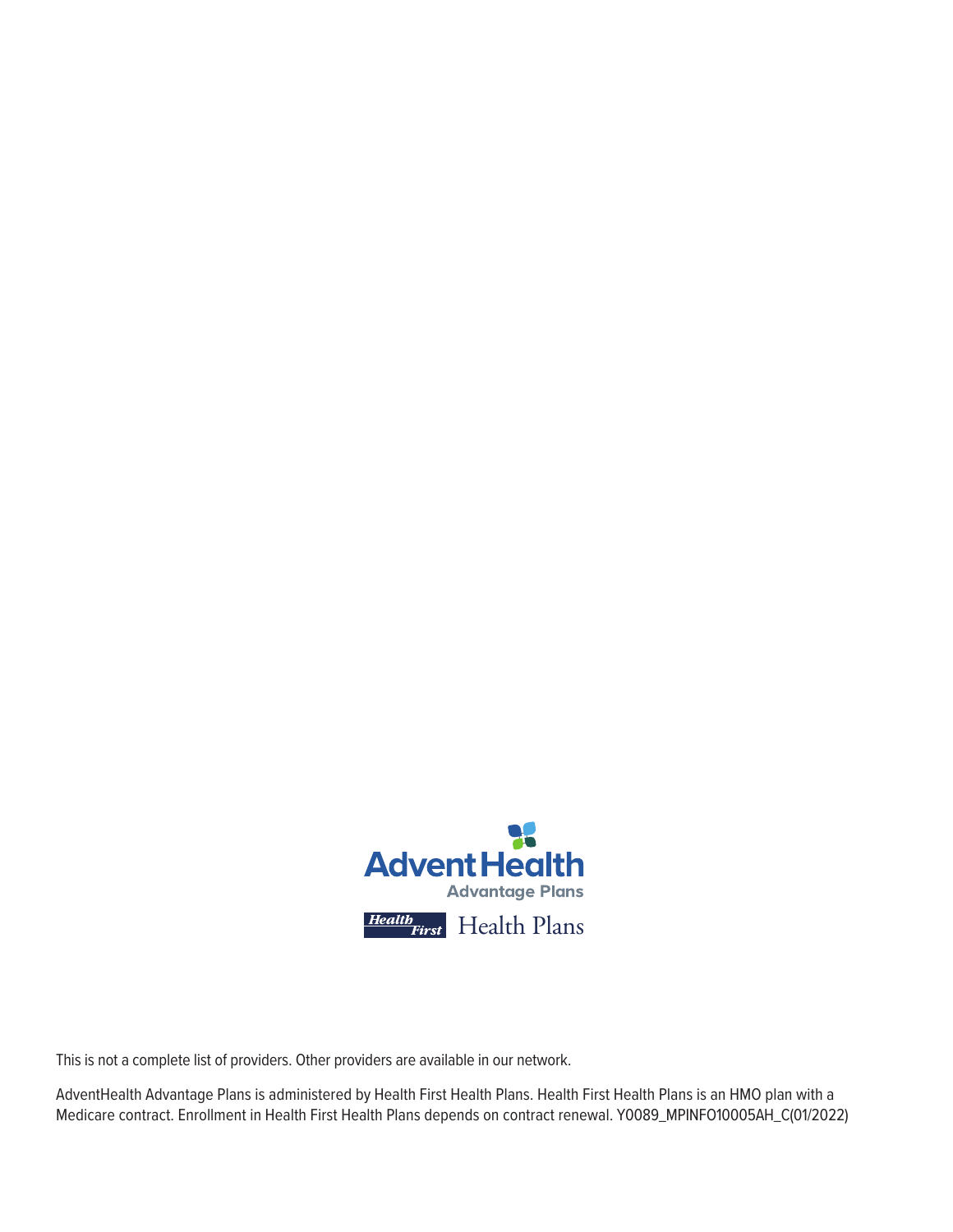AdventHealth
Advantage Plans

Health First Health Plans

This is not a complete list of providers. Other providers are available in our network.

AdventHealth Advantage Plans is administered by Health First Health Plans. Health First Health Plans is an HMO plan with a Medicare contract. Enrollment in Health First Health Plans depends on contract renewal. Y0089_MPINFO10005AH_C(01/2022)